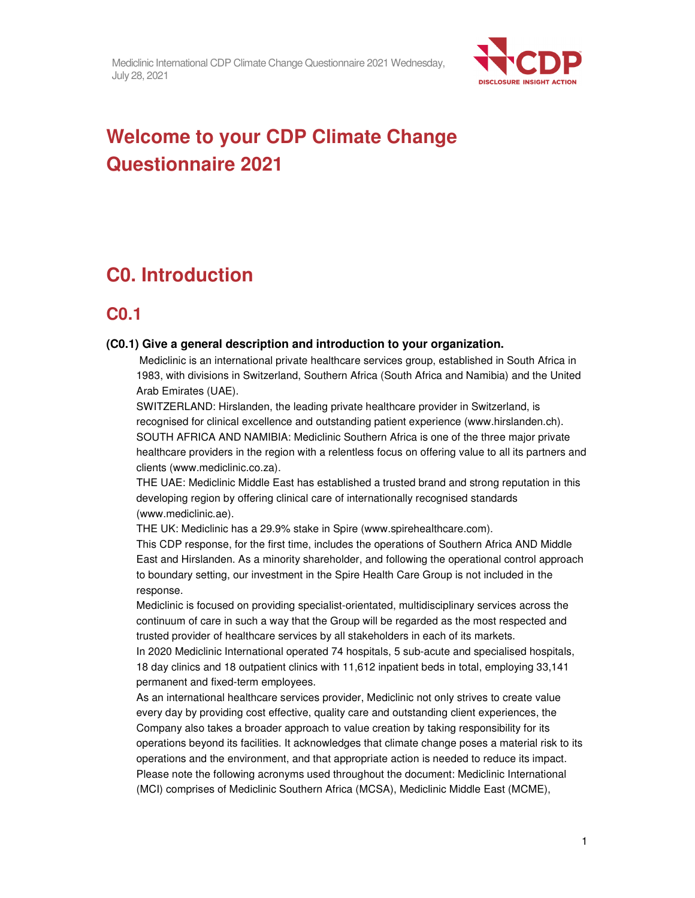# Welcome to your CDP Climate Change Questionnaire 2021

# C0. Introduction

## C0.1

**(C0.1) Give a general description and introduction to your organization.**

Mediclinic is an international private healthcare services group, established in South Africa in 1983, with divisions in Switzerland, Southern Africa (South Africa and Namibia) and the United Arab Emirates (UAE).

SWITZERLAND: Hirslanden, the leading private healthcare provider in Switzerland, is recognised for clinical excellence and outstanding patient experience (www.hirslanden.ch).

SOUTH AFRICA AND NAMIBIA: Mediclinic Southern Africa is one of the three major private healthcare providers in the region with a relentless focus on offering value to all its partners and clients (www.mediclinic.co.za).

THE UAE: Mediclinic Middle East has established a trusted brand and strong reputation in this developing region by offering clinical care of internationally recognised standards (www.mediclinic.ae).

THE UK: Mediclinic has a 29.9% stake in Spire (www.spirehealthcare.com).

This CDP response, for the first time, includes the operations of Southern Africa AND Middle East and Hirslanden. As a minority shareholder, and following the operational control approach to boundary setting, our investment in the Spire Health Care Group is not included in the response.

Mediclinic is focused on providing specialist-orientated, multidisciplinary services across the continuum of care in such a way that the Group will be regarded as the most respected and trusted provider of healthcare services by all stakeholders in each of its markets.

In 2020 Mediclinic International operated 74 hospitals, 5 sub-acute and specialised hospitals, 18 day clinics and 18 outpatient clinics with 11,612 inpatient beds in total, employing 33,141 permanent and fixed-term employees.

As an international healthcare services provider, Mediclinic not only strives to create value every day by providing cost effective, quality care and outstanding client experiences, the Company also takes a broader approach to value creation by taking responsibility for its operations beyond its facilities. It acknowledges that climate change poses a material risk to its operations and the environment, and that appropriate action is needed to reduce its impact.

Please note the following acronyms used throughout the document: Mediclinic International (MCI) comprises of Mediclinic Southern Africa (MCSA), Mediclinic Middle East (MCME),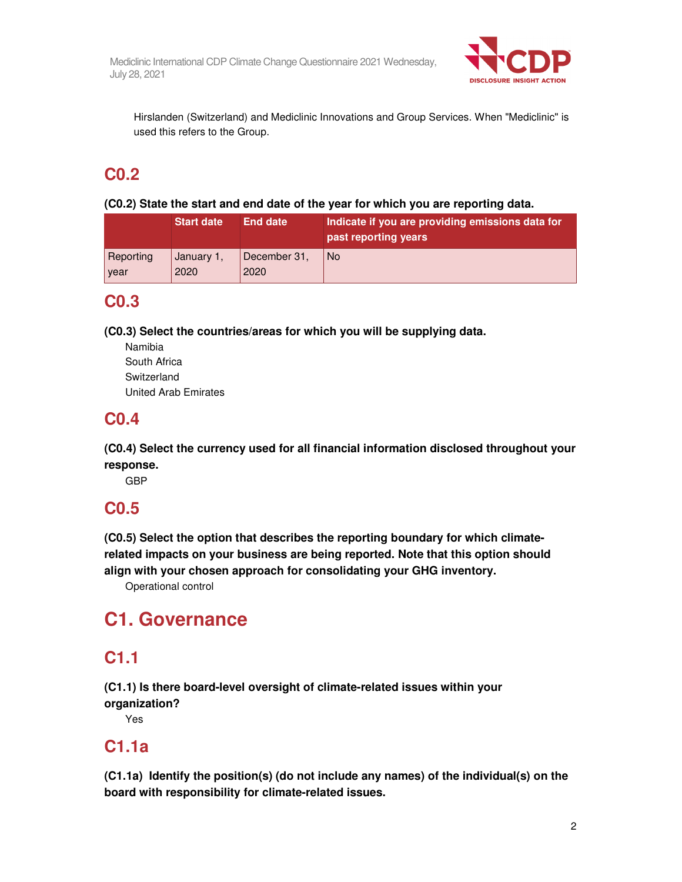Hirslanden (Switzerland) and Mediclinic Innovations and Group Services. When "Mediclinic" is used this refers to the Group.

## C0.2

**(C0.2) State the start and end date of the year for which you are reporting data.**

| | Start date | End date | Indicate if you are providing emissions data for past reporting years |
|---|---|---|---|
| Reporting year | January 1, 2020 | December 31, 2020 | No |

## C0.3

**(C0.3) Select the countries/areas for which you will be supplying data.**

Namibia
South Africa
Switzerland
United Arab Emirates

## C0.4

**(C0.4) Select the currency used for all financial information disclosed throughout your response.**

GBP

## C0.5

**(C0.5) Select the option that describes the reporting boundary for which climate-related impacts on your business are being reported. Note that this option should align with your chosen approach for consolidating your GHG inventory.**

Operational control

# C1. Governance

## C1.1

**(C1.1) Is there board-level oversight of climate-related issues within your organization?**

Yes

## C1.1a

**(C1.1a) Identify the position(s) (do not include any names) of the individual(s) on the board with responsibility for climate-related issues.**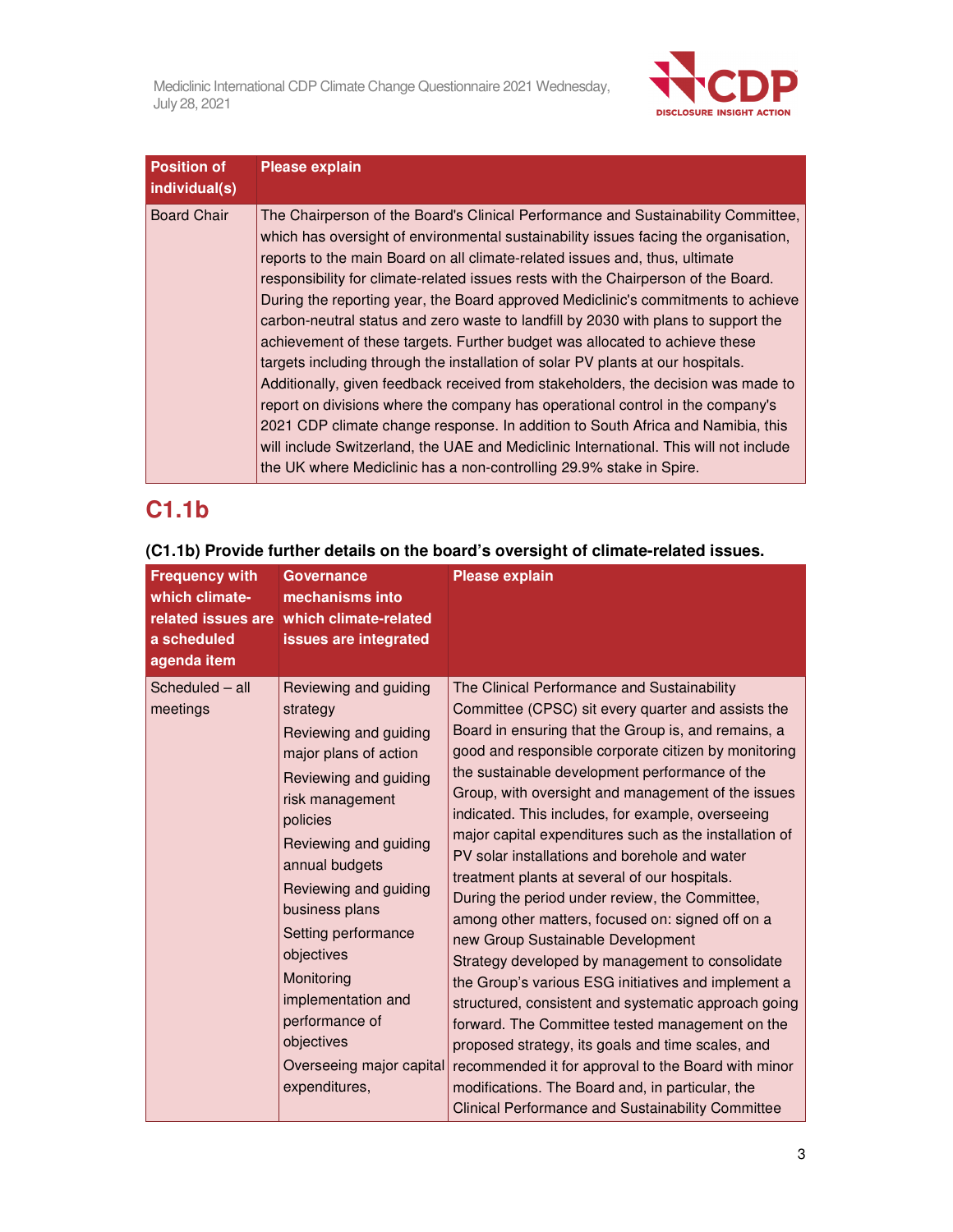| Position of individual(s) | Please explain |
|---|---|
| Board Chair | The Chairperson of the Board's Clinical Performance and Sustainability Committee, which has oversight of environmental sustainability issues facing the organisation, reports to the main Board on all climate-related issues and, thus, ultimate responsibility for climate-related issues rests with the Chairperson of the Board. During the reporting year, the Board approved Mediclinic's commitments to achieve carbon-neutral status and zero waste to landfill by 2030 with plans to support the achievement of these targets. Further budget was allocated to achieve these targets including through the installation of solar PV plants at our hospitals. Additionally, given feedback received from stakeholders, the decision was made to report on divisions where the company has operational control in the company's 2021 CDP climate change response. In addition to South Africa and Namibia, this will include Switzerland, the UAE and Mediclinic International. This will not include the UK where Mediclinic has a non-controlling 29.9% stake in Spire. |

## C1.1b

**(C1.1b) Provide further details on the board's oversight of climate-related issues.**

| Frequency with which climate-related issues are a scheduled agenda item | Governance mechanisms into which climate-related issues are integrated | Please explain |
|---|---|---|
| Scheduled – all meetings | Reviewing and guiding strategy<br>Reviewing and guiding major plans of action<br>Reviewing and guiding risk management policies<br>Reviewing and guiding annual budgets<br>Reviewing and guiding business plans<br>Setting performance objectives<br>Monitoring implementation and performance of objectives<br>Overseeing major capital expenditures, | The Clinical Performance and Sustainability Committee (CPSC) sit every quarter and assists the Board in ensuring that the Group is, and remains, a good and responsible corporate citizen by monitoring the sustainable development performance of the Group, with oversight and management of the issues indicated. This includes, for example, overseeing major capital expenditures such as the installation of PV solar installations and borehole and water treatment plants at several of our hospitals.<br>During the period under review, the Committee, among other matters, focused on: signed off on a new Group Sustainable Development Strategy developed by management to consolidate the Group's various ESG initiatives and implement a structured, consistent and systematic approach going forward. The Committee tested management on the proposed strategy, its goals and time scales, and recommended it for approval to the Board with minor modifications. The Board and, in particular, the Clinical Performance and Sustainability Committee |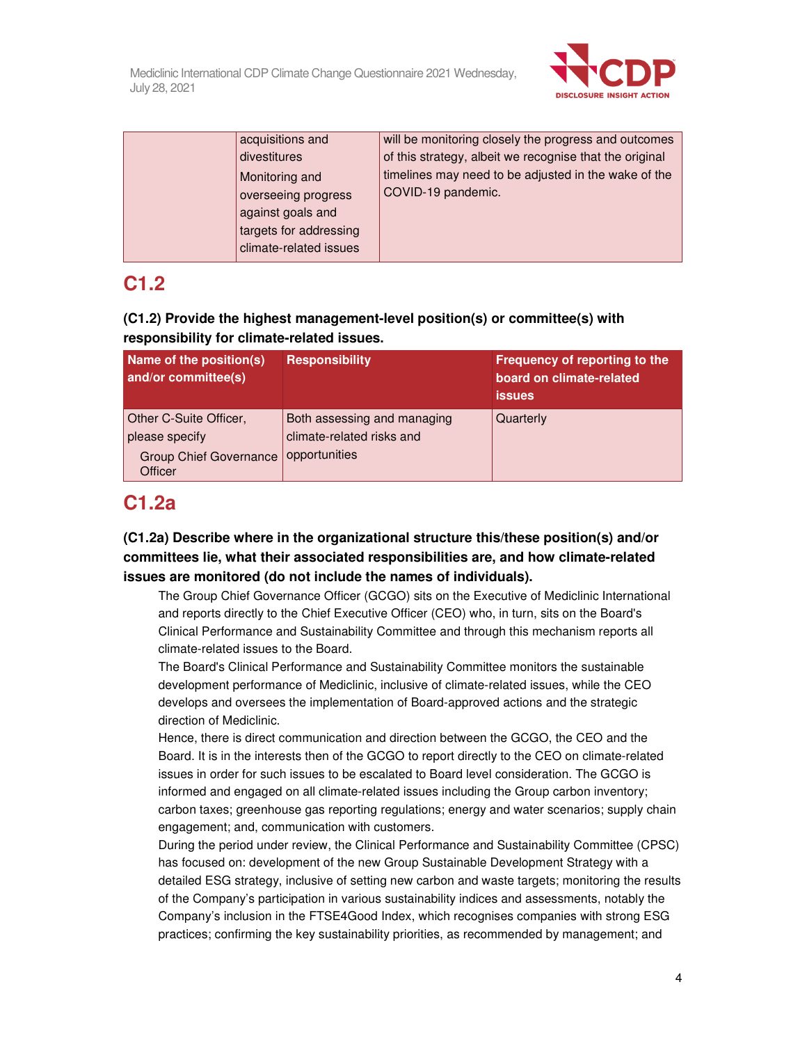| | acquisitions and divestitures<br>Monitoring and overseeing progress against goals and targets for addressing climate-related issues | will be monitoring closely the progress and outcomes of this strategy, albeit we recognise that the original timelines may need to be adjusted in the wake of the COVID-19 pandemic. |
|---|---|---|

## C1.2

**(C1.2) Provide the highest management-level position(s) or committee(s) with responsibility for climate-related issues.**

| Name of the position(s) and/or committee(s) | Responsibility | Frequency of reporting to the board on climate-related issues |
|---|---|---|
| Other C-Suite Officer, please specify<br>Group Chief Governance Officer | Both assessing and managing climate-related risks and opportunities | Quarterly |

## C1.2a

**(C1.2a) Describe where in the organizational structure this/these position(s) and/or committees lie, what their associated responsibilities are, and how climate-related issues are monitored (do not include the names of individuals).**

The Group Chief Governance Officer (GCGO) sits on the Executive of Mediclinic International and reports directly to the Chief Executive Officer (CEO) who, in turn, sits on the Board's Clinical Performance and Sustainability Committee and through this mechanism reports all climate-related issues to the Board.

The Board's Clinical Performance and Sustainability Committee monitors the sustainable development performance of Mediclinic, inclusive of climate-related issues, while the CEO develops and oversees the implementation of Board-approved actions and the strategic direction of Mediclinic.

Hence, there is direct communication and direction between the GCGO, the CEO and the Board. It is in the interests then of the GCGO to report directly to the CEO on climate-related issues in order for such issues to be escalated to Board level consideration. The GCGO is informed and engaged on all climate-related issues including the Group carbon inventory; carbon taxes; greenhouse gas reporting regulations; energy and water scenarios; supply chain engagement; and, communication with customers.

During the period under review, the Clinical Performance and Sustainability Committee (CPSC) has focused on: development of the new Group Sustainable Development Strategy with a detailed ESG strategy, inclusive of setting new carbon and waste targets; monitoring the results of the Company's participation in various sustainability indices and assessments, notably the Company's inclusion in the FTSE4Good Index, which recognises companies with strong ESG practices; confirming the key sustainability priorities, as recommended by management; and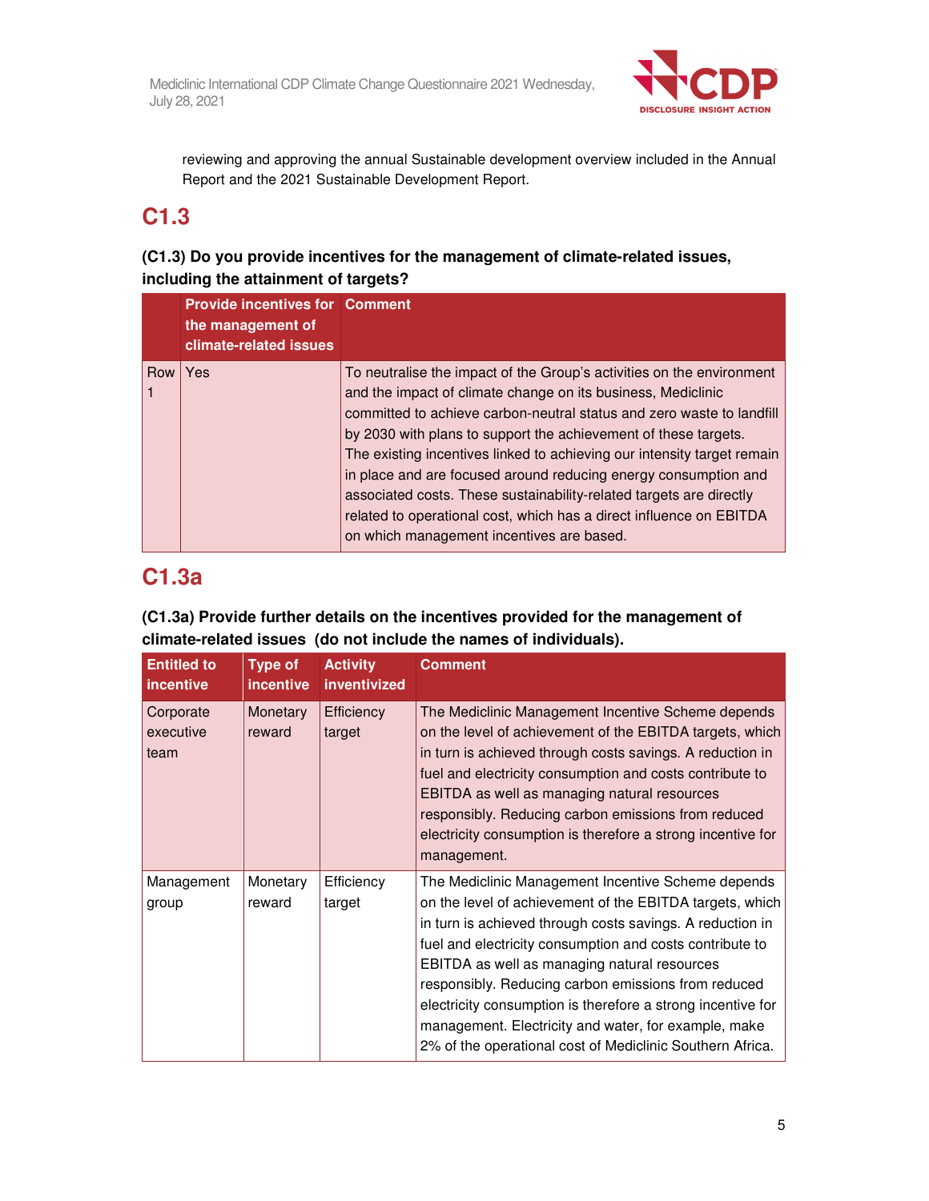reviewing and approving the annual Sustainable development overview included in the Annual Report and the 2021 Sustainable Development Report.

## C1.3

**(C1.3) Do you provide incentives for the management of climate-related issues, including the attainment of targets?**

| | Provide incentives for the management of climate-related issues | Comment |
|---|---|---|
| Row 1 | Yes | To neutralise the impact of the Group's activities on the environment and the impact of climate change on its business, Mediclinic committed to achieve carbon-neutral status and zero waste to landfill by 2030 with plans to support the achievement of these targets. The existing incentives linked to achieving our intensity target remain in place and are focused around reducing energy consumption and associated costs. These sustainability-related targets are directly related to operational cost, which has a direct influence on EBITDA on which management incentives are based. |

## C1.3a

**(C1.3a) Provide further details on the incentives provided for the management of climate-related issues (do not include the names of individuals).**

| Entitled to incentive | Type of incentive | Activity inventivized | Comment |
|---|---|---|---|
| Corporate executive team | Monetary reward | Efficiency target | The Mediclinic Management Incentive Scheme depends on the level of achievement of the EBITDA targets, which in turn is achieved through costs savings. A reduction in fuel and electricity consumption and costs contribute to EBITDA as well as managing natural resources responsibly. Reducing carbon emissions from reduced electricity consumption is therefore a strong incentive for management. |
| Management group | Monetary reward | Efficiency target | The Mediclinic Management Incentive Scheme depends on the level of achievement of the EBITDA targets, which in turn is achieved through costs savings. A reduction in fuel and electricity consumption and costs contribute to EBITDA as well as managing natural resources responsibly. Reducing carbon emissions from reduced electricity consumption is therefore a strong incentive for management. Electricity and water, for example, make 2% of the operational cost of Mediclinic Southern Africa. |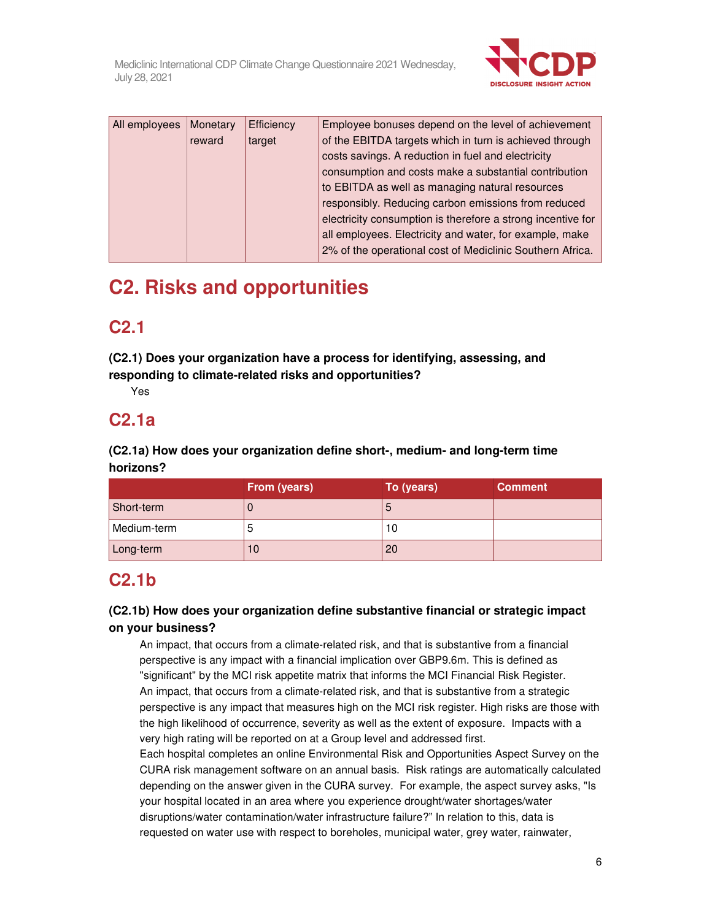| All employees | Monetary reward | Efficiency target | Employee bonuses depend on the level of achievement of the EBITDA targets which in turn is achieved through costs savings. A reduction in fuel and electricity consumption and costs make a substantial contribution to EBITDA as well as managing natural resources responsibly. Reducing carbon emissions from reduced electricity consumption is therefore a strong incentive for all employees. Electricity and water, for example, make 2% of the operational cost of Mediclinic Southern Africa. |
|---|---|---|---|

# C2. Risks and opportunities

## C2.1

### (C2.1) Does your organization have a process for identifying, assessing, and responding to climate-related risks and opportunities?

Yes

## C2.1a

### (C2.1a) How does your organization define short-, medium- and long-term time horizons?

| | From (years) | To (years) | Comment |
|---|---|---|---|
| Short-term | 0 | 5 | |
| Medium-term | 5 | 10 | |
| Long-term | 10 | 20 | |

## C2.1b

### (C2.1b) How does your organization define substantive financial or strategic impact on your business?

An impact, that occurs from a climate-related risk, and that is substantive from a financial perspective is any impact with a financial implication over GBP9.6m. This is defined as "significant" by the MCI risk appetite matrix that informs the MCI Financial Risk Register.
An impact, that occurs from a climate-related risk, and that is substantive from a strategic perspective is any impact that measures high on the MCI risk register. High risks are those with the high likelihood of occurrence, severity as well as the extent of exposure. Impacts with a very high rating will be reported on at a Group level and addressed first.
Each hospital completes an online Environmental Risk and Opportunities Aspect Survey on the CURA risk management software on an annual basis. Risk ratings are automatically calculated depending on the answer given in the CURA survey. For example, the aspect survey asks, "Is your hospital located in an area where you experience drought/water shortages/water disruptions/water contamination/water infrastructure failure?" In relation to this, data is requested on water use with respect to boreholes, municipal water, grey water, rainwater,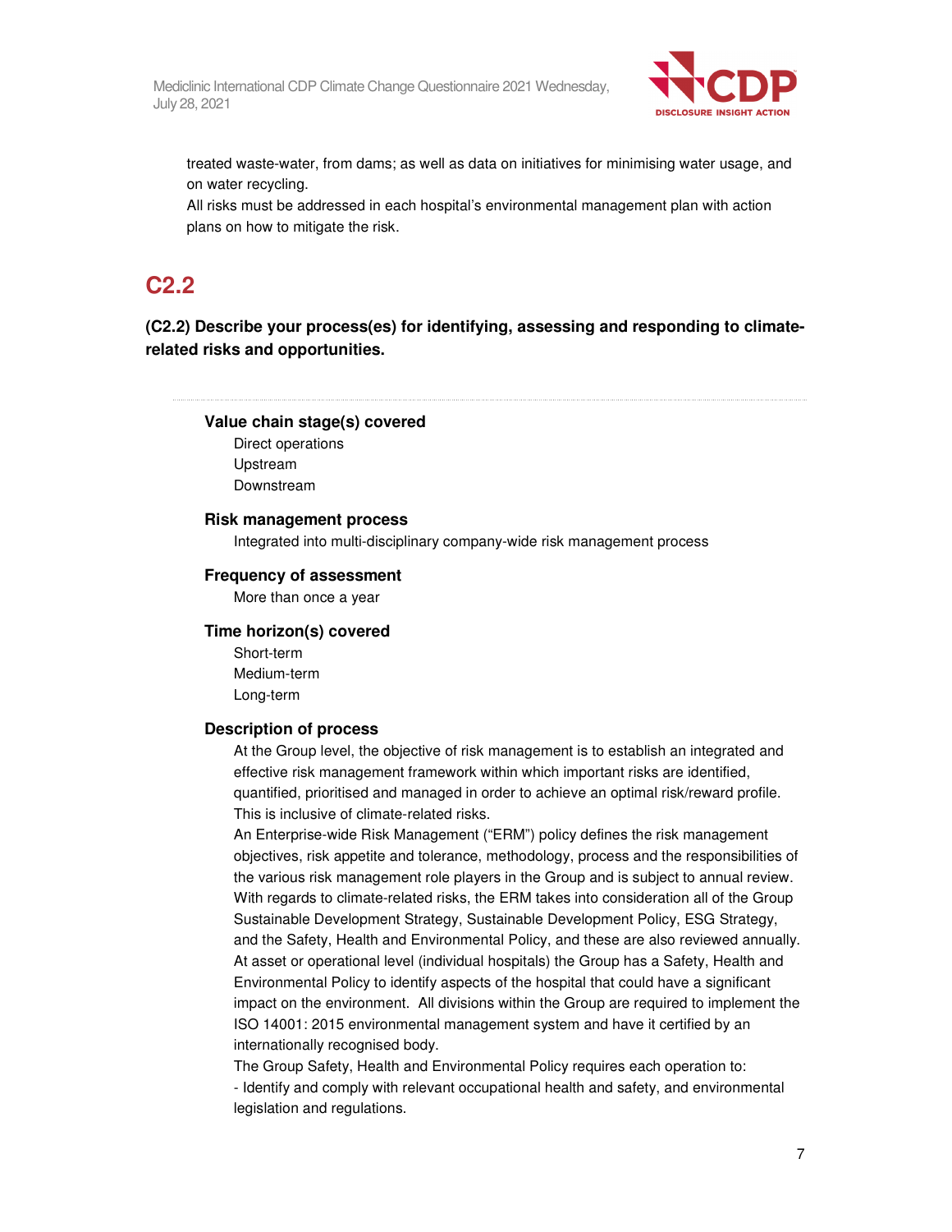treated waste-water, from dams; as well as data on initiatives for minimising water usage, and on water recycling.
All risks must be addressed in each hospital's environmental management plan with action plans on how to mitigate the risk.

## C2.2

### (C2.2) Describe your process(es) for identifying, assessing and responding to climate-related risks and opportunities.

**Value chain stage(s) covered**

Direct operations
Upstream
Downstream

**Risk management process**

Integrated into multi-disciplinary company-wide risk management process

**Frequency of assessment**

More than once a year

**Time horizon(s) covered**

Short-term
Medium-term
Long-term

**Description of process**

At the Group level, the objective of risk management is to establish an integrated and effective risk management framework within which important risks are identified, quantified, prioritised and managed in order to achieve an optimal risk/reward profile. This is inclusive of climate-related risks.
An Enterprise-wide Risk Management ("ERM") policy defines the risk management objectives, risk appetite and tolerance, methodology, process and the responsibilities of the various risk management role players in the Group and is subject to annual review. With regards to climate-related risks, the ERM takes into consideration all of the Group Sustainable Development Strategy, Sustainable Development Policy, ESG Strategy, and the Safety, Health and Environmental Policy, and these are also reviewed annually.
At asset or operational level (individual hospitals) the Group has a Safety, Health and Environmental Policy to identify aspects of the hospital that could have a significant impact on the environment. All divisions within the Group are required to implement the ISO 14001: 2015 environmental management system and have it certified by an internationally recognised body.
The Group Safety, Health and Environmental Policy requires each operation to:
- Identify and comply with relevant occupational health and safety, and environmental legislation and regulations.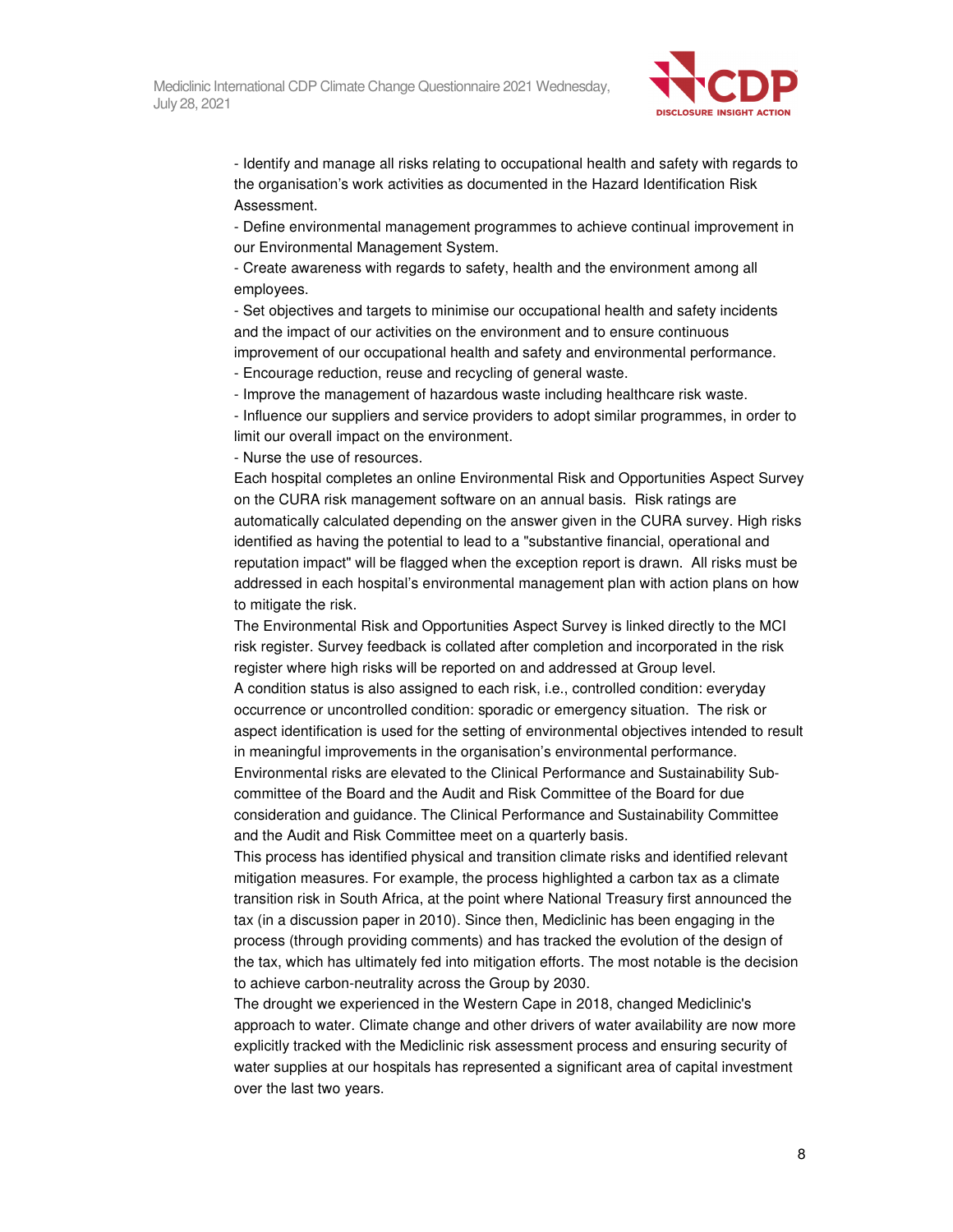- Identify and manage all risks relating to occupational health and safety with regards to the organisation's work activities as documented in the Hazard Identification Risk Assessment.
- Define environmental management programmes to achieve continual improvement in our Environmental Management System.
- Create awareness with regards to safety, health and the environment among all employees.
- Set objectives and targets to minimise our occupational health and safety incidents and the impact of our activities on the environment and to ensure continuous improvement of our occupational health and safety and environmental performance.
- Encourage reduction, reuse and recycling of general waste.
- Improve the management of hazardous waste including healthcare risk waste.
- Influence our suppliers and service providers to adopt similar programmes, in order to limit our overall impact on the environment.
- Nurse the use of resources.

Each hospital completes an online Environmental Risk and Opportunities Aspect Survey on the CURA risk management software on an annual basis. Risk ratings are automatically calculated depending on the answer given in the CURA survey. High risks identified as having the potential to lead to a "substantive financial, operational and reputation impact" will be flagged when the exception report is drawn. All risks must be addressed in each hospital's environmental management plan with action plans on how to mitigate the risk.

The Environmental Risk and Opportunities Aspect Survey is linked directly to the MCI risk register. Survey feedback is collated after completion and incorporated in the risk register where high risks will be reported on and addressed at Group level.

A condition status is also assigned to each risk, i.e., controlled condition: everyday occurrence or uncontrolled condition: sporadic or emergency situation. The risk or aspect identification is used for the setting of environmental objectives intended to result in meaningful improvements in the organisation's environmental performance.

Environmental risks are elevated to the Clinical Performance and Sustainability Sub-committee of the Board and the Audit and Risk Committee of the Board for due consideration and guidance. The Clinical Performance and Sustainability Committee and the Audit and Risk Committee meet on a quarterly basis.

This process has identified physical and transition climate risks and identified relevant mitigation measures. For example, the process highlighted a carbon tax as a climate transition risk in South Africa, at the point where National Treasury first announced the tax (in a discussion paper in 2010). Since then, Mediclinic has been engaging in the process (through providing comments) and has tracked the evolution of the design of the tax, which has ultimately fed into mitigation efforts. The most notable is the decision to achieve carbon-neutrality across the Group by 2030.

The drought we experienced in the Western Cape in 2018, changed Mediclinic's approach to water. Climate change and other drivers of water availability are now more explicitly tracked with the Mediclinic risk assessment process and ensuring security of water supplies at our hospitals has represented a significant area of capital investment over the last two years.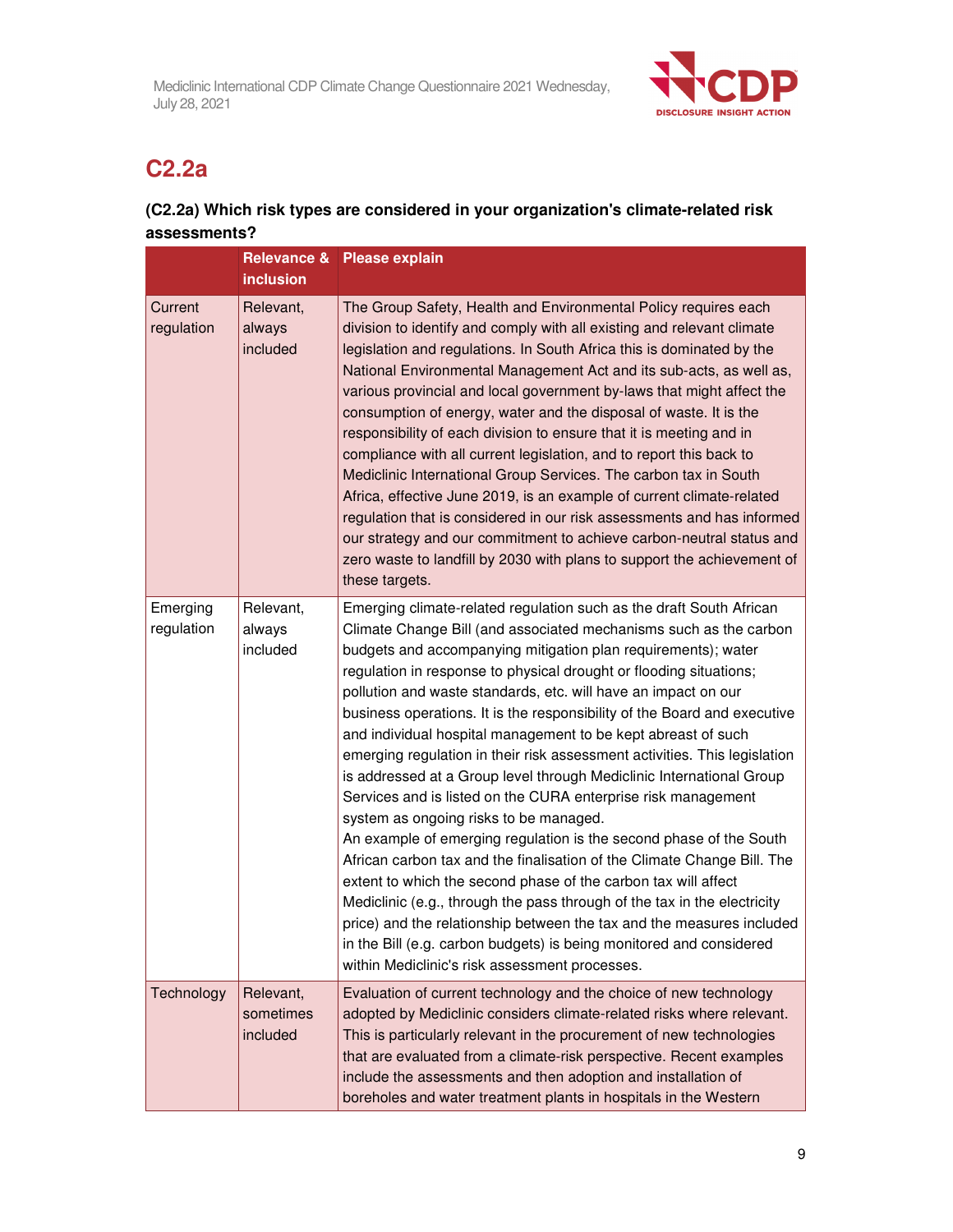## C2.2a

**(C2.2a) Which risk types are considered in your organization's climate-related risk assessments?**

| | Relevance & inclusion | Please explain |
|---|---|---|
| Current regulation | Relevant, always included | The Group Safety, Health and Environmental Policy requires each division to identify and comply with all existing and relevant climate legislation and regulations. In South Africa this is dominated by the National Environmental Management Act and its sub-acts, as well as, various provincial and local government by-laws that might affect the consumption of energy, water and the disposal of waste. It is the responsibility of each division to ensure that it is meeting and in compliance with all current legislation, and to report this back to Mediclinic International Group Services. The carbon tax in South Africa, effective June 2019, is an example of current climate-related regulation that is considered in our risk assessments and has informed our strategy and our commitment to achieve carbon-neutral status and zero waste to landfill by 2030 with plans to support the achievement of these targets. |
| Emerging regulation | Relevant, always included | Emerging climate-related regulation such as the draft South African Climate Change Bill (and associated mechanisms such as the carbon budgets and accompanying mitigation plan requirements); water regulation in response to physical drought or flooding situations; pollution and waste standards, etc. will have an impact on our business operations. It is the responsibility of the Board and executive and individual hospital management to be kept abreast of such emerging regulation in their risk assessment activities. This legislation is addressed at a Group level through Mediclinic International Group Services and is listed on the CURA enterprise risk management system as ongoing risks to be managed.<br>An example of emerging regulation is the second phase of the South African carbon tax and the finalisation of the Climate Change Bill. The extent to which the second phase of the carbon tax will affect Mediclinic (e.g., through the pass through of the tax in the electricity price) and the relationship between the tax and the measures included in the Bill (e.g. carbon budgets) is being monitored and considered within Mediclinic's risk assessment processes. |
| Technology | Relevant, sometimes included | Evaluation of current technology and the choice of new technology adopted by Mediclinic considers climate-related risks where relevant. This is particularly relevant in the procurement of new technologies that are evaluated from a climate-risk perspective. Recent examples include the assessments and then adoption and installation of boreholes and water treatment plants in hospitals in the Western |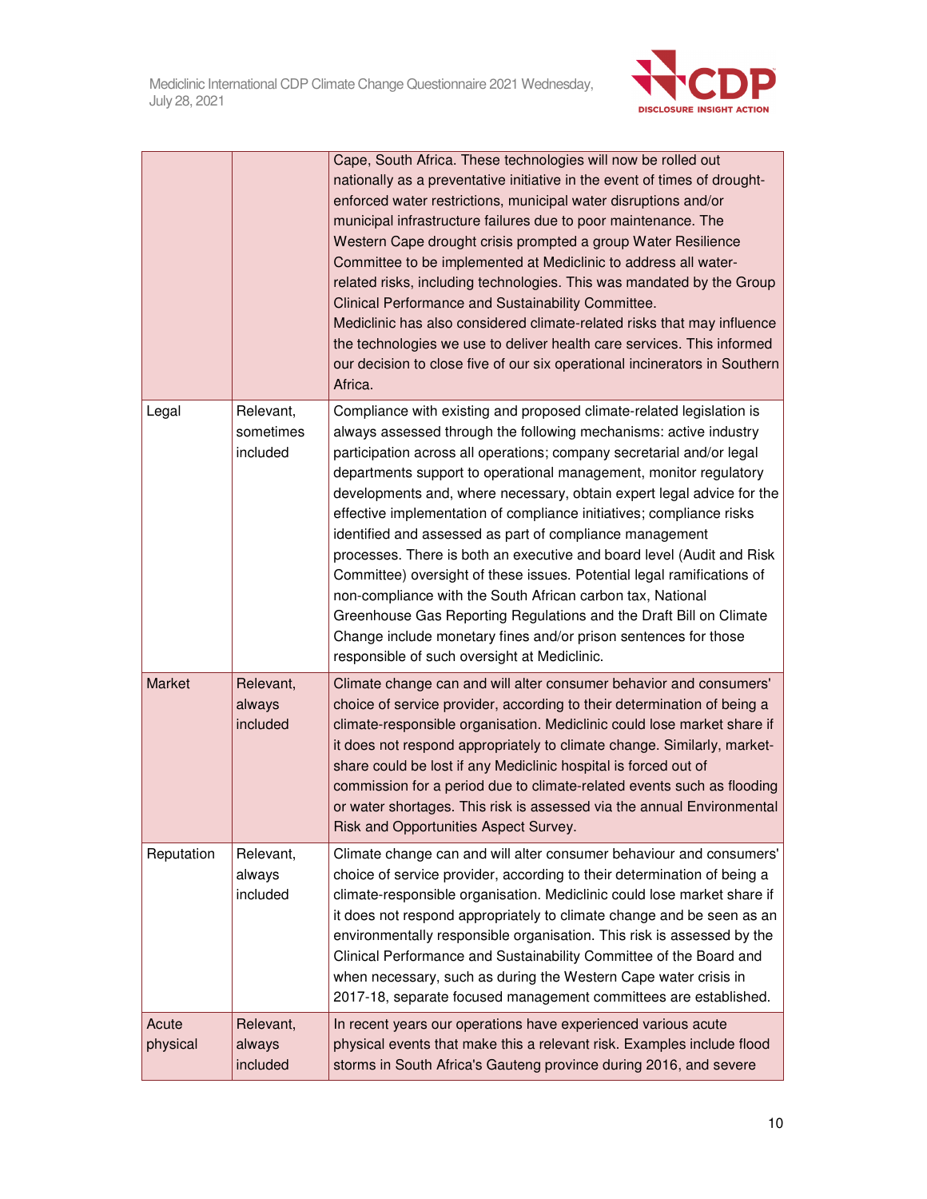|  |  |  |
|---|---|---|
|  |  | Cape, South Africa. These technologies will now be rolled out nationally as a preventative initiative in the event of times of drought-enforced water restrictions, municipal water disruptions and/or municipal infrastructure failures due to poor maintenance. The Western Cape drought crisis prompted a group Water Resilience Committee to be implemented at Mediclinic to address all water-related risks, including technologies. This was mandated by the Group Clinical Performance and Sustainability Committee.<br>Mediclinic has also considered climate-related risks that may influence the technologies we use to deliver health care services. This informed our decision to close five of our six operational incinerators in Southern Africa. |
| Legal | Relevant, sometimes included | Compliance with existing and proposed climate-related legislation is always assessed through the following mechanisms: active industry participation across all operations; company secretarial and/or legal departments support to operational management, monitor regulatory developments and, where necessary, obtain expert legal advice for the effective implementation of compliance initiatives; compliance risks identified and assessed as part of compliance management processes. There is both an executive and board level (Audit and Risk Committee) oversight of these issues. Potential legal ramifications of non-compliance with the South African carbon tax, National Greenhouse Gas Reporting Regulations and the Draft Bill on Climate Change include monetary fines and/or prison sentences for those responsible of such oversight at Mediclinic. |
| Market | Relevant, always included | Climate change can and will alter consumer behavior and consumers' choice of service provider, according to their determination of being a climate-responsible organisation. Mediclinic could lose market share if it does not respond appropriately to climate change. Similarly, market-share could be lost if any Mediclinic hospital is forced out of commission for a period due to climate-related events such as flooding or water shortages. This risk is assessed via the annual Environmental Risk and Opportunities Aspect Survey. |
| Reputation | Relevant, always included | Climate change can and will alter consumer behaviour and consumers' choice of service provider, according to their determination of being a climate-responsible organisation. Mediclinic could lose market share if it does not respond appropriately to climate change and be seen as an environmentally responsible organisation. This risk is assessed by the Clinical Performance and Sustainability Committee of the Board and when necessary, such as during the Western Cape water crisis in 2017-18, separate focused management committees are established. |
| Acute physical | Relevant, always included | In recent years our operations have experienced various acute physical events that make this a relevant risk. Examples include flood storms in South Africa's Gauteng province during 2016, and severe |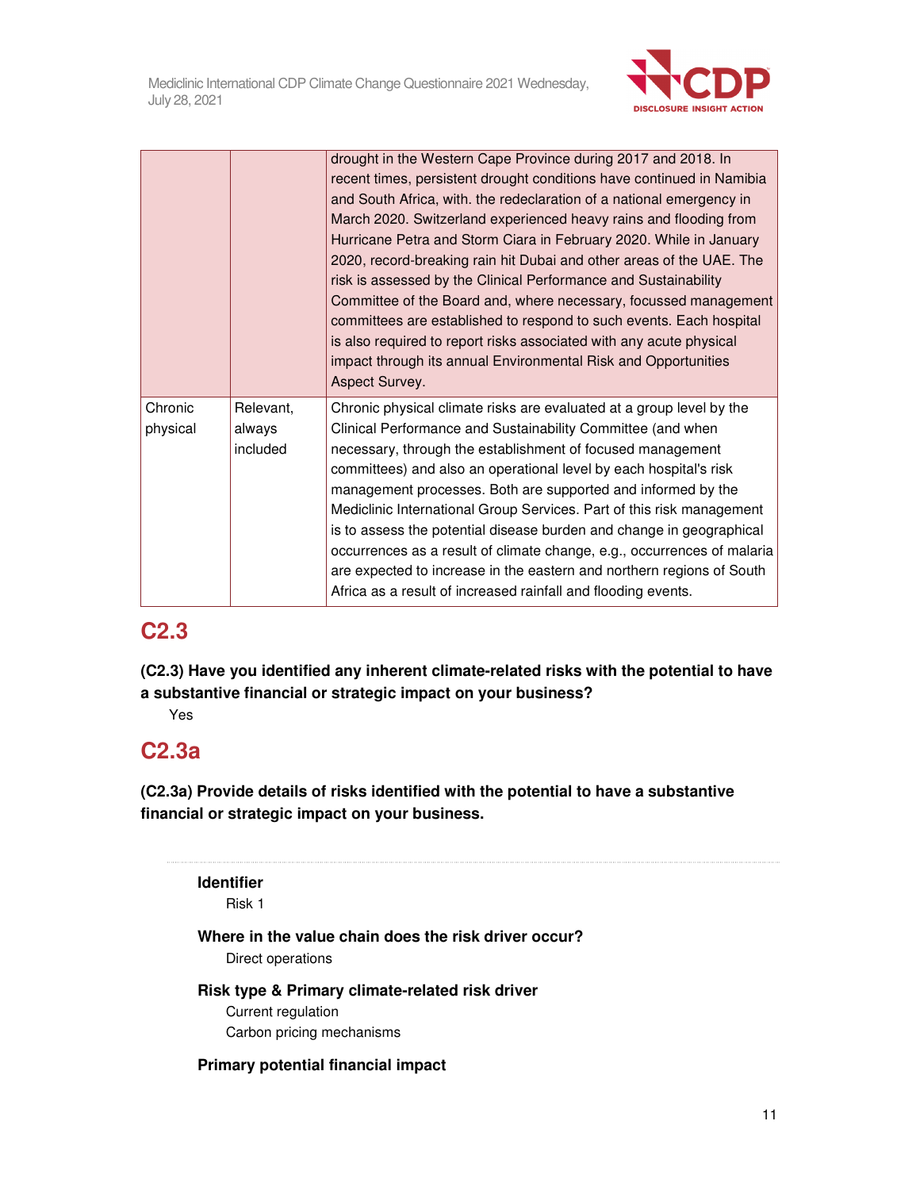| | | |
|---|---|---|
| | | drought in the Western Cape Province during 2017 and 2018. In recent times, persistent drought conditions have continued in Namibia and South Africa, with. the redeclaration of a national emergency in March 2020. Switzerland experienced heavy rains and flooding from Hurricane Petra and Storm Ciara in February 2020. While in January 2020, record-breaking rain hit Dubai and other areas of the UAE. The risk is assessed by the Clinical Performance and Sustainability Committee of the Board and, where necessary, focussed management committees are established to respond to such events. Each hospital is also required to report risks associated with any acute physical impact through its annual Environmental Risk and Opportunities Aspect Survey. |
| Chronic physical | Relevant, always included | Chronic physical climate risks are evaluated at a group level by the Clinical Performance and Sustainability Committee (and when necessary, through the establishment of focused management committees) and also an operational level by each hospital's risk management processes. Both are supported and informed by the Mediclinic International Group Services. Part of this risk management is to assess the potential disease burden and change in geographical occurrences as a result of climate change, e.g., occurrences of malaria are expected to increase in the eastern and northern regions of South Africa as a result of increased rainfall and flooding events. |

## C2.3

**(C2.3) Have you identified any inherent climate-related risks with the potential to have a substantive financial or strategic impact on your business?**

Yes

## C2.3a

**(C2.3a) Provide details of risks identified with the potential to have a substantive financial or strategic impact on your business.**

**Identifier**

Risk 1

**Where in the value chain does the risk driver occur?**

Direct operations

**Risk type & Primary climate-related risk driver**

Current regulation

Carbon pricing mechanisms

**Primary potential financial impact**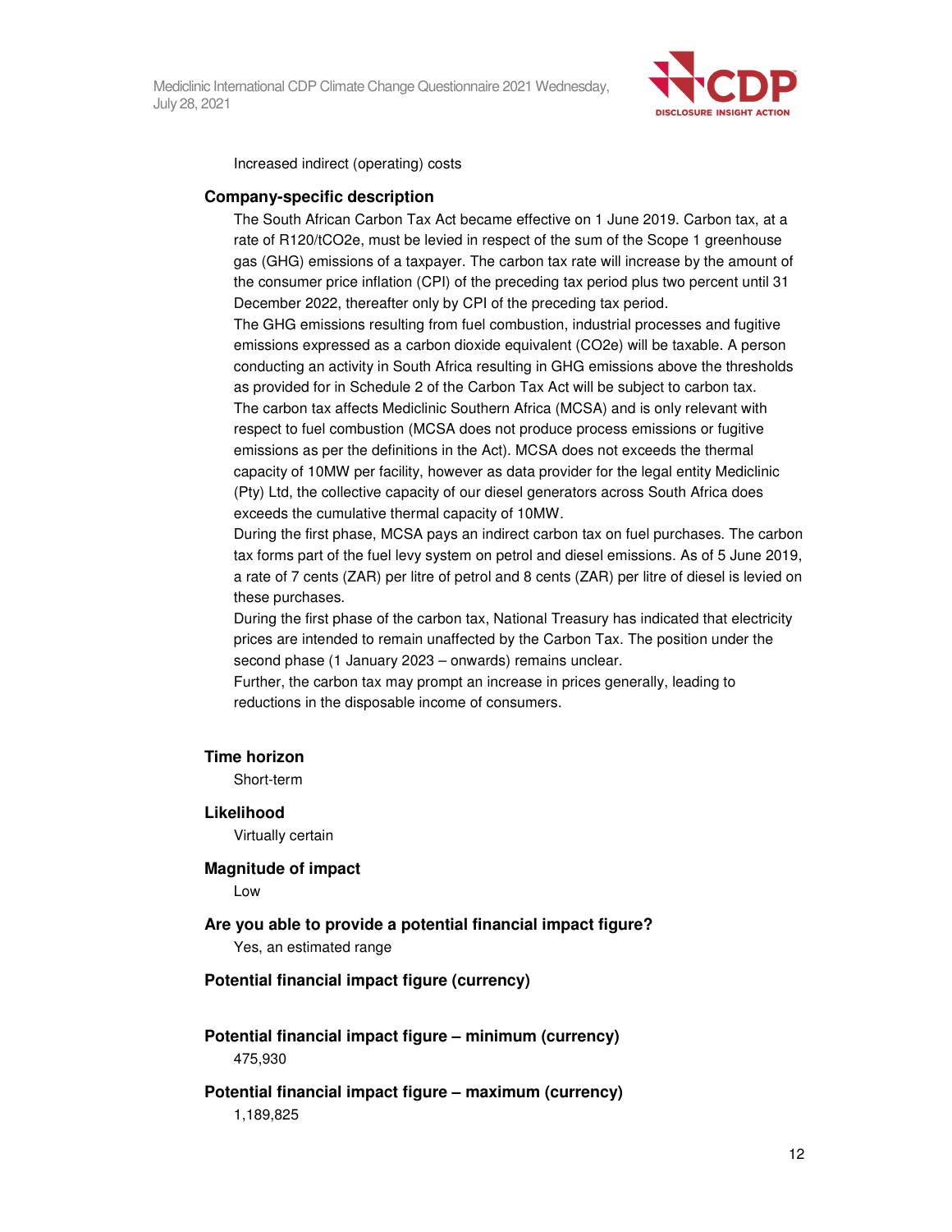Increased indirect (operating) costs

**Company-specific description**

The South African Carbon Tax Act became effective on 1 June 2019. Carbon tax, at a rate of R120/tCO2e, must be levied in respect of the sum of the Scope 1 greenhouse gas (GHG) emissions of a taxpayer. The carbon tax rate will increase by the amount of the consumer price inflation (CPI) of the preceding tax period plus two percent until 31 December 2022, thereafter only by CPI of the preceding tax period.

The GHG emissions resulting from fuel combustion, industrial processes and fugitive emissions expressed as a carbon dioxide equivalent (CO2e) will be taxable. A person conducting an activity in South Africa resulting in GHG emissions above the thresholds as provided for in Schedule 2 of the Carbon Tax Act will be subject to carbon tax.

The carbon tax affects Mediclinic Southern Africa (MCSA) and is only relevant with respect to fuel combustion (MCSA does not produce process emissions or fugitive emissions as per the definitions in the Act). MCSA does not exceeds the thermal capacity of 10MW per facility, however as data provider for the legal entity Mediclinic (Pty) Ltd, the collective capacity of our diesel generators across South Africa does exceeds the cumulative thermal capacity of 10MW.

During the first phase, MCSA pays an indirect carbon tax on fuel purchases. The carbon tax forms part of the fuel levy system on petrol and diesel emissions. As of 5 June 2019, a rate of 7 cents (ZAR) per litre of petrol and 8 cents (ZAR) per litre of diesel is levied on these purchases.

During the first phase of the carbon tax, National Treasury has indicated that electricity prices are intended to remain unaffected by the Carbon Tax. The position under the second phase (1 January 2023 – onwards) remains unclear.

Further, the carbon tax may prompt an increase in prices generally, leading to reductions in the disposable income of consumers.

**Time horizon**

Short-term

**Likelihood**

Virtually certain

**Magnitude of impact**

Low

**Are you able to provide a potential financial impact figure?**

Yes, an estimated range

**Potential financial impact figure (currency)**

**Potential financial impact figure – minimum (currency)**

475,930

**Potential financial impact figure – maximum (currency)**

1,189,825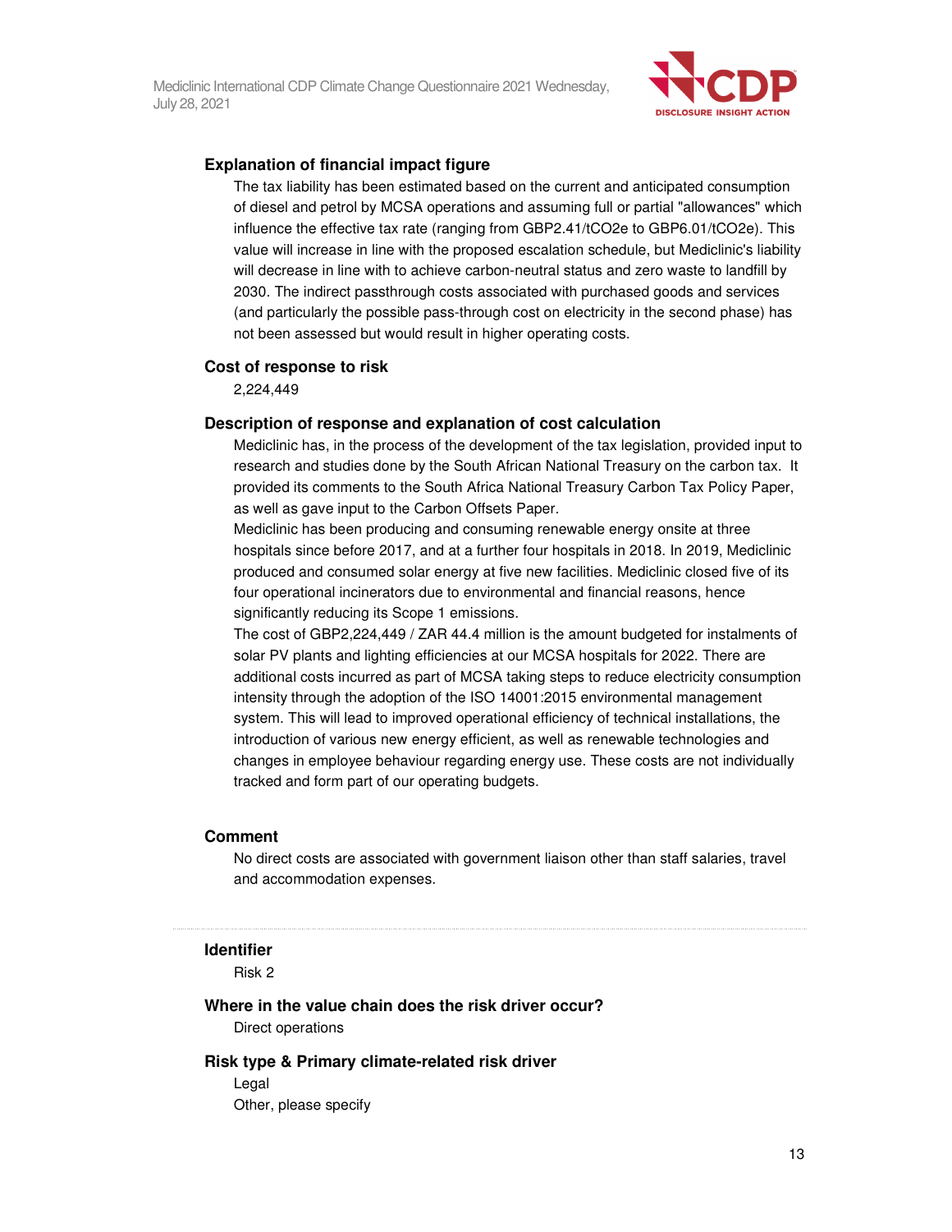### Explanation of financial impact figure

The tax liability has been estimated based on the current and anticipated consumption of diesel and petrol by MCSA operations and assuming full or partial "allowances" which influence the effective tax rate (ranging from GBP2.41/tCO2e to GBP6.01/tCO2e). This value will increase in line with the proposed escalation schedule, but Mediclinic's liability will decrease in line with to achieve carbon-neutral status and zero waste to landfill by 2030. The indirect passthrough costs associated with purchased goods and services (and particularly the possible pass-through cost on electricity in the second phase) has not been assessed but would result in higher operating costs.

### Cost of response to risk

2,224,449

### Description of response and explanation of cost calculation

Mediclinic has, in the process of the development of the tax legislation, provided input to research and studies done by the South African National Treasury on the carbon tax. It provided its comments to the South Africa National Treasury Carbon Tax Policy Paper, as well as gave input to the Carbon Offsets Paper.

Mediclinic has been producing and consuming renewable energy onsite at three hospitals since before 2017, and at a further four hospitals in 2018. In 2019, Mediclinic produced and consumed solar energy at five new facilities. Mediclinic closed five of its four operational incinerators due to environmental and financial reasons, hence significantly reducing its Scope 1 emissions.

The cost of GBP2,224,449 / ZAR 44.4 million is the amount budgeted for instalments of solar PV plants and lighting efficiencies at our MCSA hospitals for 2022. There are additional costs incurred as part of MCSA taking steps to reduce electricity consumption intensity through the adoption of the ISO 14001:2015 environmental management system. This will lead to improved operational efficiency of technical installations, the introduction of various new energy efficient, as well as renewable technologies and changes in employee behaviour regarding energy use. These costs are not individually tracked and form part of our operating budgets.

### Comment

No direct costs are associated with government liaison other than staff salaries, travel and accommodation expenses.

---

### Identifier

Risk 2

### Where in the value chain does the risk driver occur?

Direct operations

### Risk type & Primary climate-related risk driver

Legal

Other, please specify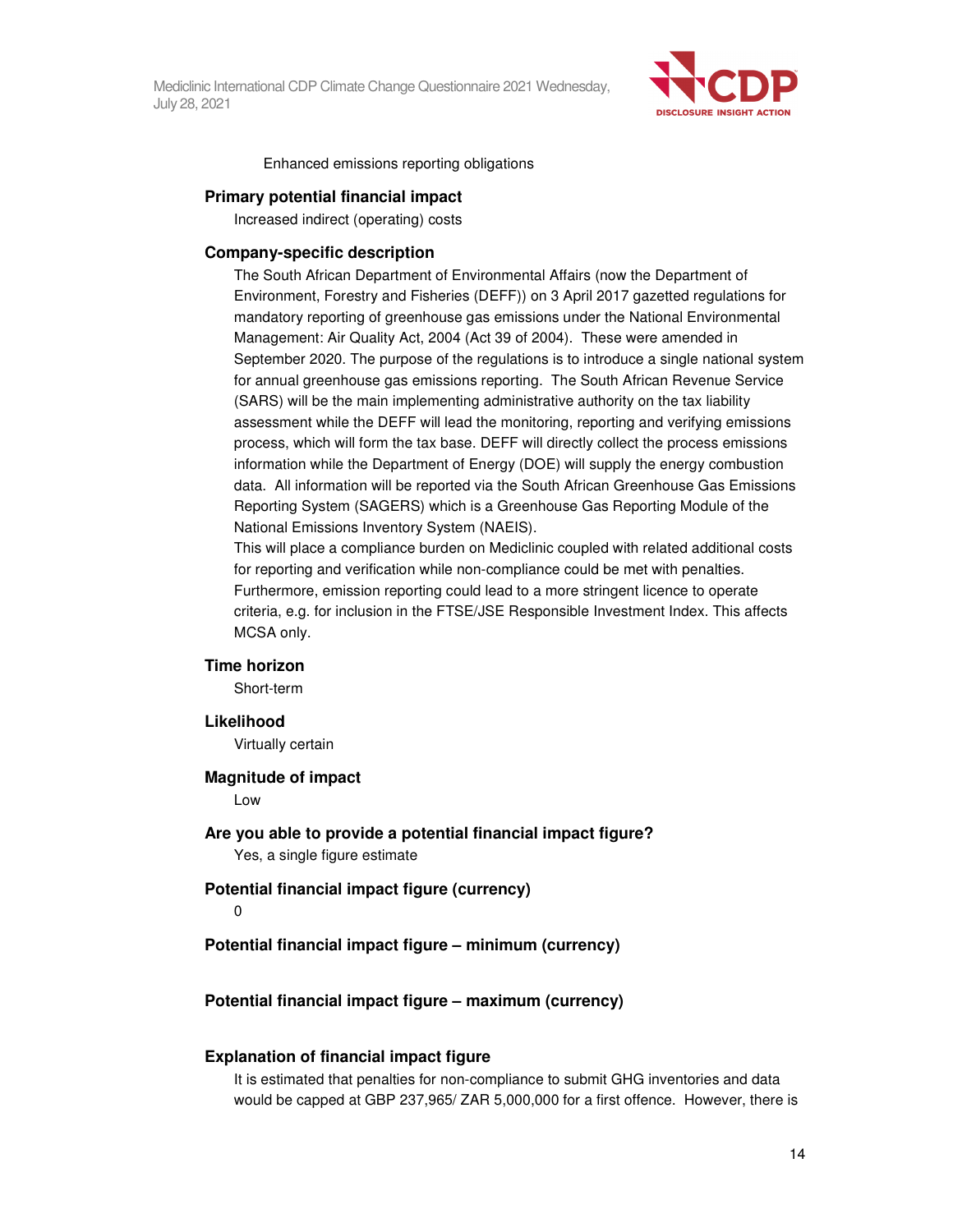Enhanced emissions reporting obligations

**Primary potential financial impact**

Increased indirect (operating) costs

**Company-specific description**

The South African Department of Environmental Affairs (now the Department of Environment, Forestry and Fisheries (DEFF)) on 3 April 2017 gazetted regulations for mandatory reporting of greenhouse gas emissions under the National Environmental Management: Air Quality Act, 2004 (Act 39 of 2004). These were amended in September 2020. The purpose of the regulations is to introduce a single national system for annual greenhouse gas emissions reporting. The South African Revenue Service (SARS) will be the main implementing administrative authority on the tax liability assessment while the DEFF will lead the monitoring, reporting and verifying emissions process, which will form the tax base. DEFF will directly collect the process emissions information while the Department of Energy (DOE) will supply the energy combustion data. All information will be reported via the South African Greenhouse Gas Emissions Reporting System (SAGERS) which is a Greenhouse Gas Reporting Module of the National Emissions Inventory System (NAEIS).

This will place a compliance burden on Mediclinic coupled with related additional costs for reporting and verification while non-compliance could be met with penalties. Furthermore, emission reporting could lead to a more stringent licence to operate criteria, e.g. for inclusion in the FTSE/JSE Responsible Investment Index. This affects MCSA only.

**Time horizon**

Short-term

**Likelihood**

Virtually certain

**Magnitude of impact**

Low

**Are you able to provide a potential financial impact figure?**

Yes, a single figure estimate

**Potential financial impact figure (currency)**

0

**Potential financial impact figure – minimum (currency)**

**Potential financial impact figure – maximum (currency)**

**Explanation of financial impact figure**

It is estimated that penalties for non-compliance to submit GHG inventories and data would be capped at GBP 237,965/ ZAR 5,000,000 for a first offence. However, there is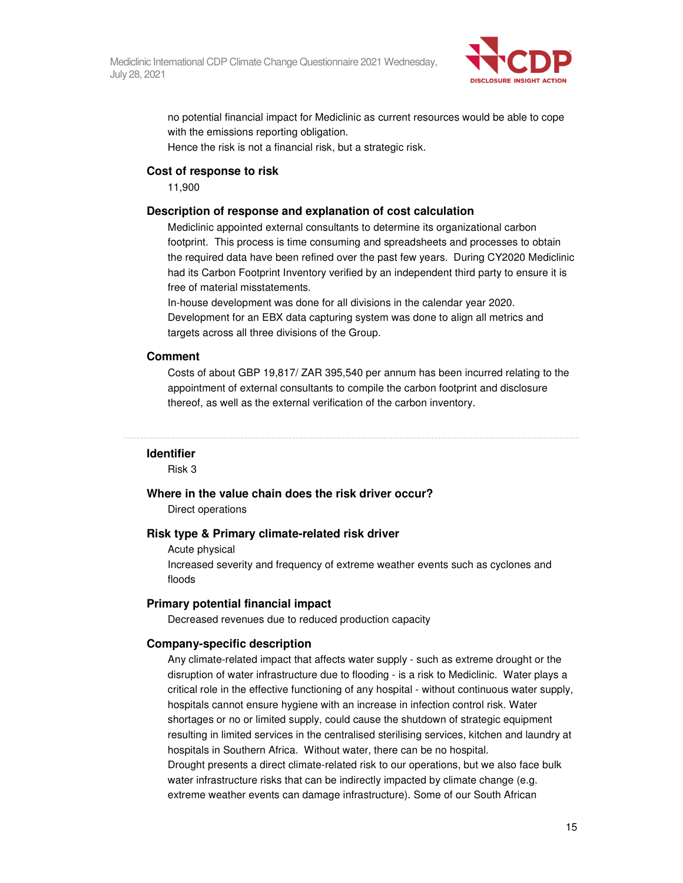no potential financial impact for Mediclinic as current resources would be able to cope with the emissions reporting obligation.
Hence the risk is not a financial risk, but a strategic risk.

### Cost of response to risk

11,900

### Description of response and explanation of cost calculation

Mediclinic appointed external consultants to determine its organizational carbon footprint. This process is time consuming and spreadsheets and processes to obtain the required data have been refined over the past few years. During CY2020 Mediclinic had its Carbon Footprint Inventory verified by an independent third party to ensure it is free of material misstatements.
In-house development was done for all divisions in the calendar year 2020. Development for an EBX data capturing system was done to align all metrics and targets across all three divisions of the Group.

### Comment

Costs of about GBP 19,817/ ZAR 395,540 per annum has been incurred relating to the appointment of external consultants to compile the carbon footprint and disclosure thereof, as well as the external verification of the carbon inventory.

---

### Identifier

Risk 3

### Where in the value chain does the risk driver occur?

Direct operations

### Risk type & Primary climate-related risk driver

Acute physical
Increased severity and frequency of extreme weather events such as cyclones and floods

### Primary potential financial impact

Decreased revenues due to reduced production capacity

### Company-specific description

Any climate-related impact that affects water supply - such as extreme drought or the disruption of water infrastructure due to flooding - is a risk to Mediclinic. Water plays a critical role in the effective functioning of any hospital - without continuous water supply, hospitals cannot ensure hygiene with an increase in infection control risk. Water shortages or no or limited supply, could cause the shutdown of strategic equipment resulting in limited services in the centralised sterilising services, kitchen and laundry at hospitals in Southern Africa. Without water, there can be no hospital.
Drought presents a direct climate-related risk to our operations, but we also face bulk water infrastructure risks that can be indirectly impacted by climate change (e.g. extreme weather events can damage infrastructure). Some of our South African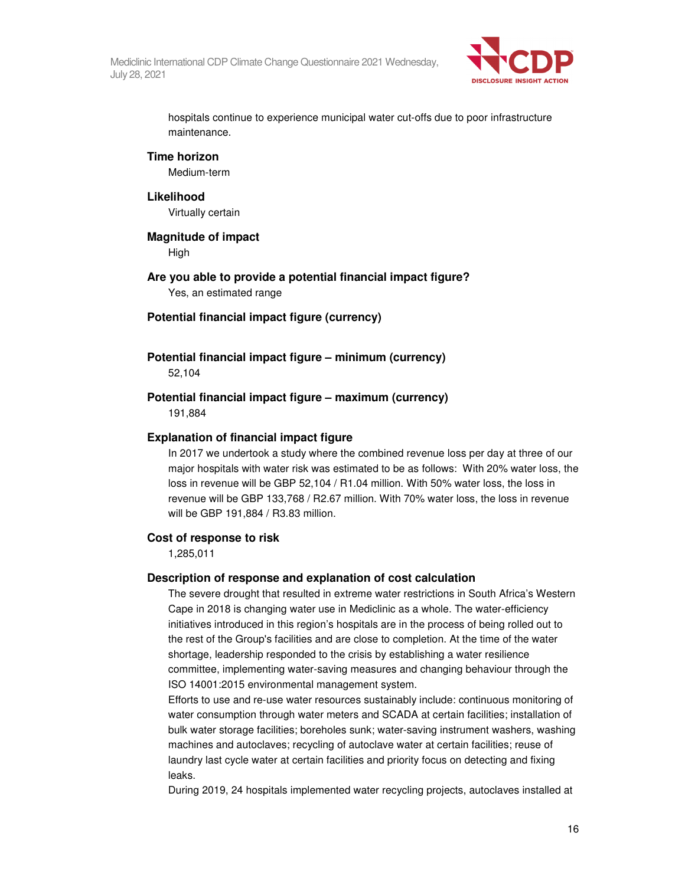hospitals continue to experience municipal water cut-offs due to poor infrastructure maintenance.

**Time horizon**

Medium-term

**Likelihood**

Virtually certain

**Magnitude of impact**

High

**Are you able to provide a potential financial impact figure?**

Yes, an estimated range

**Potential financial impact figure (currency)**

**Potential financial impact figure – minimum (currency)**

52,104

**Potential financial impact figure – maximum (currency)**

191,884

**Explanation of financial impact figure**

In 2017 we undertook a study where the combined revenue loss per day at three of our major hospitals with water risk was estimated to be as follows: With 20% water loss, the loss in revenue will be GBP 52,104 / R1.04 million. With 50% water loss, the loss in revenue will be GBP 133,768 / R2.67 million. With 70% water loss, the loss in revenue will be GBP 191,884 / R3.83 million.

**Cost of response to risk**

1,285,011

**Description of response and explanation of cost calculation**

The severe drought that resulted in extreme water restrictions in South Africa's Western Cape in 2018 is changing water use in Mediclinic as a whole. The water-efficiency initiatives introduced in this region's hospitals are in the process of being rolled out to the rest of the Group's facilities and are close to completion. At the time of the water shortage, leadership responded to the crisis by establishing a water resilience committee, implementing water-saving measures and changing behaviour through the ISO 14001:2015 environmental management system.

Efforts to use and re-use water resources sustainably include: continuous monitoring of water consumption through water meters and SCADA at certain facilities; installation of bulk water storage facilities; boreholes sunk; water-saving instrument washers, washing machines and autoclaves; recycling of autoclave water at certain facilities; reuse of laundry last cycle water at certain facilities and priority focus on detecting and fixing leaks.

During 2019, 24 hospitals implemented water recycling projects, autoclaves installed at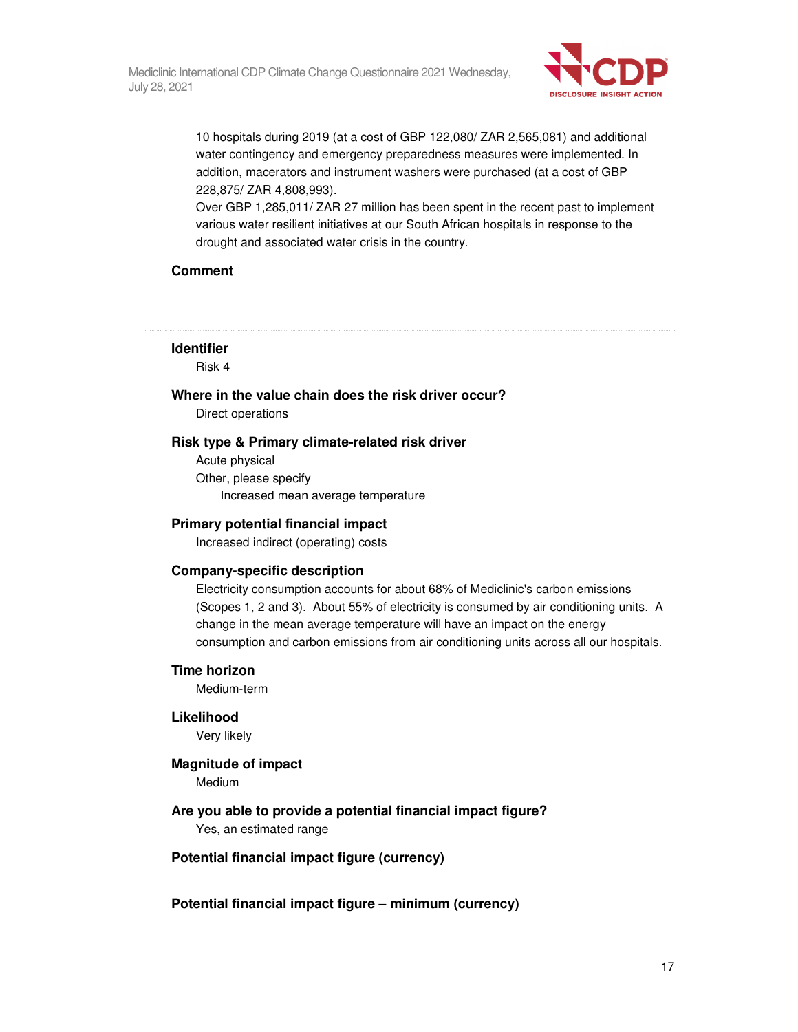10 hospitals during 2019 (at a cost of GBP 122,080/ ZAR 2,565,081) and additional water contingency and emergency preparedness measures were implemented. In addition, macerators and instrument washers were purchased (at a cost of GBP 228,875/ ZAR 4,808,993).

Over GBP 1,285,011/ ZAR 27 million has been spent in the recent past to implement various water resilient initiatives at our South African hospitals in response to the drought and associated water crisis in the country.

**Comment**

---

**Identifier**

Risk 4

**Where in the value chain does the risk driver occur?**

Direct operations

**Risk type & Primary climate-related risk driver**

Acute physical

Other, please specify

Increased mean average temperature

**Primary potential financial impact**

Increased indirect (operating) costs

**Company-specific description**

Electricity consumption accounts for about 68% of Mediclinic's carbon emissions (Scopes 1, 2 and 3). About 55% of electricity is consumed by air conditioning units. A change in the mean average temperature will have an impact on the energy consumption and carbon emissions from air conditioning units across all our hospitals.

**Time horizon**

Medium-term

**Likelihood**

Very likely

**Magnitude of impact**

Medium

**Are you able to provide a potential financial impact figure?**

Yes, an estimated range

**Potential financial impact figure (currency)**

**Potential financial impact figure – minimum (currency)**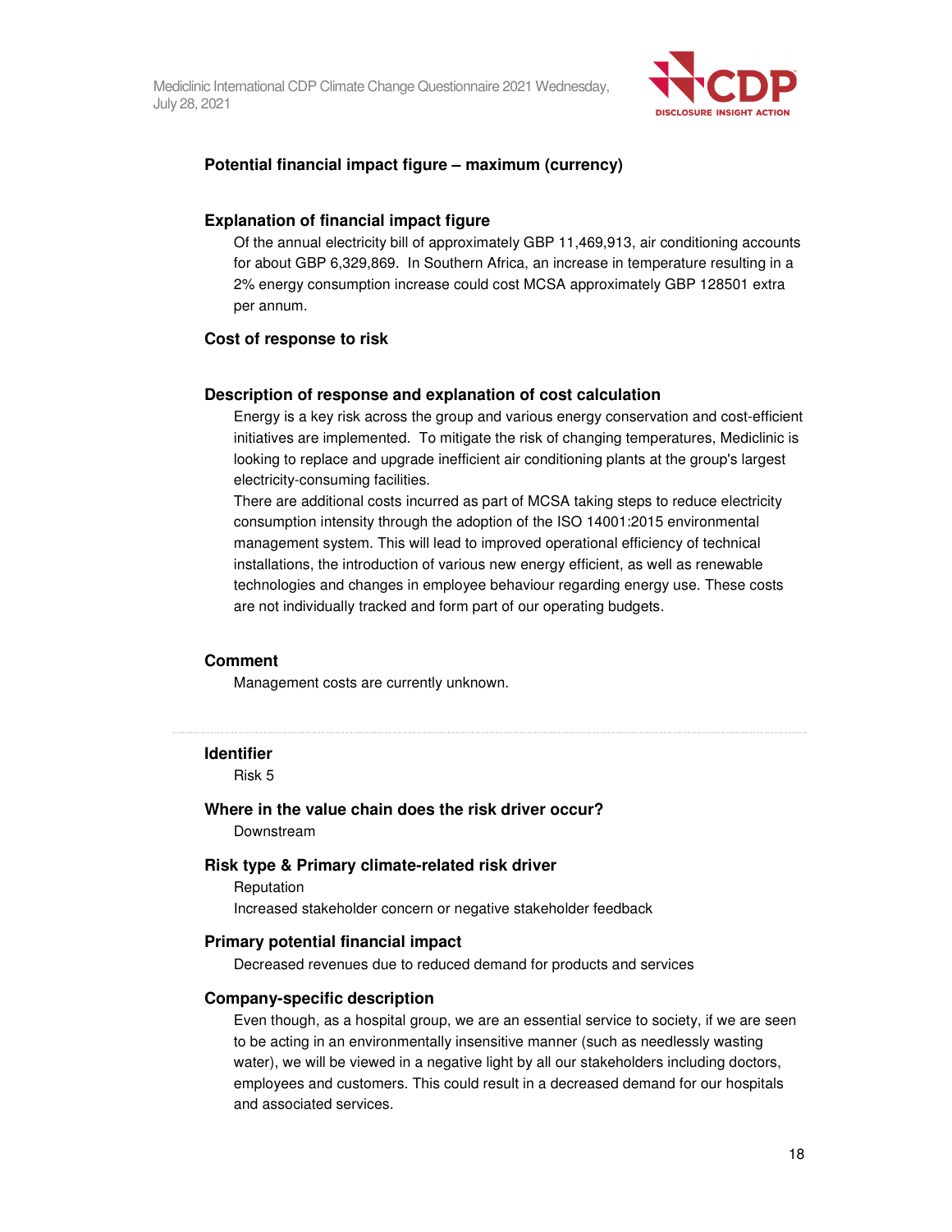**Potential financial impact figure – maximum (currency)**

**Explanation of financial impact figure**

Of the annual electricity bill of approximately GBP 11,469,913, air conditioning accounts for about GBP 6,329,869. In Southern Africa, an increase in temperature resulting in a 2% energy consumption increase could cost MCSA approximately GBP 128501 extra per annum.

**Cost of response to risk**

**Description of response and explanation of cost calculation**

Energy is a key risk across the group and various energy conservation and cost-efficient initiatives are implemented. To mitigate the risk of changing temperatures, Mediclinic is looking to replace and upgrade inefficient air conditioning plants at the group's largest electricity-consuming facilities.

There are additional costs incurred as part of MCSA taking steps to reduce electricity consumption intensity through the adoption of the ISO 14001:2015 environmental management system. This will lead to improved operational efficiency of technical installations, the introduction of various new energy efficient, as well as renewable technologies and changes in employee behaviour regarding energy use. These costs are not individually tracked and form part of our operating budgets.

**Comment**

Management costs are currently unknown.

---

**Identifier**

Risk 5

**Where in the value chain does the risk driver occur?**

Downstream

**Risk type & Primary climate-related risk driver**

Reputation

Increased stakeholder concern or negative stakeholder feedback

**Primary potential financial impact**

Decreased revenues due to reduced demand for products and services

**Company-specific description**

Even though, as a hospital group, we are an essential service to society, if we are seen to be acting in an environmentally insensitive manner (such as needlessly wasting water), we will be viewed in a negative light by all our stakeholders including doctors, employees and customers. This could result in a decreased demand for our hospitals and associated services.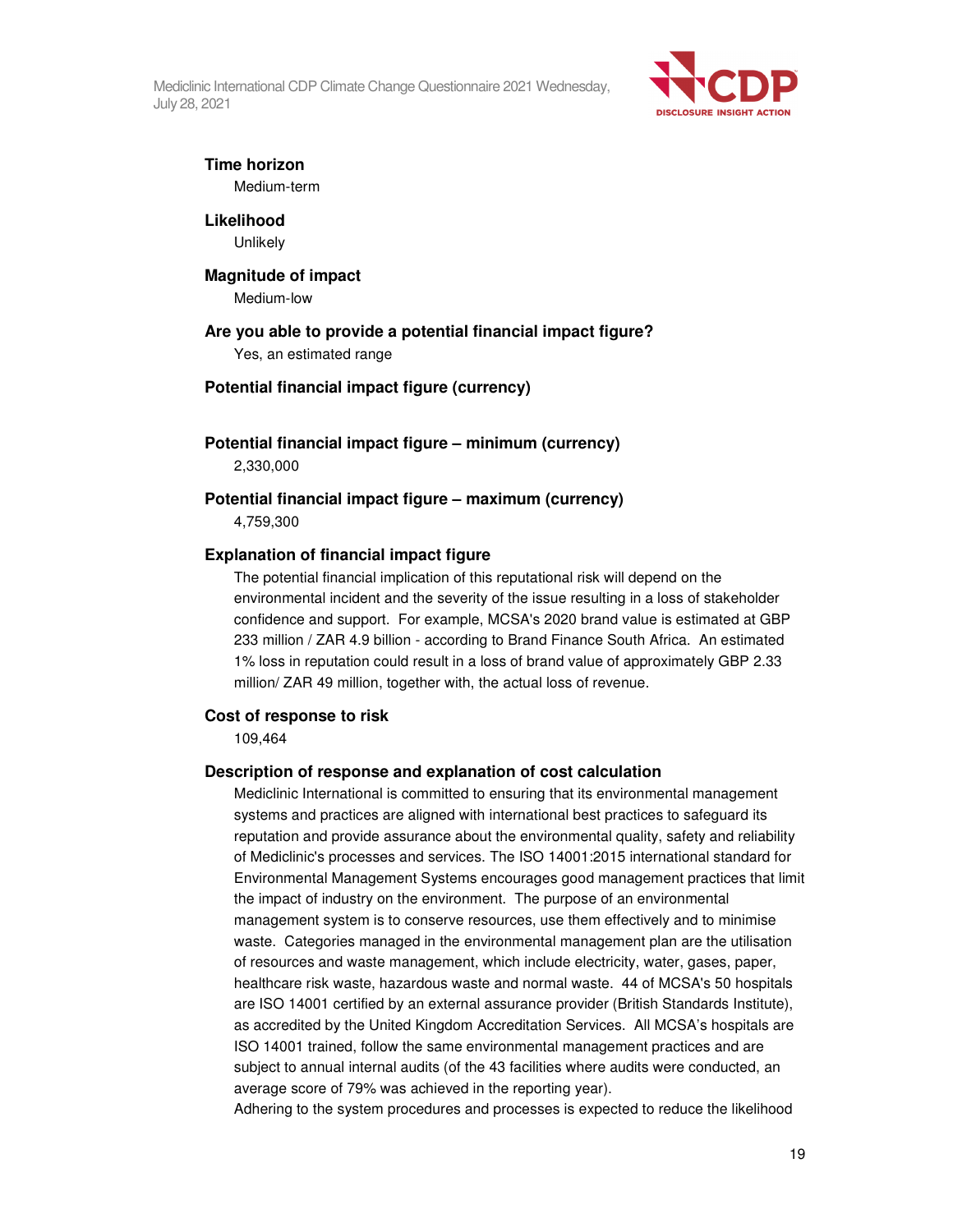**Time horizon**

Medium-term

**Likelihood**

Unlikely

**Magnitude of impact**

Medium-low

**Are you able to provide a potential financial impact figure?**

Yes, an estimated range

**Potential financial impact figure (currency)**

**Potential financial impact figure – minimum (currency)**

2,330,000

**Potential financial impact figure – maximum (currency)**

4,759,300

**Explanation of financial impact figure**

The potential financial implication of this reputational risk will depend on the environmental incident and the severity of the issue resulting in a loss of stakeholder confidence and support. For example, MCSA's 2020 brand value is estimated at GBP 233 million / ZAR 4.9 billion - according to Brand Finance South Africa. An estimated 1% loss in reputation could result in a loss of brand value of approximately GBP 2.33 million/ ZAR 49 million, together with, the actual loss of revenue.

**Cost of response to risk**

109,464

**Description of response and explanation of cost calculation**

Mediclinic International is committed to ensuring that its environmental management systems and practices are aligned with international best practices to safeguard its reputation and provide assurance about the environmental quality, safety and reliability of Mediclinic's processes and services. The ISO 14001:2015 international standard for Environmental Management Systems encourages good management practices that limit the impact of industry on the environment. The purpose of an environmental management system is to conserve resources, use them effectively and to minimise waste. Categories managed in the environmental management plan are the utilisation of resources and waste management, which include electricity, water, gases, paper, healthcare risk waste, hazardous waste and normal waste. 44 of MCSA's 50 hospitals are ISO 14001 certified by an external assurance provider (British Standards Institute), as accredited by the United Kingdom Accreditation Services. All MCSA's hospitals are ISO 14001 trained, follow the same environmental management practices and are subject to annual internal audits (of the 43 facilities where audits were conducted, an average score of 79% was achieved in the reporting year).

Adhering to the system procedures and processes is expected to reduce the likelihood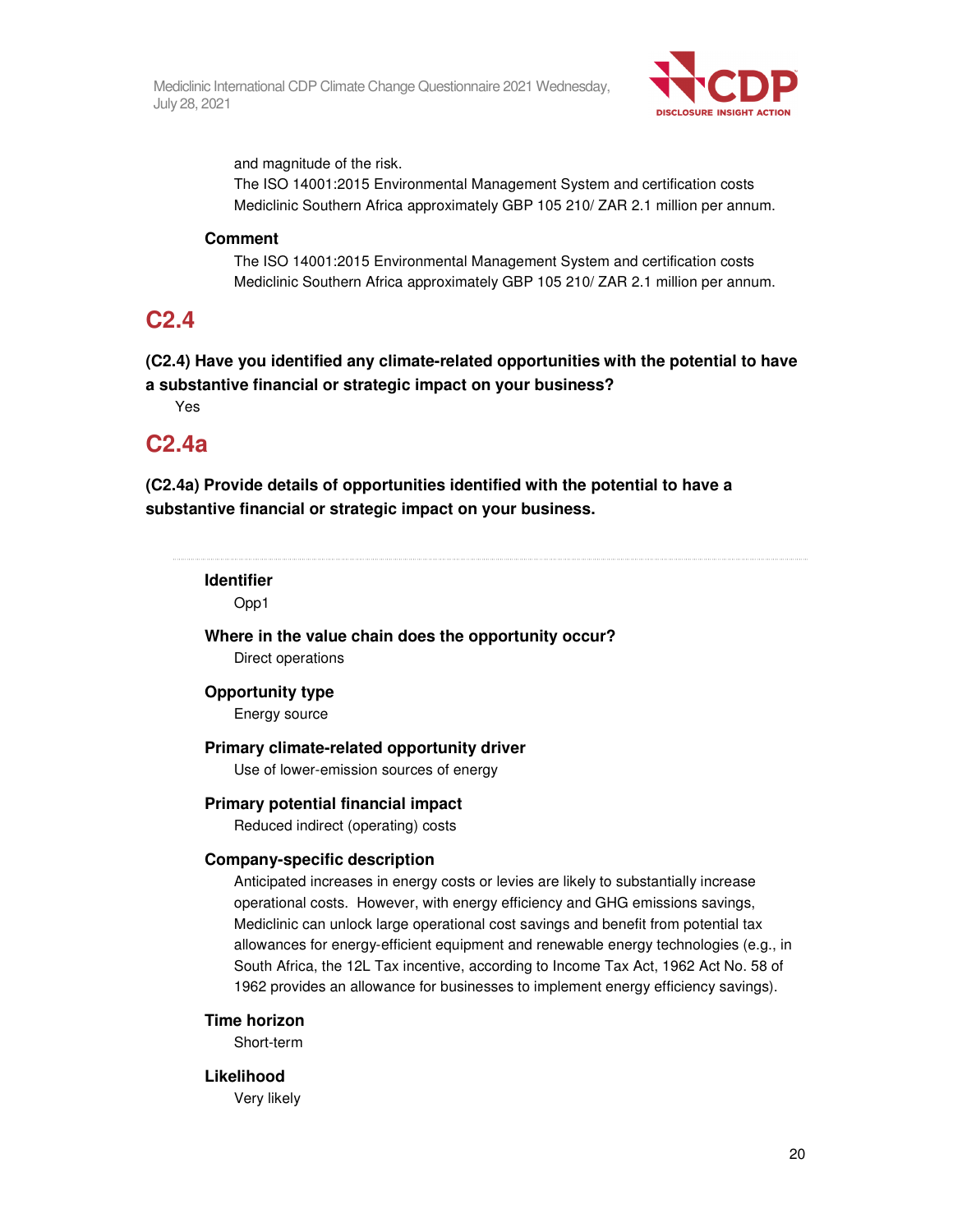and magnitude of the risk.
The ISO 14001:2015 Environmental Management System and certification costs Mediclinic Southern Africa approximately GBP 105 210/ ZAR 2.1 million per annum.

**Comment**

The ISO 14001:2015 Environmental Management System and certification costs Mediclinic Southern Africa approximately GBP 105 210/ ZAR 2.1 million per annum.

## C2.4

**(C2.4) Have you identified any climate-related opportunities with the potential to have a substantive financial or strategic impact on your business?**

Yes

## C2.4a

**(C2.4a) Provide details of opportunities identified with the potential to have a substantive financial or strategic impact on your business.**

---

**Identifier**

Opp1

**Where in the value chain does the opportunity occur?**

Direct operations

**Opportunity type**

Energy source

**Primary climate-related opportunity driver**

Use of lower-emission sources of energy

**Primary potential financial impact**

Reduced indirect (operating) costs

**Company-specific description**

Anticipated increases in energy costs or levies are likely to substantially increase operational costs. However, with energy efficiency and GHG emissions savings, Mediclinic can unlock large operational cost savings and benefit from potential tax allowances for energy-efficient equipment and renewable energy technologies (e.g., in South Africa, the 12L Tax incentive, according to Income Tax Act, 1962 Act No. 58 of 1962 provides an allowance for businesses to implement energy efficiency savings).

**Time horizon**

Short-term

**Likelihood**

Very likely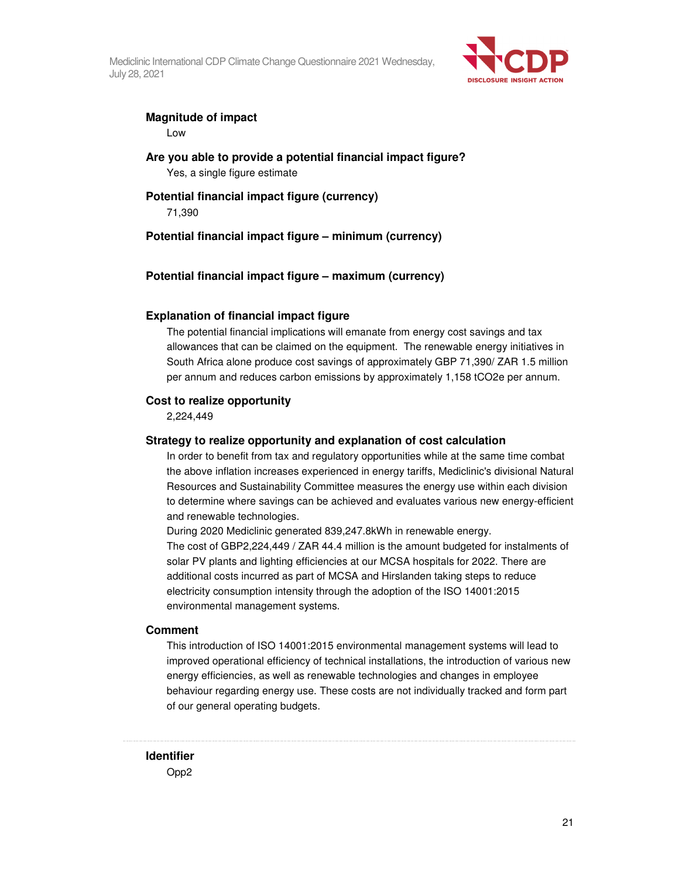**Magnitude of impact**

Low

**Are you able to provide a potential financial impact figure?**

Yes, a single figure estimate

**Potential financial impact figure (currency)**

71,390

**Potential financial impact figure – minimum (currency)**

**Potential financial impact figure – maximum (currency)**

**Explanation of financial impact figure**

The potential financial implications will emanate from energy cost savings and tax allowances that can be claimed on the equipment. The renewable energy initiatives in South Africa alone produce cost savings of approximately GBP 71,390/ ZAR 1.5 million per annum and reduces carbon emissions by approximately 1,158 tCO2e per annum.

**Cost to realize opportunity**

2,224,449

**Strategy to realize opportunity and explanation of cost calculation**

In order to benefit from tax and regulatory opportunities while at the same time combat the above inflation increases experienced in energy tariffs, Mediclinic's divisional Natural Resources and Sustainability Committee measures the energy use within each division to determine where savings can be achieved and evaluates various new energy-efficient and renewable technologies.

During 2020 Mediclinic generated 839,247.8kWh in renewable energy.

The cost of GBP2,224,449 / ZAR 44.4 million is the amount budgeted for instalments of solar PV plants and lighting efficiencies at our MCSA hospitals for 2022. There are additional costs incurred as part of MCSA and Hirslanden taking steps to reduce electricity consumption intensity through the adoption of the ISO 14001:2015 environmental management systems.

**Comment**

This introduction of ISO 14001:2015 environmental management systems will lead to improved operational efficiency of technical installations, the introduction of various new energy efficiencies, as well as renewable technologies and changes in employee behaviour regarding energy use. These costs are not individually tracked and form part of our general operating budgets.

---

**Identifier**

Opp2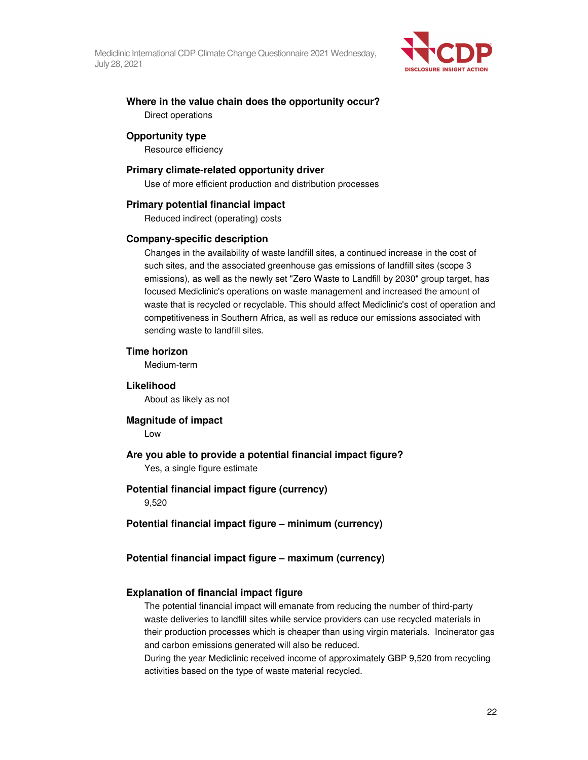**Where in the value chain does the opportunity occur?**

Direct operations

**Opportunity type**

Resource efficiency

**Primary climate-related opportunity driver**

Use of more efficient production and distribution processes

**Primary potential financial impact**

Reduced indirect (operating) costs

**Company-specific description**

Changes in the availability of waste landfill sites, a continued increase in the cost of such sites, and the associated greenhouse gas emissions of landfill sites (scope 3 emissions), as well as the newly set "Zero Waste to Landfill by 2030" group target, has focused Mediclinic's operations on waste management and increased the amount of waste that is recycled or recyclable. This should affect Mediclinic's cost of operation and competitiveness in Southern Africa, as well as reduce our emissions associated with sending waste to landfill sites.

**Time horizon**

Medium-term

**Likelihood**

About as likely as not

**Magnitude of impact**

Low

**Are you able to provide a potential financial impact figure?**

Yes, a single figure estimate

**Potential financial impact figure (currency)**

9,520

**Potential financial impact figure – minimum (currency)**

**Potential financial impact figure – maximum (currency)**

**Explanation of financial impact figure**

The potential financial impact will emanate from reducing the number of third-party waste deliveries to landfill sites while service providers can use recycled materials in their production processes which is cheaper than using virgin materials. Incinerator gas and carbon emissions generated will also be reduced.
During the year Mediclinic received income of approximately GBP 9,520 from recycling activities based on the type of waste material recycled.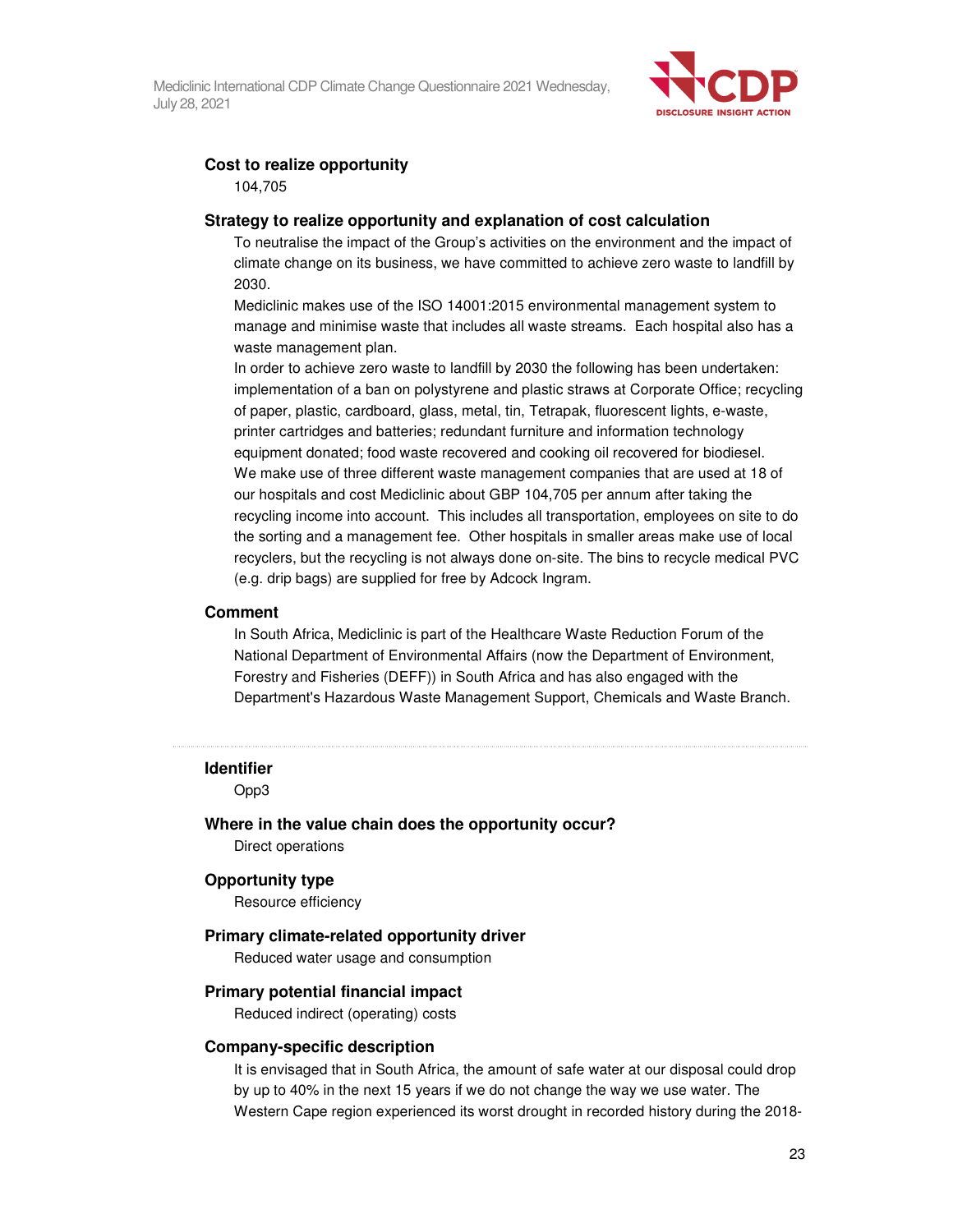**Cost to realize opportunity**

104,705

**Strategy to realize opportunity and explanation of cost calculation**

To neutralise the impact of the Group's activities on the environment and the impact of climate change on its business, we have committed to achieve zero waste to landfill by 2030.

Mediclinic makes use of the ISO 14001:2015 environmental management system to manage and minimise waste that includes all waste streams. Each hospital also has a waste management plan.

In order to achieve zero waste to landfill by 2030 the following has been undertaken: implementation of a ban on polystyrene and plastic straws at Corporate Office; recycling of paper, plastic, cardboard, glass, metal, tin, Tetrapak, fluorescent lights, e-waste, printer cartridges and batteries; redundant furniture and information technology equipment donated; food waste recovered and cooking oil recovered for biodiesel.

We make use of three different waste management companies that are used at 18 of our hospitals and cost Mediclinic about GBP 104,705 per annum after taking the recycling income into account. This includes all transportation, employees on site to do the sorting and a management fee. Other hospitals in smaller areas make use of local recyclers, but the recycling is not always done on-site. The bins to recycle medical PVC (e.g. drip bags) are supplied for free by Adcock Ingram.

**Comment**

In South Africa, Mediclinic is part of the Healthcare Waste Reduction Forum of the National Department of Environmental Affairs (now the Department of Environment, Forestry and Fisheries (DEFF)) in South Africa and has also engaged with the Department's Hazardous Waste Management Support, Chemicals and Waste Branch.

---

**Identifier**

Opp3

**Where in the value chain does the opportunity occur?**

Direct operations

**Opportunity type**

Resource efficiency

**Primary climate-related opportunity driver**

Reduced water usage and consumption

**Primary potential financial impact**

Reduced indirect (operating) costs

**Company-specific description**

It is envisaged that in South Africa, the amount of safe water at our disposal could drop by up to 40% in the next 15 years if we do not change the way we use water. The Western Cape region experienced its worst drought in recorded history during the 2018-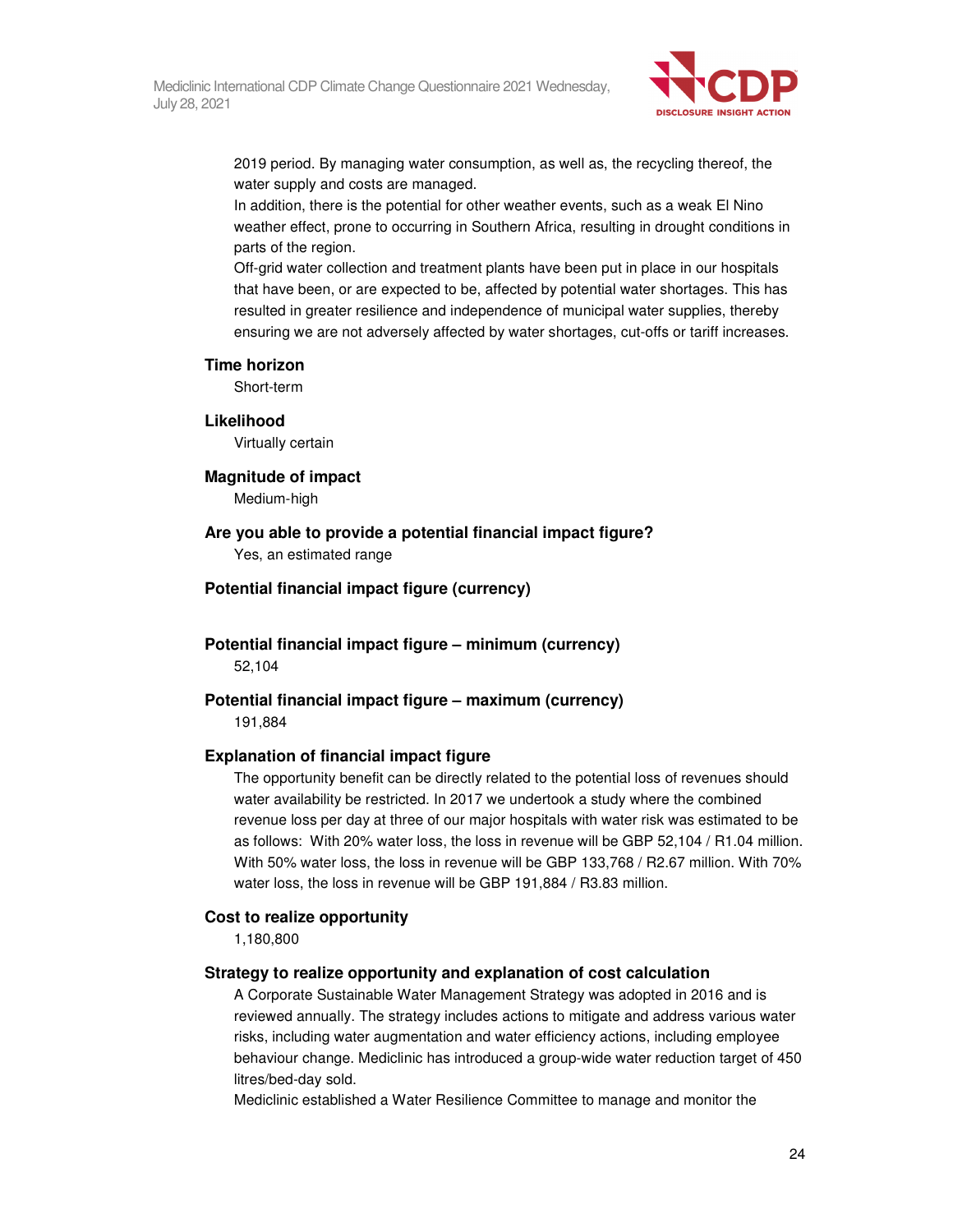2019 period. By managing water consumption, as well as, the recycling thereof, the water supply and costs are managed.

In addition, there is the potential for other weather events, such as a weak El Nino weather effect, prone to occurring in Southern Africa, resulting in drought conditions in parts of the region.

Off-grid water collection and treatment plants have been put in place in our hospitals that have been, or are expected to be, affected by potential water shortages. This has resulted in greater resilience and independence of municipal water supplies, thereby ensuring we are not adversely affected by water shortages, cut-offs or tariff increases.

**Time horizon**

Short-term

**Likelihood**

Virtually certain

**Magnitude of impact**

Medium-high

**Are you able to provide a potential financial impact figure?**

Yes, an estimated range

**Potential financial impact figure (currency)**

**Potential financial impact figure – minimum (currency)**

52,104

**Potential financial impact figure – maximum (currency)**

191,884

**Explanation of financial impact figure**

The opportunity benefit can be directly related to the potential loss of revenues should water availability be restricted. In 2017 we undertook a study where the combined revenue loss per day at three of our major hospitals with water risk was estimated to be as follows: With 20% water loss, the loss in revenue will be GBP 52,104 / R1.04 million. With 50% water loss, the loss in revenue will be GBP 133,768 / R2.67 million. With 70% water loss, the loss in revenue will be GBP 191,884 / R3.83 million.

**Cost to realize opportunity**

1,180,800

**Strategy to realize opportunity and explanation of cost calculation**

A Corporate Sustainable Water Management Strategy was adopted in 2016 and is reviewed annually. The strategy includes actions to mitigate and address various water risks, including water augmentation and water efficiency actions, including employee behaviour change. Mediclinic has introduced a group-wide water reduction target of 450 litres/bed-day sold.

Mediclinic established a Water Resilience Committee to manage and monitor the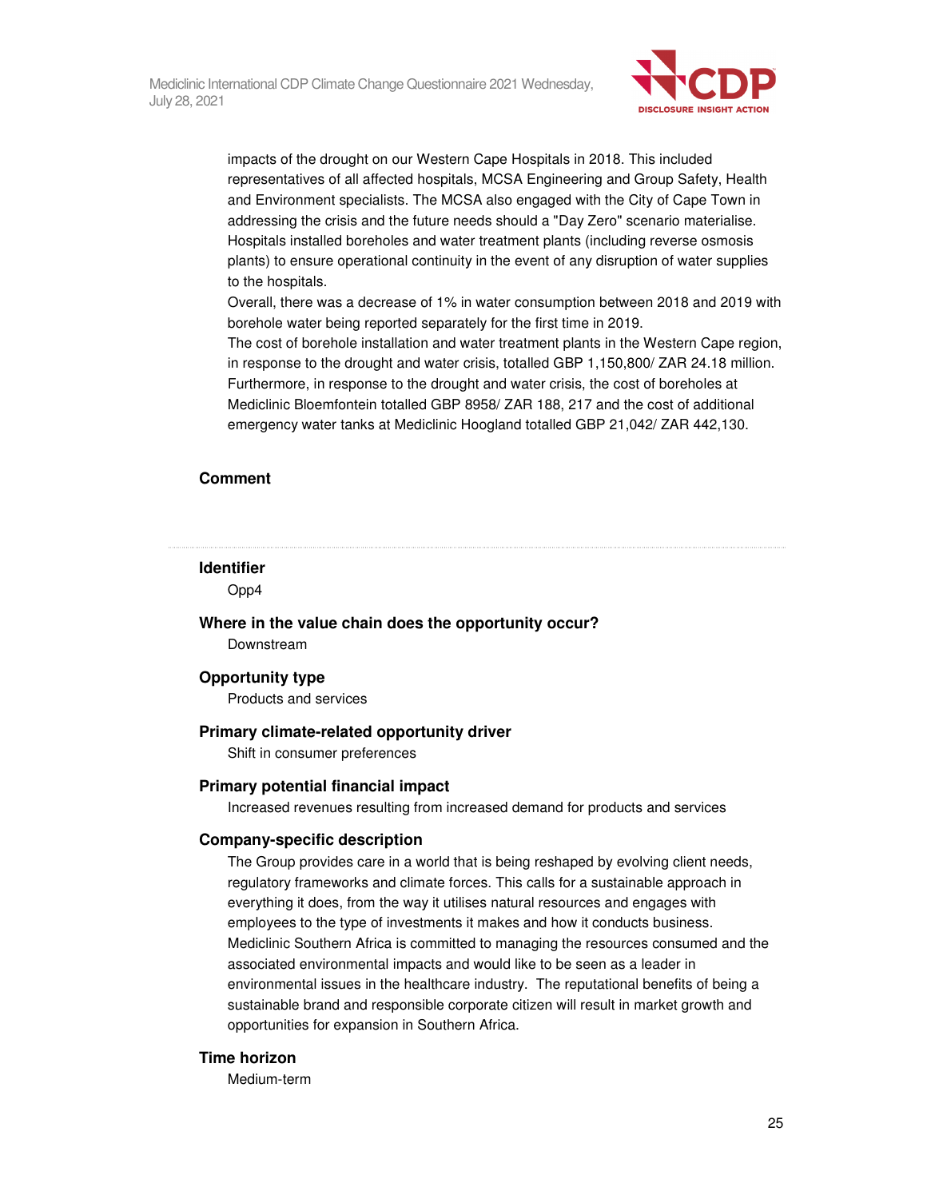impacts of the drought on our Western Cape Hospitals in 2018. This included representatives of all affected hospitals, MCSA Engineering and Group Safety, Health and Environment specialists. The MCSA also engaged with the City of Cape Town in addressing the crisis and the future needs should a "Day Zero" scenario materialise. Hospitals installed boreholes and water treatment plants (including reverse osmosis plants) to ensure operational continuity in the event of any disruption of water supplies to the hospitals.

Overall, there was a decrease of 1% in water consumption between 2018 and 2019 with borehole water being reported separately for the first time in 2019.

The cost of borehole installation and water treatment plants in the Western Cape region, in response to the drought and water crisis, totalled GBP 1,150,800/ ZAR 24.18 million. Furthermore, in response to the drought and water crisis, the cost of boreholes at Mediclinic Bloemfontein totalled GBP 8958/ ZAR 188, 217 and the cost of additional emergency water tanks at Mediclinic Hoogland totalled GBP 21,042/ ZAR 442,130.

**Comment**

---

**Identifier**

Opp4

**Where in the value chain does the opportunity occur?**

Downstream

**Opportunity type**

Products and services

**Primary climate-related opportunity driver**

Shift in consumer preferences

**Primary potential financial impact**

Increased revenues resulting from increased demand for products and services

**Company-specific description**

The Group provides care in a world that is being reshaped by evolving client needs, regulatory frameworks and climate forces. This calls for a sustainable approach in everything it does, from the way it utilises natural resources and engages with employees to the type of investments it makes and how it conducts business. Mediclinic Southern Africa is committed to managing the resources consumed and the associated environmental impacts and would like to be seen as a leader in environmental issues in the healthcare industry. The reputational benefits of being a sustainable brand and responsible corporate citizen will result in market growth and opportunities for expansion in Southern Africa.

**Time horizon**

Medium-term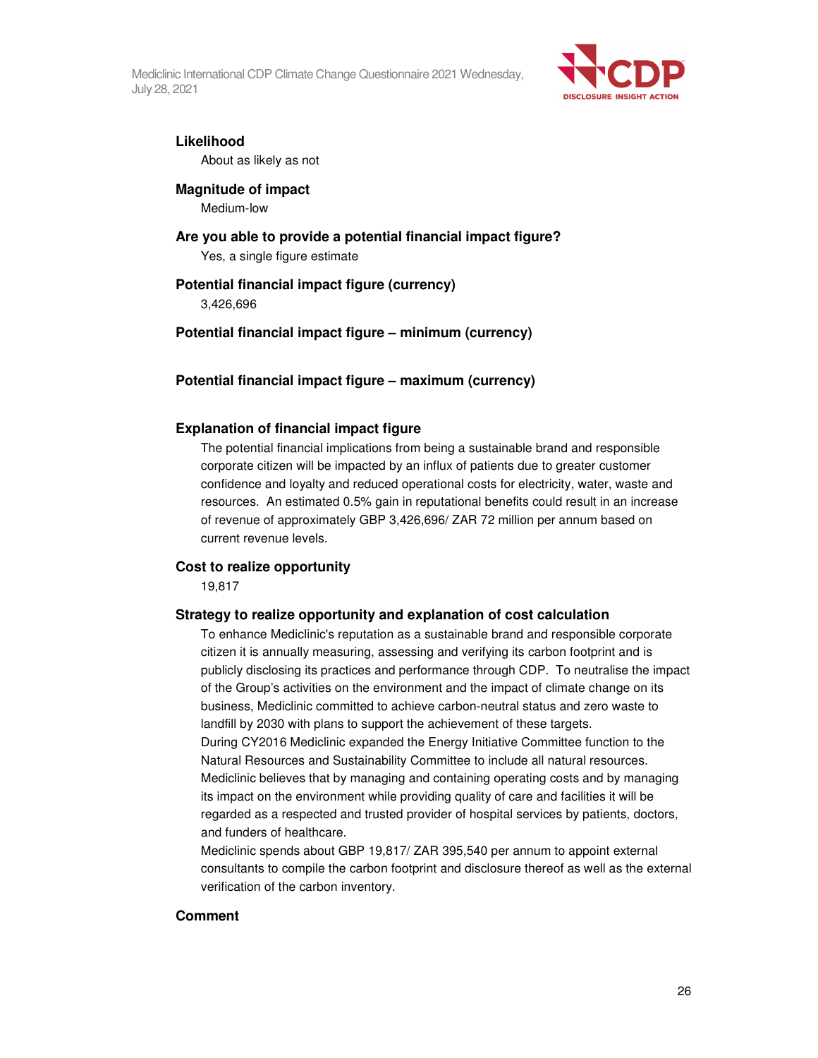**Likelihood**

About as likely as not

**Magnitude of impact**

Medium-low

**Are you able to provide a potential financial impact figure?**

Yes, a single figure estimate

**Potential financial impact figure (currency)**

3,426,696

**Potential financial impact figure – minimum (currency)**

**Potential financial impact figure – maximum (currency)**

**Explanation of financial impact figure**

The potential financial implications from being a sustainable brand and responsible corporate citizen will be impacted by an influx of patients due to greater customer confidence and loyalty and reduced operational costs for electricity, water, waste and resources. An estimated 0.5% gain in reputational benefits could result in an increase of revenue of approximately GBP 3,426,696/ ZAR 72 million per annum based on current revenue levels.

**Cost to realize opportunity**

19,817

**Strategy to realize opportunity and explanation of cost calculation**

To enhance Mediclinic's reputation as a sustainable brand and responsible corporate citizen it is annually measuring, assessing and verifying its carbon footprint and is publicly disclosing its practices and performance through CDP. To neutralise the impact of the Group's activities on the environment and the impact of climate change on its business, Mediclinic committed to achieve carbon-neutral status and zero waste to landfill by 2030 with plans to support the achievement of these targets.

During CY2016 Mediclinic expanded the Energy Initiative Committee function to the Natural Resources and Sustainability Committee to include all natural resources. Mediclinic believes that by managing and containing operating costs and by managing its impact on the environment while providing quality of care and facilities it will be regarded as a respected and trusted provider of hospital services by patients, doctors, and funders of healthcare.

Mediclinic spends about GBP 19,817/ ZAR 395,540 per annum to appoint external consultants to compile the carbon footprint and disclosure thereof as well as the external verification of the carbon inventory.

**Comment**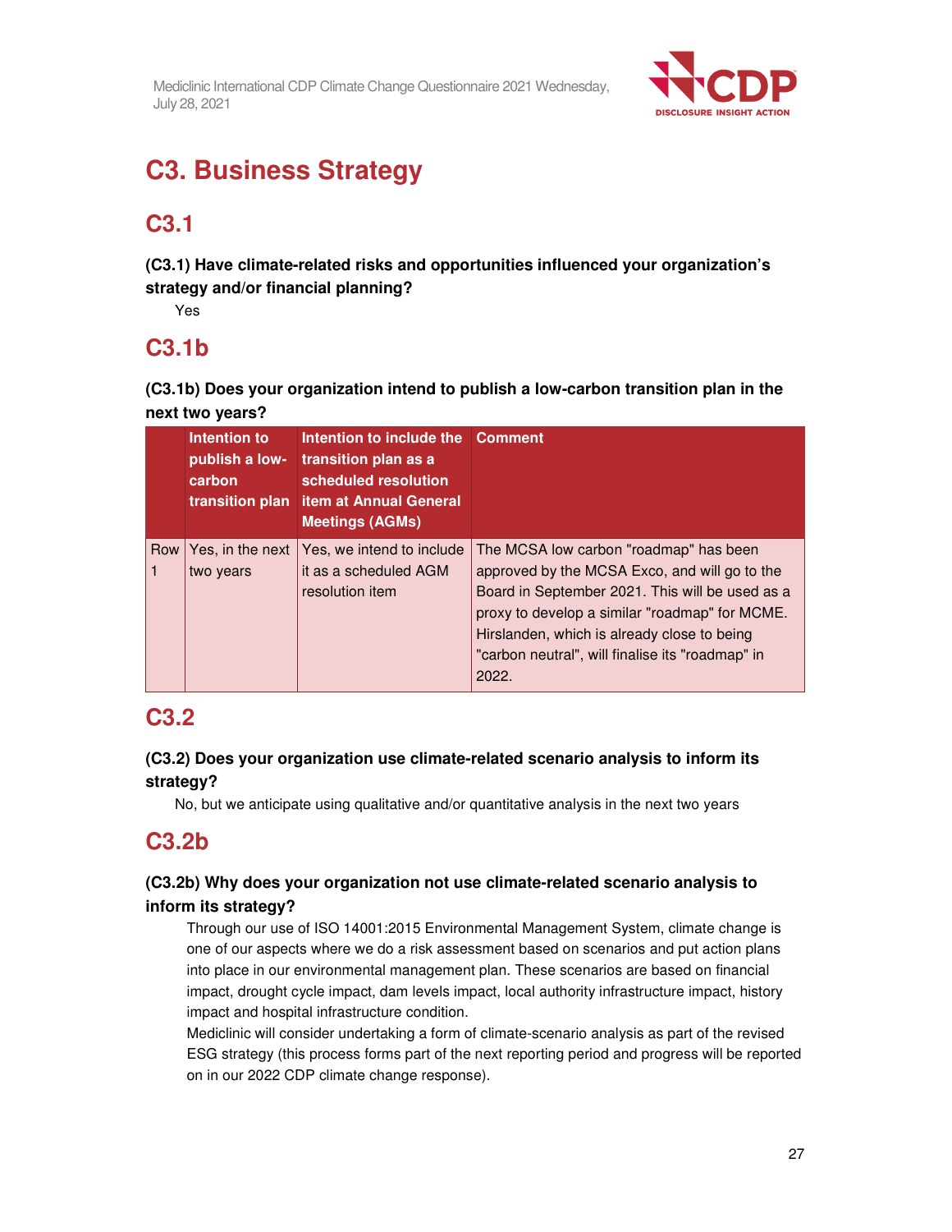# C3. Business Strategy

## C3.1

### (C3.1) Have climate-related risks and opportunities influenced your organization's strategy and/or financial planning?

Yes

## C3.1b

### (C3.1b) Does your organization intend to publish a low-carbon transition plan in the next two years?

| | Intention to publish a low-carbon transition plan | Intention to include the transition plan as a scheduled resolution item at Annual General Meetings (AGMs) | Comment |
|---|---|---|---|
| Row 1 | Yes, in the next two years | Yes, we intend to include it as a scheduled AGM resolution item | The MCSA low carbon "roadmap" has been approved by the MCSA Exco, and will go to the Board in September 2021. This will be used as a proxy to develop a similar "roadmap" for MCME. Hirslanden, which is already close to being "carbon neutral", will finalise its "roadmap" in 2022. |

## C3.2

### (C3.2) Does your organization use climate-related scenario analysis to inform its strategy?

No, but we anticipate using qualitative and/or quantitative analysis in the next two years

## C3.2b

### (C3.2b) Why does your organization not use climate-related scenario analysis to inform its strategy?

Through our use of ISO 14001:2015 Environmental Management System, climate change is one of our aspects where we do a risk assessment based on scenarios and put action plans into place in our environmental management plan. These scenarios are based on financial impact, drought cycle impact, dam levels impact, local authority infrastructure impact, history impact and hospital infrastructure condition.

Mediclinic will consider undertaking a form of climate-scenario analysis as part of the revised ESG strategy (this process forms part of the next reporting period and progress will be reported on in our 2022 CDP climate change response).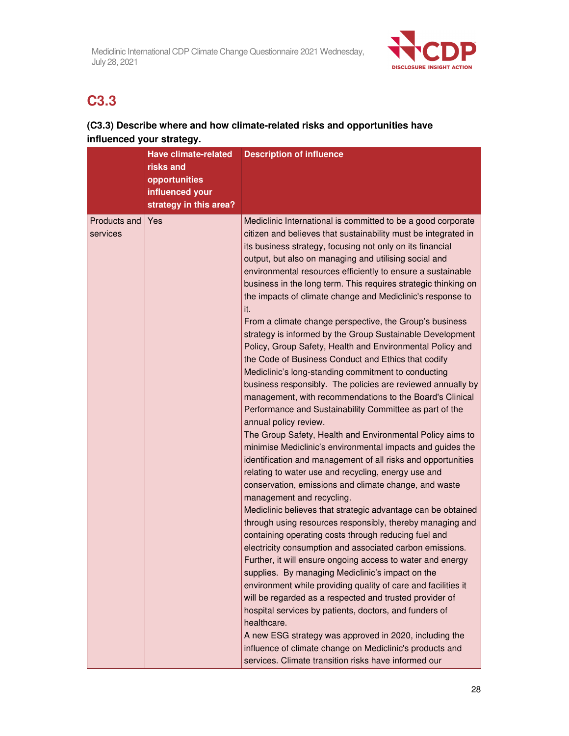## C3.3

**(C3.3) Describe where and how climate-related risks and opportunities have influenced your strategy.**

| | Have climate-related risks and opportunities influenced your strategy in this area? | Description of influence |
|---|---|---|
| Products and services | Yes | Mediclinic International is committed to be a good corporate citizen and believes that sustainability must be integrated in its business strategy, focusing not only on its financial output, but also on managing and utilising social and environmental resources efficiently to ensure a sustainable business in the long term. This requires strategic thinking on the impacts of climate change and Mediclinic's response to it.<br>From a climate change perspective, the Group's business strategy is informed by the Group Sustainable Development Policy, Group Safety, Health and Environmental Policy and the Code of Business Conduct and Ethics that codify Mediclinic's long-standing commitment to conducting business responsibly. The policies are reviewed annually by management, with recommendations to the Board's Clinical Performance and Sustainability Committee as part of the annual policy review.<br>The Group Safety, Health and Environmental Policy aims to minimise Mediclinic's environmental impacts and guides the identification and management of all risks and opportunities relating to water use and recycling, energy use and conservation, emissions and climate change, and waste management and recycling.<br>Mediclinic believes that strategic advantage can be obtained through using resources responsibly, thereby managing and containing operating costs through reducing fuel and electricity consumption and associated carbon emissions. Further, it will ensure ongoing access to water and energy supplies. By managing Mediclinic's impact on the environment while providing quality of care and facilities it will be regarded as a respected and trusted provider of hospital services by patients, doctors, and funders of healthcare.<br>A new ESG strategy was approved in 2020, including the influence of climate change on Mediclinic's products and services. Climate transition risks have informed our |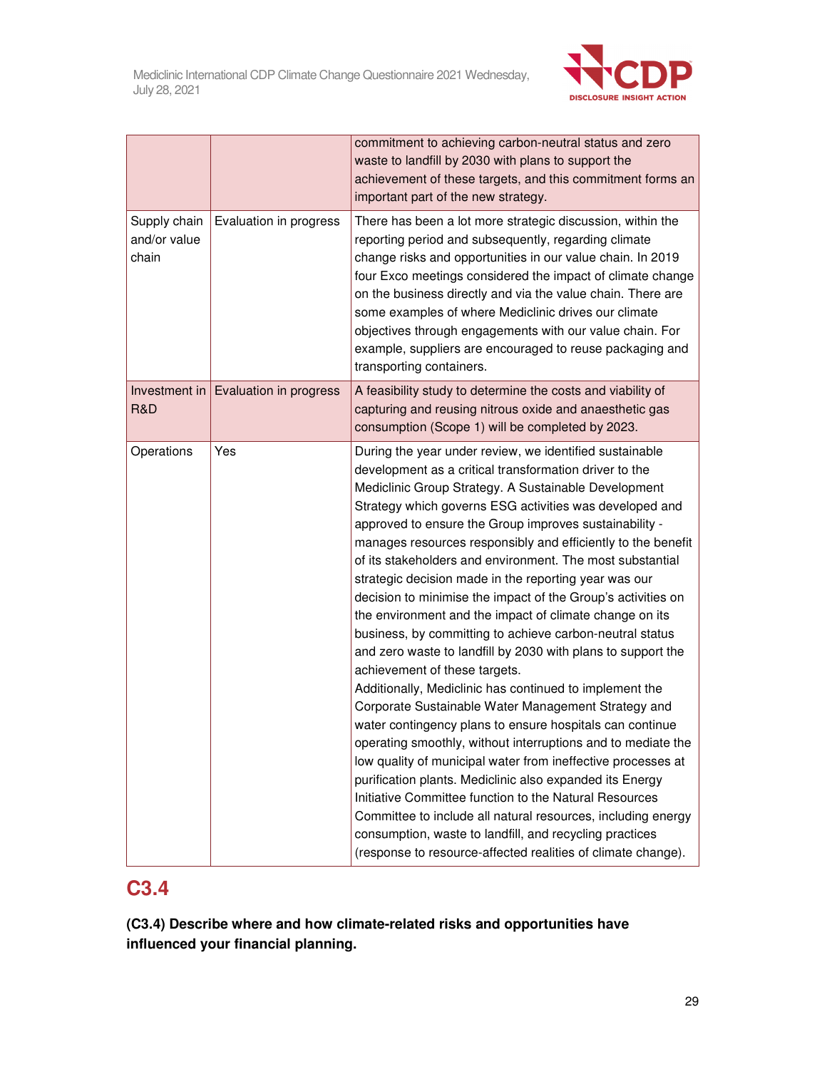| | | |
|---|---|---|
| | | commitment to achieving carbon-neutral status and zero waste to landfill by 2030 with plans to support the achievement of these targets, and this commitment forms an important part of the new strategy. |
| Supply chain and/or value chain | Evaluation in progress | There has been a lot more strategic discussion, within the reporting period and subsequently, regarding climate change risks and opportunities in our value chain. In 2019 four Exco meetings considered the impact of climate change on the business directly and via the value chain. There are some examples of where Mediclinic drives our climate objectives through engagements with our value chain. For example, suppliers are encouraged to reuse packaging and transporting containers. |
| Investment in R&D | Evaluation in progress | A feasibility study to determine the costs and viability of capturing and reusing nitrous oxide and anaesthetic gas consumption (Scope 1) will be completed by 2023. |
| Operations | Yes | During the year under review, we identified sustainable development as a critical transformation driver to the Mediclinic Group Strategy. A Sustainable Development Strategy which governs ESG activities was developed and approved to ensure the Group improves sustainability - manages resources responsibly and efficiently to the benefit of its stakeholders and environment. The most substantial strategic decision made in the reporting year was our decision to minimise the impact of the Group's activities on the environment and the impact of climate change on its business, by committing to achieve carbon-neutral status and zero waste to landfill by 2030 with plans to support the achievement of these targets.<br>Additionally, Mediclinic has continued to implement the Corporate Sustainable Water Management Strategy and water contingency plans to ensure hospitals can continue operating smoothly, without interruptions and to mediate the low quality of municipal water from ineffective processes at purification plants. Mediclinic also expanded its Energy Initiative Committee function to the Natural Resources Committee to include all natural resources, including energy consumption, waste to landfill, and recycling practices (response to resource-affected realities of climate change). |

## C3.4

**(C3.4) Describe where and how climate-related risks and opportunities have influenced your financial planning.**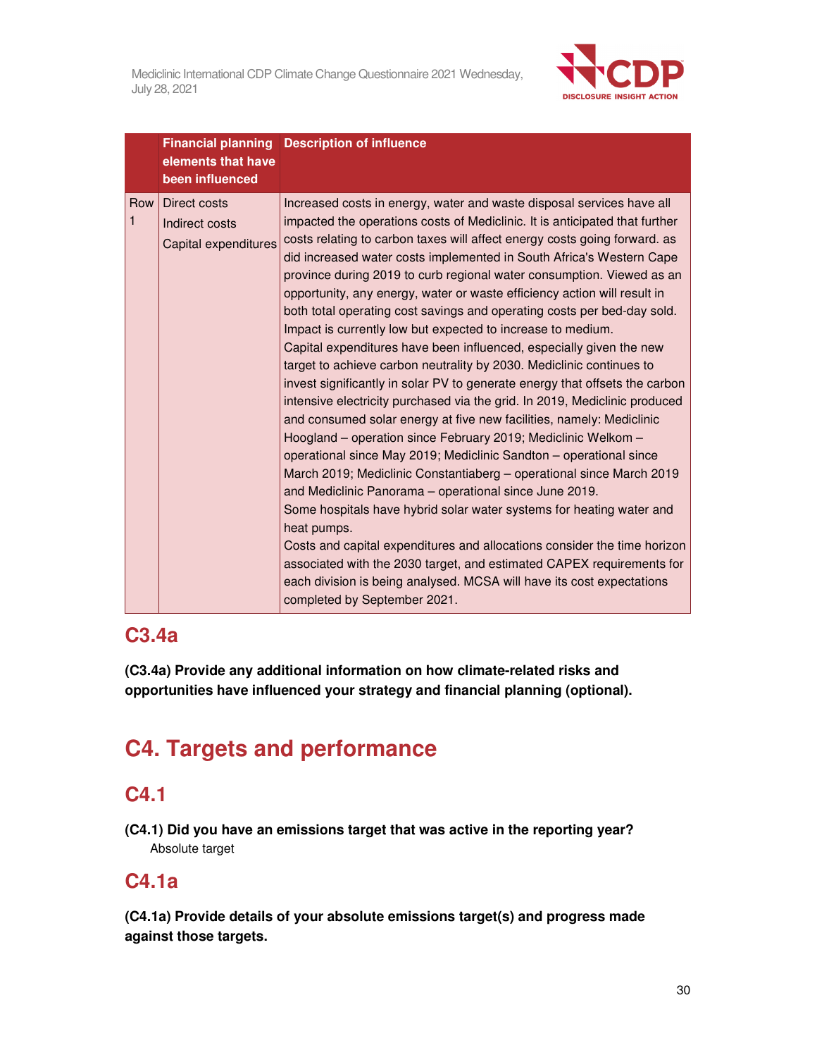| | Financial planning elements that have been influenced | Description of influence |
|---|---|---|
| Row 1 | Direct costs<br>Indirect costs<br>Capital expenditures | Increased costs in energy, water and waste disposal services have all impacted the operations costs of Mediclinic. It is anticipated that further costs relating to carbon taxes will affect energy costs going forward. as did increased water costs implemented in South Africa's Western Cape province during 2019 to curb regional water consumption. Viewed as an opportunity, any energy, water or waste efficiency action will result in both total operating cost savings and operating costs per bed-day sold. Impact is currently low but expected to increase to medium.<br>Capital expenditures have been influenced, especially given the new target to achieve carbon neutrality by 2030. Mediclinic continues to invest significantly in solar PV to generate energy that offsets the carbon intensive electricity purchased via the grid. In 2019, Mediclinic produced and consumed solar energy at five new facilities, namely: Mediclinic Hoogland – operation since February 2019; Mediclinic Welkom – operational since May 2019; Mediclinic Sandton – operational since March 2019; Mediclinic Constantiaberg – operational since March 2019 and Mediclinic Panorama – operational since June 2019.<br>Some hospitals have hybrid solar water systems for heating water and heat pumps.<br>Costs and capital expenditures and allocations consider the time horizon associated with the 2030 target, and estimated CAPEX requirements for each division is being analysed. MCSA will have its cost expectations completed by September 2021. |

## C3.4a

**(C3.4a) Provide any additional information on how climate-related risks and opportunities have influenced your strategy and financial planning (optional).**

# C4. Targets and performance

## C4.1

**(C4.1) Did you have an emissions target that was active in the reporting year?**

Absolute target

## C4.1a

**(C4.1a) Provide details of your absolute emissions target(s) and progress made against those targets.**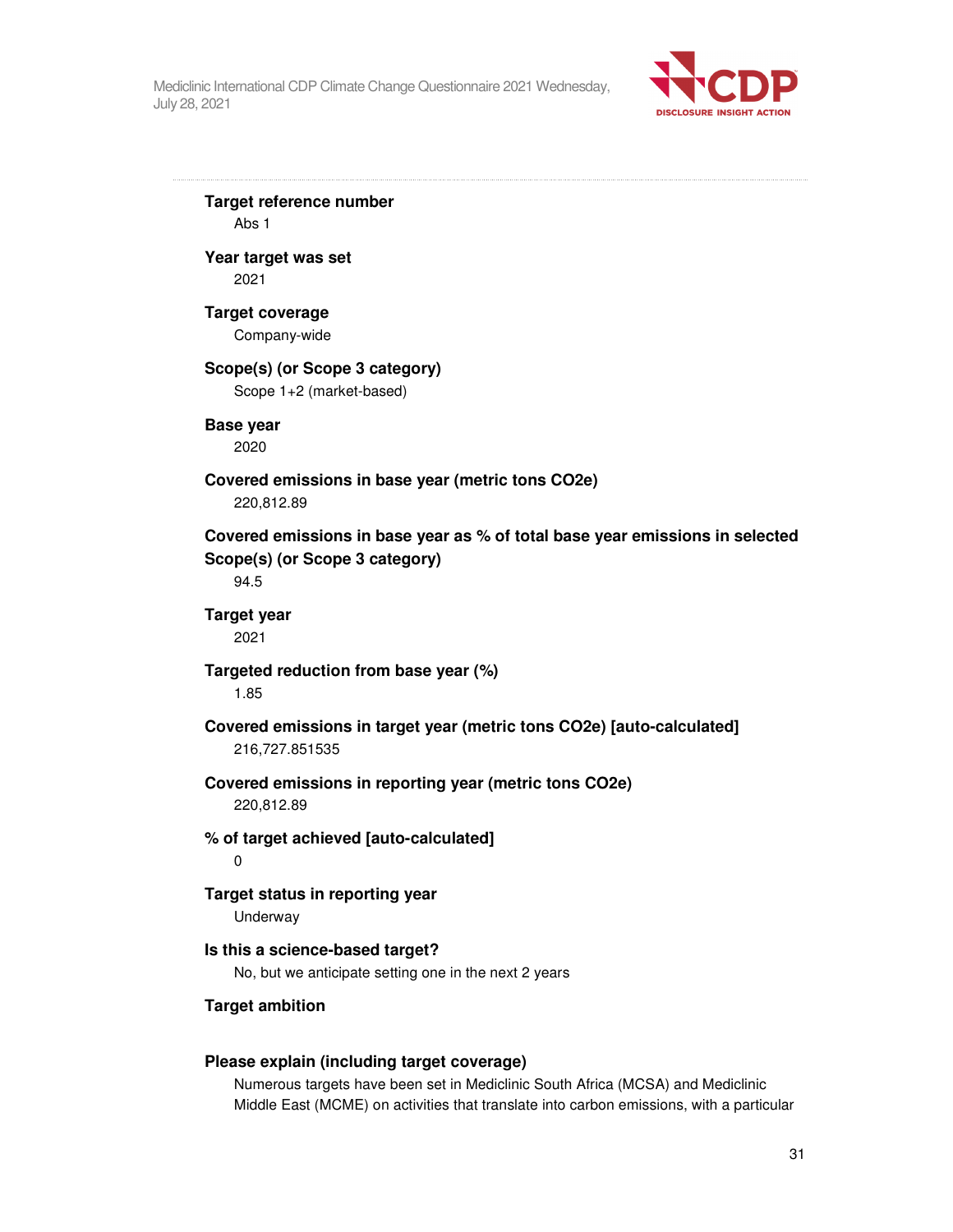**Target reference number**

Abs 1

**Year target was set**

2021

**Target coverage**

Company-wide

**Scope(s) (or Scope 3 category)**

Scope 1+2 (market-based)

**Base year**

2020

**Covered emissions in base year (metric tons CO2e)**

220,812.89

**Covered emissions in base year as % of total base year emissions in selected Scope(s) (or Scope 3 category)**

94.5

**Target year**

2021

**Targeted reduction from base year (%)**

1.85

**Covered emissions in target year (metric tons CO2e) [auto-calculated]**

216,727.851535

**Covered emissions in reporting year (metric tons CO2e)**

220,812.89

**% of target achieved [auto-calculated]**

0

**Target status in reporting year**

Underway

**Is this a science-based target?**

No, but we anticipate setting one in the next 2 years

**Target ambition**

**Please explain (including target coverage)**

Numerous targets have been set in Mediclinic South Africa (MCSA) and Mediclinic Middle East (MCME) on activities that translate into carbon emissions, with a particular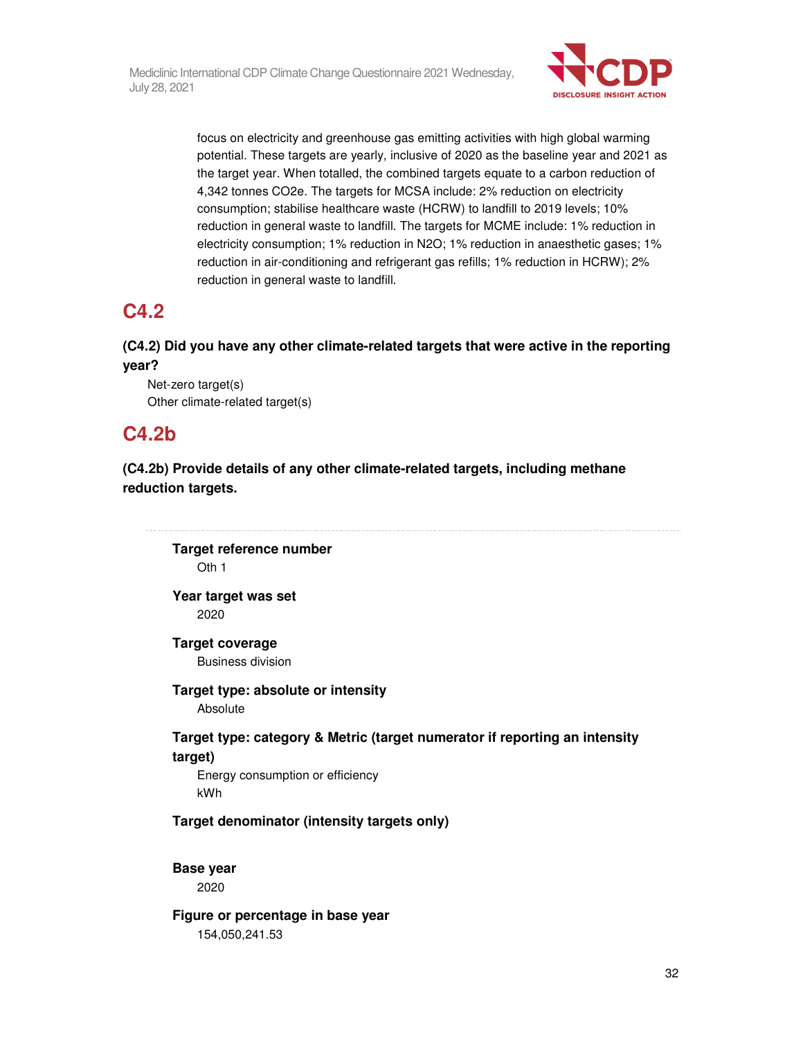focus on electricity and greenhouse gas emitting activities with high global warming potential. These targets are yearly, inclusive of 2020 as the baseline year and 2021 as the target year. When totalled, the combined targets equate to a carbon reduction of 4,342 tonnes CO2e. The targets for MCSA include: 2% reduction on electricity consumption; stabilise healthcare waste (HCRW) to landfill to 2019 levels; 10% reduction in general waste to landfill. The targets for MCME include: 1% reduction in electricity consumption; 1% reduction in N2O; 1% reduction in anaesthetic gases; 1% reduction in air-conditioning and refrigerant gas refills; 1% reduction in HCRW); 2% reduction in general waste to landfill.

## C4.2

**(C4.2) Did you have any other climate-related targets that were active in the reporting year?**

Net-zero target(s)
Other climate-related target(s)

## C4.2b

**(C4.2b) Provide details of any other climate-related targets, including methane reduction targets.**

**Target reference number**
Oth 1

**Year target was set**
2020

**Target coverage**
Business division

**Target type: absolute or intensity**
Absolute

**Target type: category & Metric (target numerator if reporting an intensity target)**
Energy consumption or efficiency
kWh

**Target denominator (intensity targets only)**

**Base year**
2020

**Figure or percentage in base year**
154,050,241.53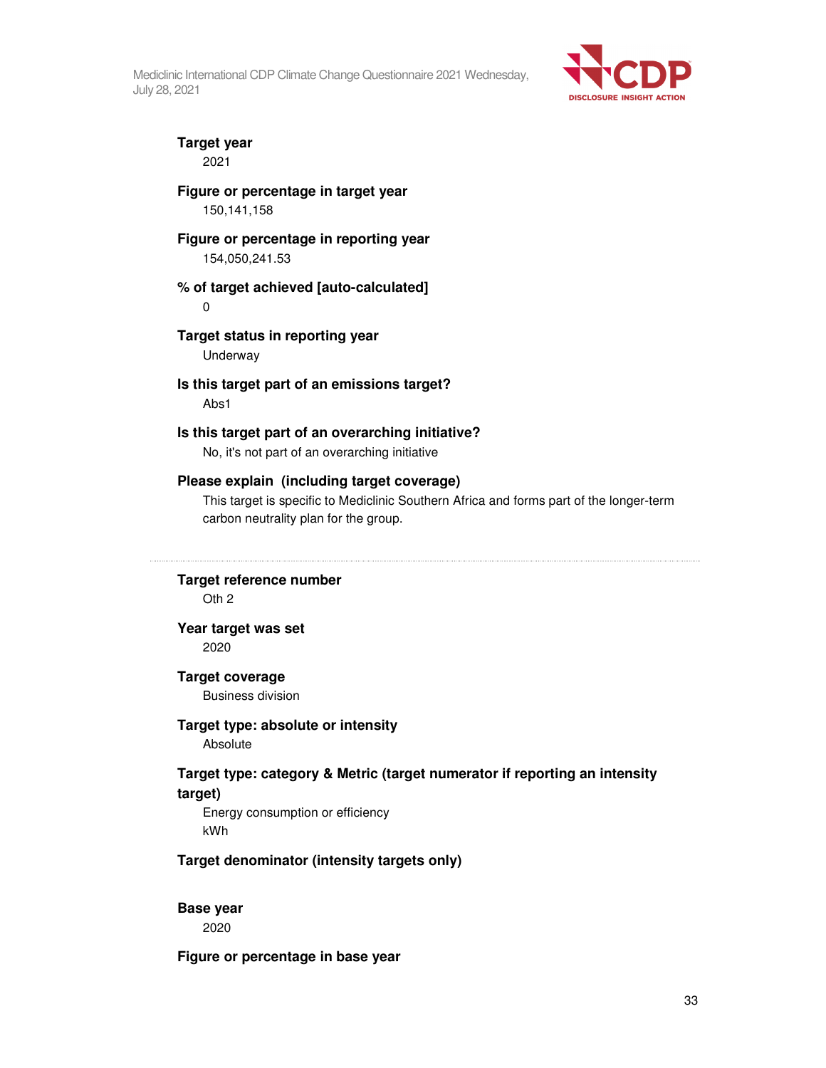**Target year**

2021

**Figure or percentage in target year**

150,141,158

**Figure or percentage in reporting year**

154,050,241.53

**% of target achieved [auto-calculated]**

0

**Target status in reporting year**

Underway

**Is this target part of an emissions target?**

Abs1

**Is this target part of an overarching initiative?**

No, it's not part of an overarching initiative

**Please explain (including target coverage)**

This target is specific to Mediclinic Southern Africa and forms part of the longer-term carbon neutrality plan for the group.

---

**Target reference number**

Oth 2

**Year target was set**

2020

**Target coverage**

Business division

**Target type: absolute or intensity**

Absolute

**Target type: category & Metric (target numerator if reporting an intensity target)**

Energy consumption or efficiency

kWh

**Target denominator (intensity targets only)**

**Base year**

2020

**Figure or percentage in base year**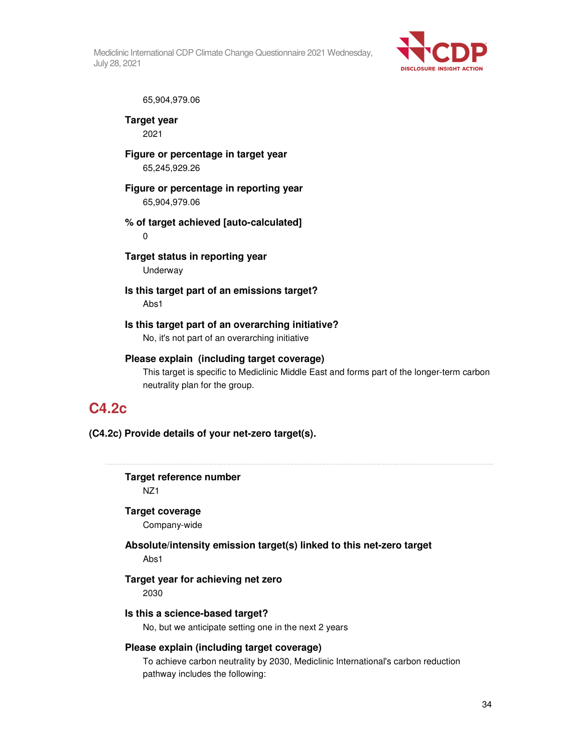65,904,979.06

**Target year**

2021

**Figure or percentage in target year**

65,245,929.26

**Figure or percentage in reporting year**

65,904,979.06

**% of target achieved [auto-calculated]**

0

**Target status in reporting year**

Underway

**Is this target part of an emissions target?**

Abs1

**Is this target part of an overarching initiative?**

No, it's not part of an overarching initiative

**Please explain (including target coverage)**

This target is specific to Mediclinic Middle East and forms part of the longer-term carbon neutrality plan for the group.

## C4.2c

**(C4.2c) Provide details of your net-zero target(s).**

---

**Target reference number**

NZ1

**Target coverage**

Company-wide

**Absolute/intensity emission target(s) linked to this net-zero target**

Abs1

**Target year for achieving net zero**

2030

**Is this a science-based target?**

No, but we anticipate setting one in the next 2 years

**Please explain (including target coverage)**

To achieve carbon neutrality by 2030, Mediclinic International's carbon reduction pathway includes the following: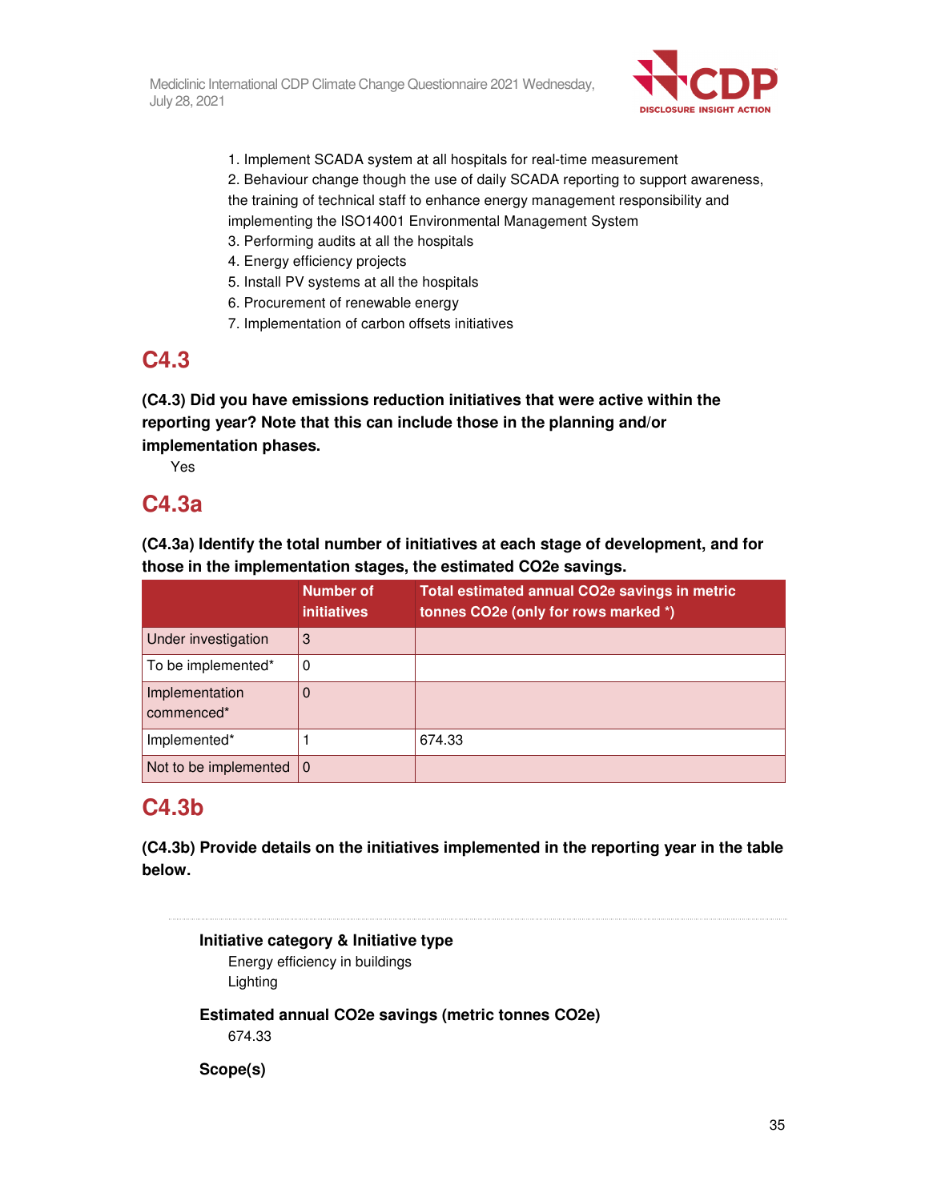1. Implement SCADA system at all hospitals for real-time measurement
2. Behaviour change though the use of daily SCADA reporting to support awareness, the training of technical staff to enhance energy management responsibility and implementing the ISO14001 Environmental Management System
3. Performing audits at all the hospitals
4. Energy efficiency projects
5. Install PV systems at all the hospitals
6. Procurement of renewable energy
7. Implementation of carbon offsets initiatives

## C4.3

**(C4.3) Did you have emissions reduction initiatives that were active within the reporting year? Note that this can include those in the planning and/or implementation phases.**

Yes

## C4.3a

**(C4.3a) Identify the total number of initiatives at each stage of development, and for those in the implementation stages, the estimated CO2e savings.**

| | Number of initiatives | Total estimated annual CO2e savings in metric tonnes CO2e (only for rows marked *) |
|---|---|---|
| Under investigation | 3 | |
| To be implemented* | 0 | |
| Implementation commenced* | 0 | |
| Implemented* | 1 | 674.33 |
| Not to be implemented | 0 | |

## C4.3b

**(C4.3b) Provide details on the initiatives implemented in the reporting year in the table below.**

**Initiative category & Initiative type**

Energy efficiency in buildings

Lighting

**Estimated annual CO2e savings (metric tonnes CO2e)**

674.33

**Scope(s)**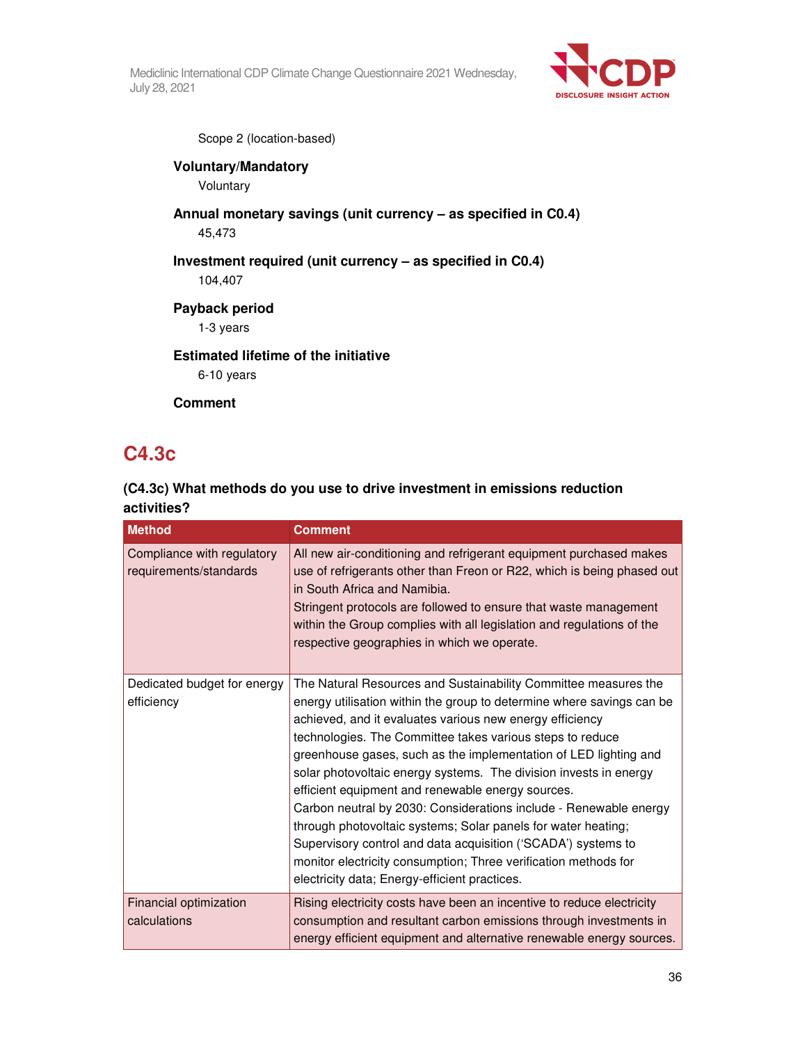Scope 2 (location-based)

**Voluntary/Mandatory**

Voluntary

**Annual monetary savings (unit currency – as specified in C0.4)**

45,473

**Investment required (unit currency – as specified in C0.4)**

104,407

**Payback period**

1-3 years

**Estimated lifetime of the initiative**

6-10 years

**Comment**

## C4.3c

### (C4.3c) What methods do you use to drive investment in emissions reduction activities?

| Method | Comment |
|---|---|
| Compliance with regulatory requirements/standards | All new air-conditioning and refrigerant equipment purchased makes use of refrigerants other than Freon or R22, which is being phased out in South Africa and Namibia.<br>Stringent protocols are followed to ensure that waste management within the Group complies with all legislation and regulations of the respective geographies in which we operate. |
| Dedicated budget for energy efficiency | The Natural Resources and Sustainability Committee measures the energy utilisation within the group to determine where savings can be achieved, and it evaluates various new energy efficiency technologies. The Committee takes various steps to reduce greenhouse gases, such as the implementation of LED lighting and solar photovoltaic energy systems. The division invests in energy efficient equipment and renewable energy sources.<br>Carbon neutral by 2030: Considerations include - Renewable energy through photovoltaic systems; Solar panels for water heating; Supervisory control and data acquisition ('SCADA') systems to monitor electricity consumption; Three verification methods for electricity data; Energy-efficient practices. |
| Financial optimization calculations | Rising electricity costs have been an incentive to reduce electricity consumption and resultant carbon emissions through investments in energy efficient equipment and alternative renewable energy sources. |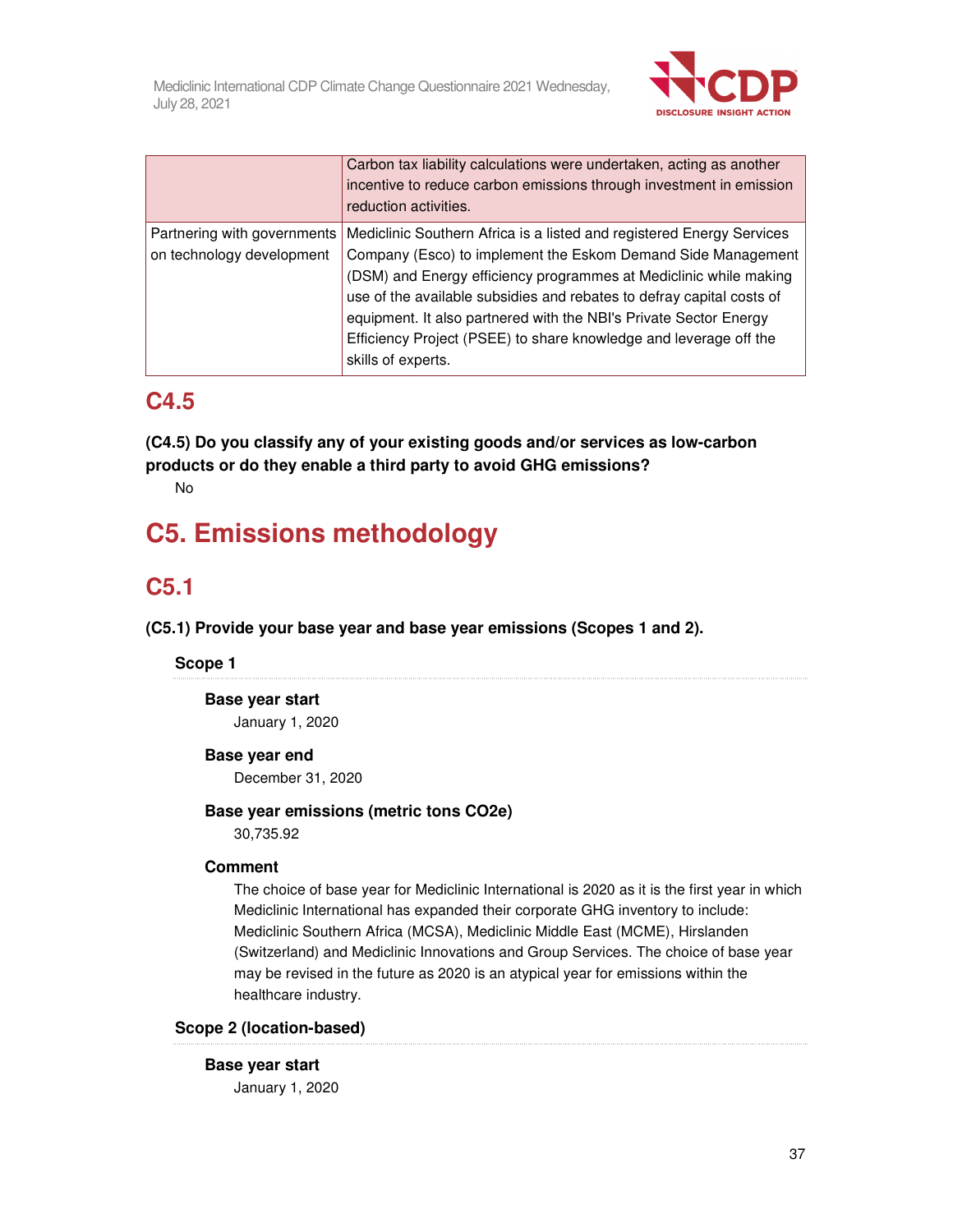|  |  |
|---|---|
|  | Carbon tax liability calculations were undertaken, acting as another incentive to reduce carbon emissions through investment in emission reduction activities. |
| Partnering with governments on technology development | Mediclinic Southern Africa is a listed and registered Energy Services Company (Esco) to implement the Eskom Demand Side Management (DSM) and Energy efficiency programmes at Mediclinic while making use of the available subsidies and rebates to defray capital costs of equipment. It also partnered with the NBI's Private Sector Energy Efficiency Project (PSEE) to share knowledge and leverage off the skills of experts. |

## C4.5

**(C4.5) Do you classify any of your existing goods and/or services as low-carbon products or do they enable a third party to avoid GHG emissions?**

No

# C5. Emissions methodology

## C5.1

**(C5.1) Provide your base year and base year emissions (Scopes 1 and 2).**

### Scope 1

**Base year start**

January 1, 2020

**Base year end**

December 31, 2020

**Base year emissions (metric tons CO2e)**

30,735.92

**Comment**

The choice of base year for Mediclinic International is 2020 as it is the first year in which Mediclinic International has expanded their corporate GHG inventory to include: Mediclinic Southern Africa (MCSA), Mediclinic Middle East (MCME), Hirslanden (Switzerland) and Mediclinic Innovations and Group Services. The choice of base year may be revised in the future as 2020 is an atypical year for emissions within the healthcare industry.

### Scope 2 (location-based)

**Base year start**

January 1, 2020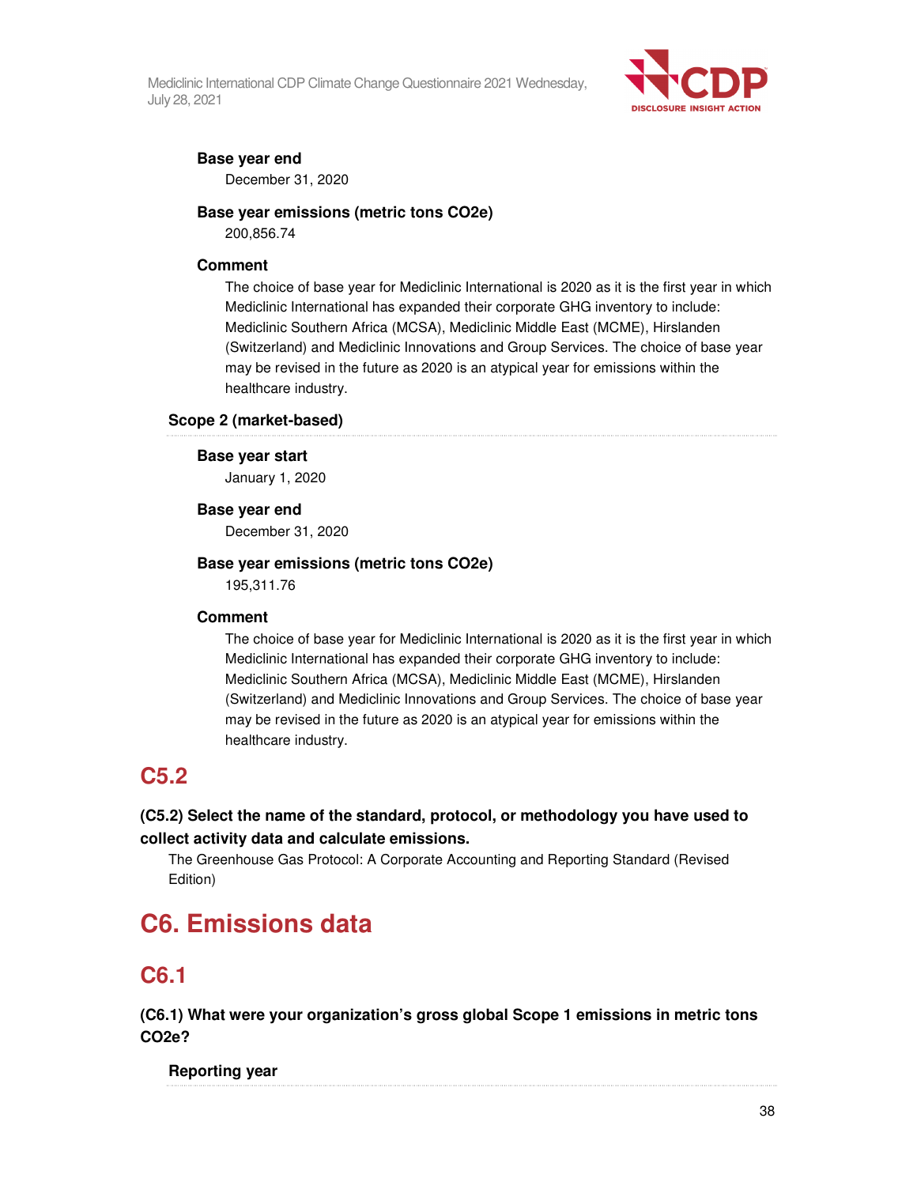**Base year end**

December 31, 2020

**Base year emissions (metric tons CO2e)**

200,856.74

**Comment**

The choice of base year for Mediclinic International is 2020 as it is the first year in which Mediclinic International has expanded their corporate GHG inventory to include: Mediclinic Southern Africa (MCSA), Mediclinic Middle East (MCME), Hirslanden (Switzerland) and Mediclinic Innovations and Group Services. The choice of base year may be revised in the future as 2020 is an atypical year for emissions within the healthcare industry.

**Scope 2 (market-based)**

**Base year start**

January 1, 2020

**Base year end**

December 31, 2020

**Base year emissions (metric tons CO2e)**

195,311.76

**Comment**

The choice of base year for Mediclinic International is 2020 as it is the first year in which Mediclinic International has expanded their corporate GHG inventory to include: Mediclinic Southern Africa (MCSA), Mediclinic Middle East (MCME), Hirslanden (Switzerland) and Mediclinic Innovations and Group Services. The choice of base year may be revised in the future as 2020 is an atypical year for emissions within the healthcare industry.

## C5.2

**(C5.2) Select the name of the standard, protocol, or methodology you have used to collect activity data and calculate emissions.**

The Greenhouse Gas Protocol: A Corporate Accounting and Reporting Standard (Revised Edition)

# C6. Emissions data

## C6.1

**(C6.1) What were your organization's gross global Scope 1 emissions in metric tons CO2e?**

**Reporting year**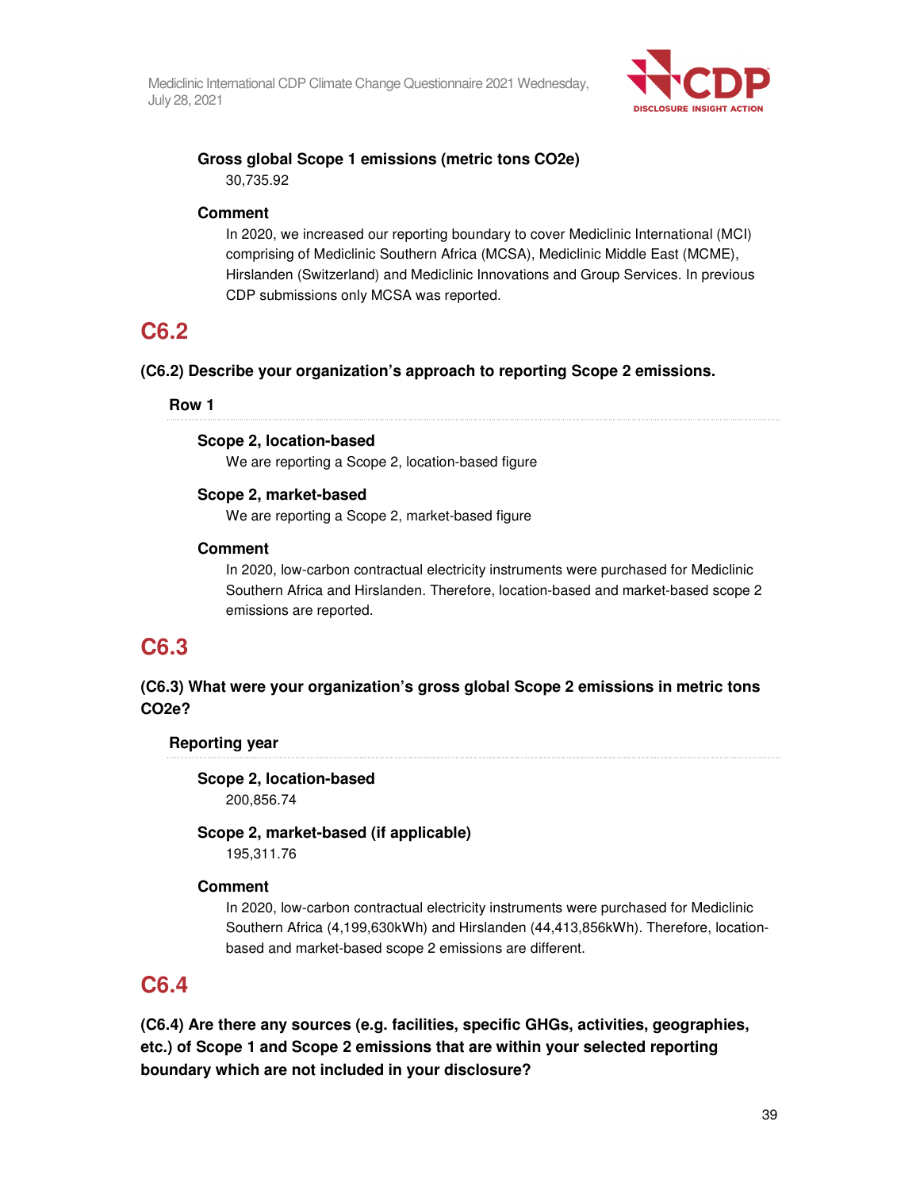**Gross global Scope 1 emissions (metric tons CO2e)**

30,735.92

**Comment**

In 2020, we increased our reporting boundary to cover Mediclinic International (MCI) comprising of Mediclinic Southern Africa (MCSA), Mediclinic Middle East (MCME), Hirslanden (Switzerland) and Mediclinic Innovations and Group Services. In previous CDP submissions only MCSA was reported.

## C6.2

**(C6.2) Describe your organization's approach to reporting Scope 2 emissions.**

**Row 1**

**Scope 2, location-based**

We are reporting a Scope 2, location-based figure

**Scope 2, market-based**

We are reporting a Scope 2, market-based figure

**Comment**

In 2020, low-carbon contractual electricity instruments were purchased for Mediclinic Southern Africa and Hirslanden. Therefore, location-based and market-based scope 2 emissions are reported.

## C6.3

**(C6.3) What were your organization's gross global Scope 2 emissions in metric tons CO2e?**

**Reporting year**

**Scope 2, location-based**

200,856.74

**Scope 2, market-based (if applicable)**

195,311.76

**Comment**

In 2020, low-carbon contractual electricity instruments were purchased for Mediclinic Southern Africa (4,199,630kWh) and Hirslanden (44,413,856kWh). Therefore, location-based and market-based scope 2 emissions are different.

## C6.4

**(C6.4) Are there any sources (e.g. facilities, specific GHGs, activities, geographies, etc.) of Scope 1 and Scope 2 emissions that are within your selected reporting boundary which are not included in your disclosure?**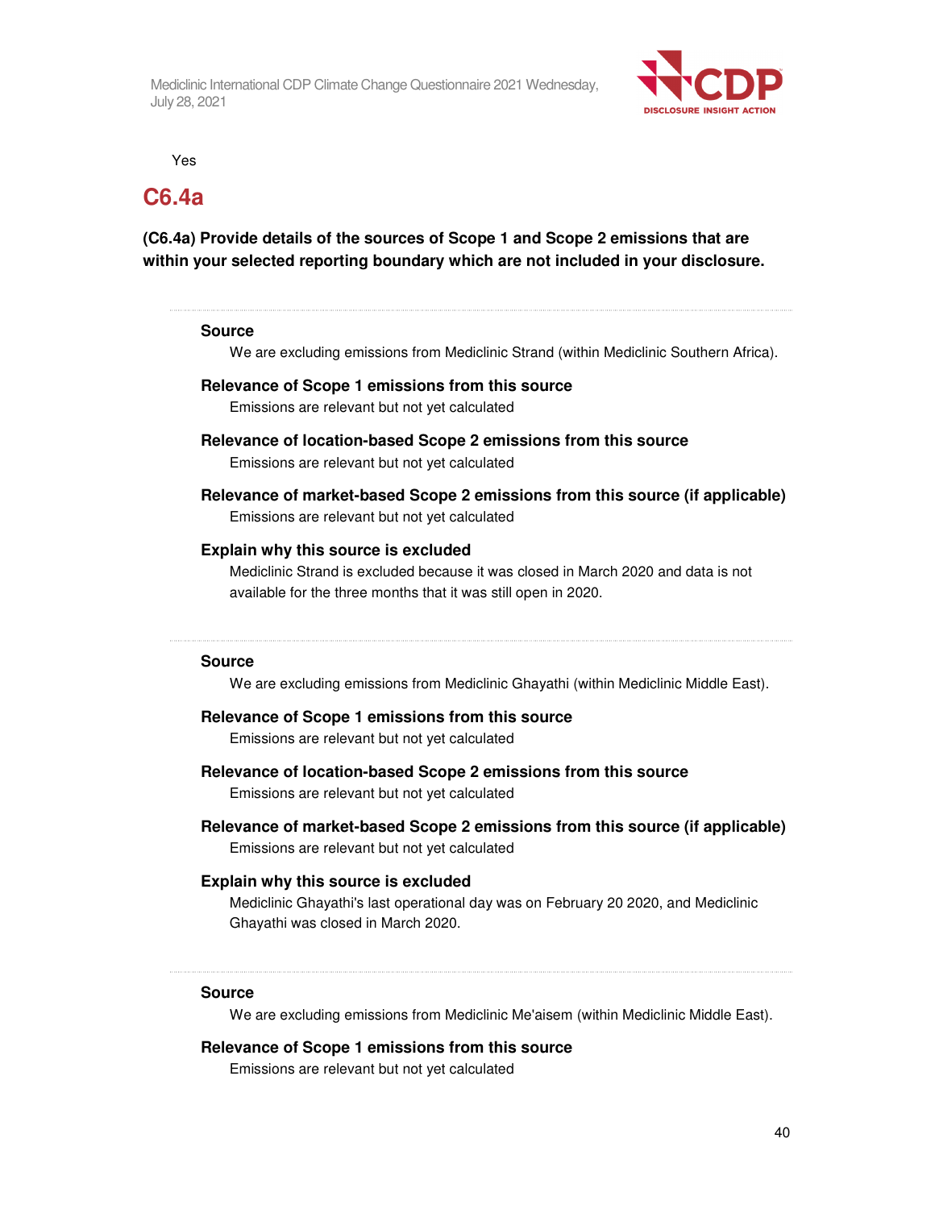Yes

## C6.4a

**(C6.4a) Provide details of the sources of Scope 1 and Scope 2 emissions that are within your selected reporting boundary which are not included in your disclosure.**

---

**Source**

We are excluding emissions from Mediclinic Strand (within Mediclinic Southern Africa).

**Relevance of Scope 1 emissions from this source**

Emissions are relevant but not yet calculated

**Relevance of location-based Scope 2 emissions from this source**

Emissions are relevant but not yet calculated

**Relevance of market-based Scope 2 emissions from this source (if applicable)**

Emissions are relevant but not yet calculated

**Explain why this source is excluded**

Mediclinic Strand is excluded because it was closed in March 2020 and data is not available for the three months that it was still open in 2020.

---

**Source**

We are excluding emissions from Mediclinic Ghayathi (within Mediclinic Middle East).

**Relevance of Scope 1 emissions from this source**

Emissions are relevant but not yet calculated

**Relevance of location-based Scope 2 emissions from this source**

Emissions are relevant but not yet calculated

**Relevance of market-based Scope 2 emissions from this source (if applicable)**

Emissions are relevant but not yet calculated

**Explain why this source is excluded**

Mediclinic Ghayathi's last operational day was on February 20 2020, and Mediclinic Ghayathi was closed in March 2020.

---

**Source**

We are excluding emissions from Mediclinic Me'aisem (within Mediclinic Middle East).

**Relevance of Scope 1 emissions from this source**

Emissions are relevant but not yet calculated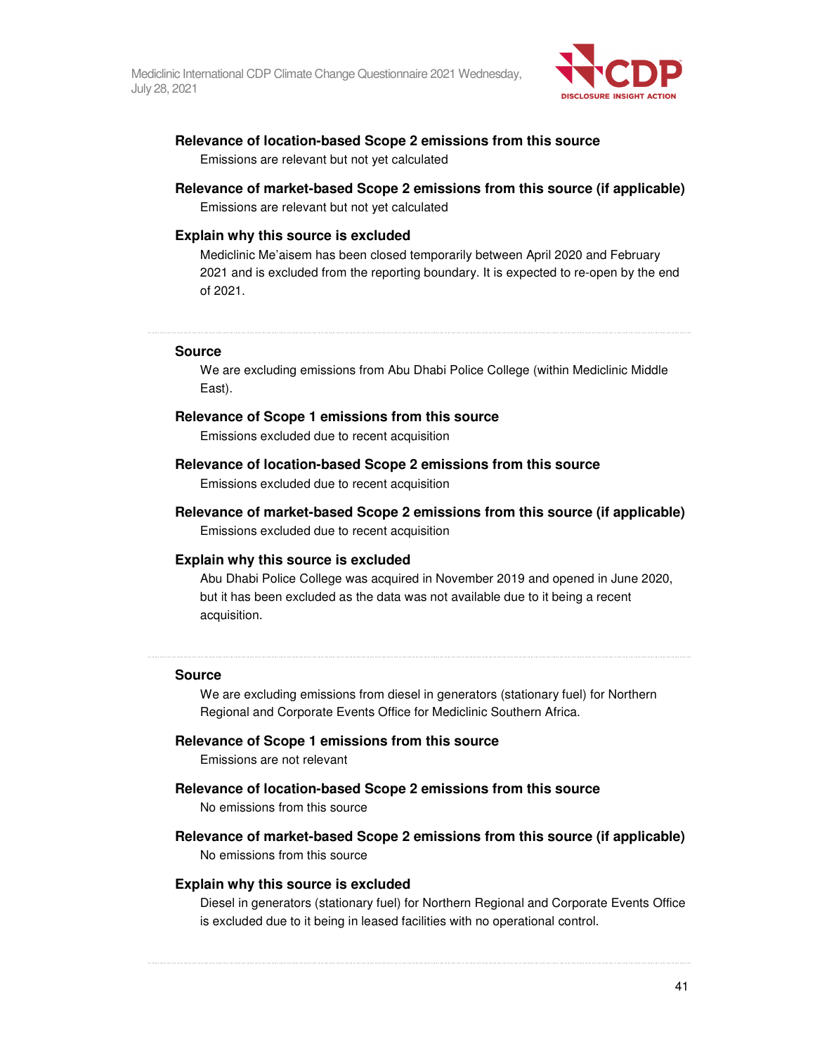**Relevance of location-based Scope 2 emissions from this source**

Emissions are relevant but not yet calculated

**Relevance of market-based Scope 2 emissions from this source (if applicable)**

Emissions are relevant but not yet calculated

**Explain why this source is excluded**

Mediclinic Me'aisem has been closed temporarily between April 2020 and February 2021 and is excluded from the reporting boundary. It is expected to re-open by the end of 2021.

---

**Source**

We are excluding emissions from Abu Dhabi Police College (within Mediclinic Middle East).

**Relevance of Scope 1 emissions from this source**

Emissions excluded due to recent acquisition

**Relevance of location-based Scope 2 emissions from this source**

Emissions excluded due to recent acquisition

**Relevance of market-based Scope 2 emissions from this source (if applicable)**

Emissions excluded due to recent acquisition

**Explain why this source is excluded**

Abu Dhabi Police College was acquired in November 2019 and opened in June 2020, but it has been excluded as the data was not available due to it being a recent acquisition.

---

**Source**

We are excluding emissions from diesel in generators (stationary fuel) for Northern Regional and Corporate Events Office for Mediclinic Southern Africa.

**Relevance of Scope 1 emissions from this source**

Emissions are not relevant

**Relevance of location-based Scope 2 emissions from this source**

No emissions from this source

**Relevance of market-based Scope 2 emissions from this source (if applicable)**

No emissions from this source

**Explain why this source is excluded**

Diesel in generators (stationary fuel) for Northern Regional and Corporate Events Office is excluded due to it being in leased facilities with no operational control.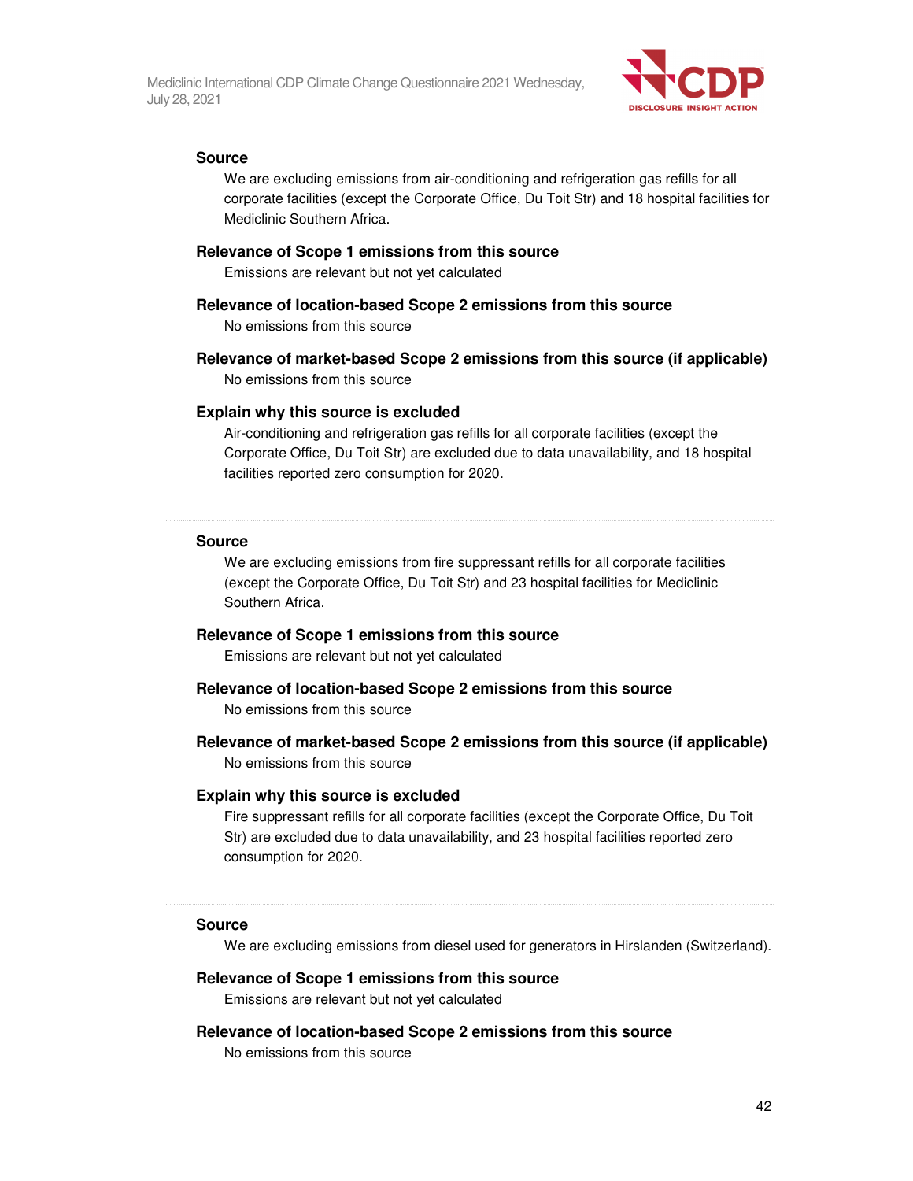**Source**

We are excluding emissions from air-conditioning and refrigeration gas refills for all corporate facilities (except the Corporate Office, Du Toit Str) and 18 hospital facilities for Mediclinic Southern Africa.

**Relevance of Scope 1 emissions from this source**

Emissions are relevant but not yet calculated

**Relevance of location-based Scope 2 emissions from this source**

No emissions from this source

**Relevance of market-based Scope 2 emissions from this source (if applicable)**

No emissions from this source

**Explain why this source is excluded**

Air-conditioning and refrigeration gas refills for all corporate facilities (except the Corporate Office, Du Toit Str) are excluded due to data unavailability, and 18 hospital facilities reported zero consumption for 2020.

---

**Source**

We are excluding emissions from fire suppressant refills for all corporate facilities (except the Corporate Office, Du Toit Str) and 23 hospital facilities for Mediclinic Southern Africa.

**Relevance of Scope 1 emissions from this source**

Emissions are relevant but not yet calculated

**Relevance of location-based Scope 2 emissions from this source**

No emissions from this source

**Relevance of market-based Scope 2 emissions from this source (if applicable)**

No emissions from this source

**Explain why this source is excluded**

Fire suppressant refills for all corporate facilities (except the Corporate Office, Du Toit Str) are excluded due to data unavailability, and 23 hospital facilities reported zero consumption for 2020.

---

**Source**

We are excluding emissions from diesel used for generators in Hirslanden (Switzerland).

**Relevance of Scope 1 emissions from this source**

Emissions are relevant but not yet calculated

**Relevance of location-based Scope 2 emissions from this source**

No emissions from this source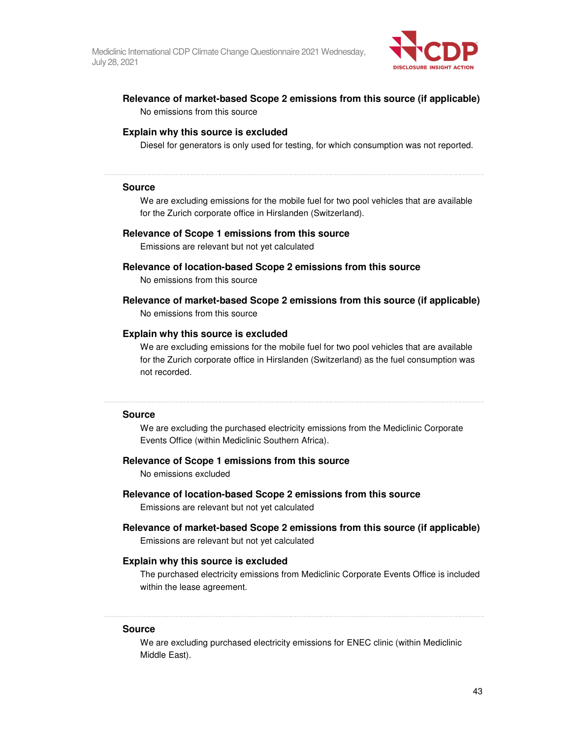**Relevance of market-based Scope 2 emissions from this source (if applicable)**

No emissions from this source

**Explain why this source is excluded**

Diesel for generators is only used for testing, for which consumption was not reported.

---

**Source**

We are excluding emissions for the mobile fuel for two pool vehicles that are available for the Zurich corporate office in Hirslanden (Switzerland).

**Relevance of Scope 1 emissions from this source**

Emissions are relevant but not yet calculated

**Relevance of location-based Scope 2 emissions from this source**

No emissions from this source

**Relevance of market-based Scope 2 emissions from this source (if applicable)**

No emissions from this source

**Explain why this source is excluded**

We are excluding emissions for the mobile fuel for two pool vehicles that are available for the Zurich corporate office in Hirslanden (Switzerland) as the fuel consumption was not recorded.

---

**Source**

We are excluding the purchased electricity emissions from the Mediclinic Corporate Events Office (within Mediclinic Southern Africa).

**Relevance of Scope 1 emissions from this source**

No emissions excluded

**Relevance of location-based Scope 2 emissions from this source**

Emissions are relevant but not yet calculated

**Relevance of market-based Scope 2 emissions from this source (if applicable)**

Emissions are relevant but not yet calculated

**Explain why this source is excluded**

The purchased electricity emissions from Mediclinic Corporate Events Office is included within the lease agreement.

---

**Source**

We are excluding purchased electricity emissions for ENEC clinic (within Mediclinic Middle East).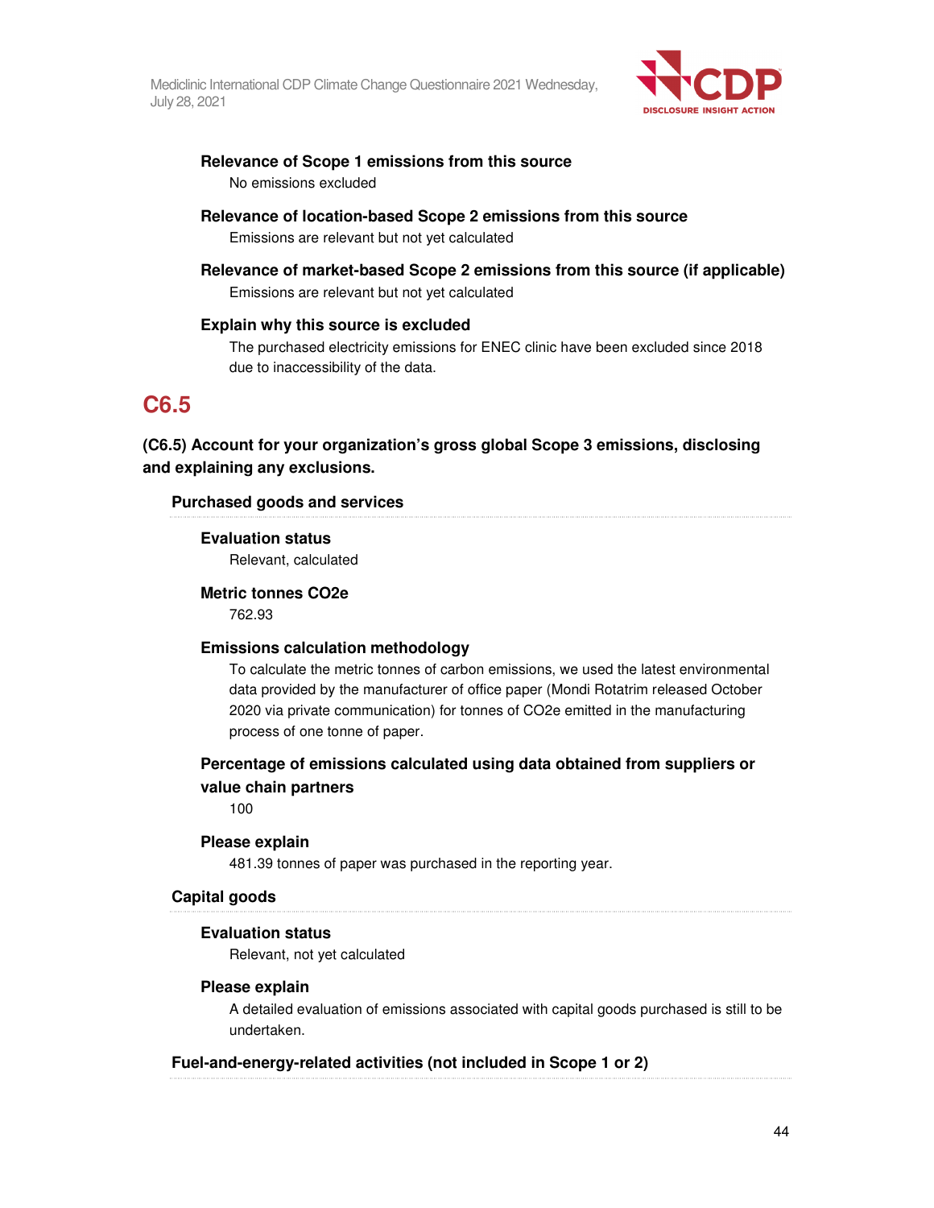**Relevance of Scope 1 emissions from this source**

No emissions excluded

**Relevance of location-based Scope 2 emissions from this source**

Emissions are relevant but not yet calculated

**Relevance of market-based Scope 2 emissions from this source (if applicable)**

Emissions are relevant but not yet calculated

**Explain why this source is excluded**

The purchased electricity emissions for ENEC clinic have been excluded since 2018 due to inaccessibility of the data.

## C6.5

**(C6.5) Account for your organization's gross global Scope 3 emissions, disclosing and explaining any exclusions.**

**Purchased goods and services**

**Evaluation status**

Relevant, calculated

**Metric tonnes CO2e**

762.93

**Emissions calculation methodology**

To calculate the metric tonnes of carbon emissions, we used the latest environmental data provided by the manufacturer of office paper (Mondi Rotatrim released October 2020 via private communication) for tonnes of CO2e emitted in the manufacturing process of one tonne of paper.

**Percentage of emissions calculated using data obtained from suppliers or value chain partners**

100

**Please explain**

481.39 tonnes of paper was purchased in the reporting year.

**Capital goods**

**Evaluation status**

Relevant, not yet calculated

**Please explain**

A detailed evaluation of emissions associated with capital goods purchased is still to be undertaken.

**Fuel-and-energy-related activities (not included in Scope 1 or 2)**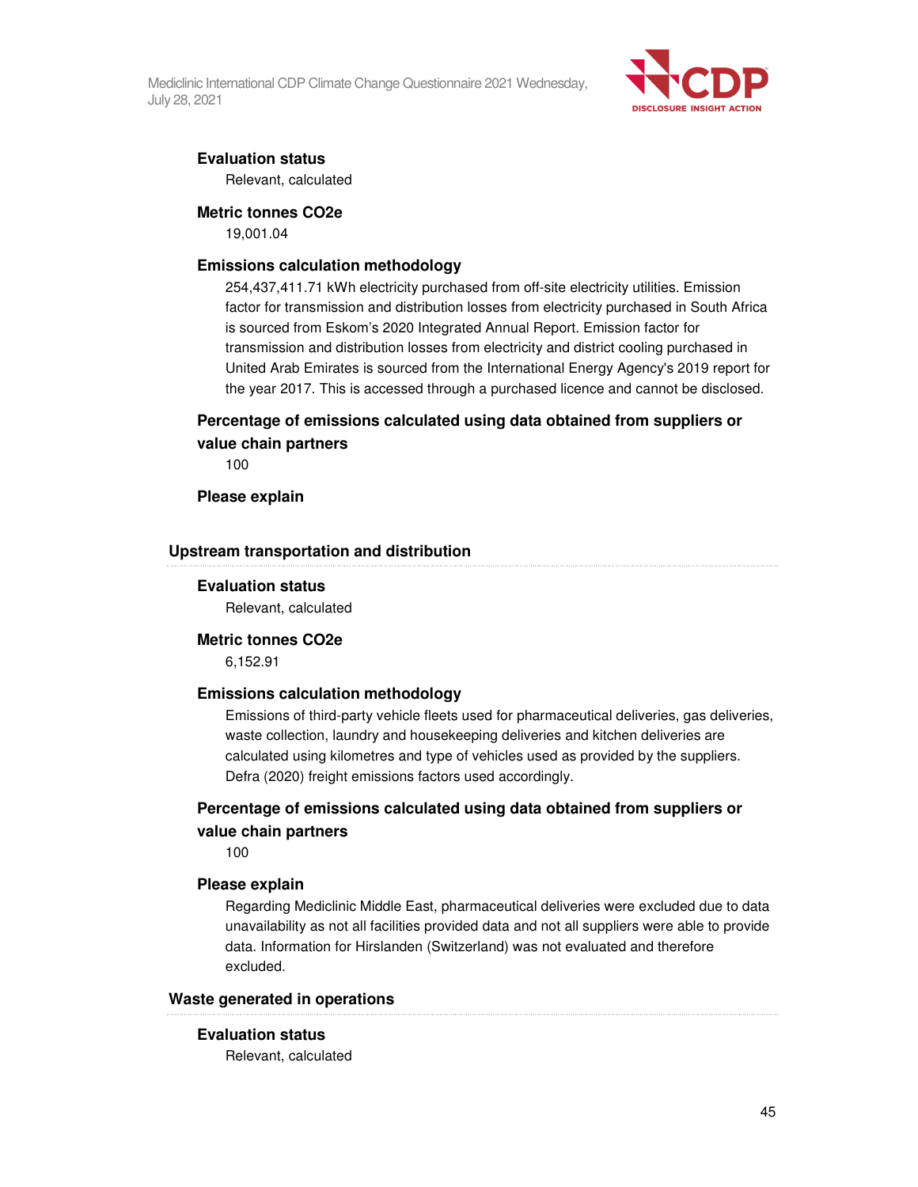**Evaluation status**

Relevant, calculated

**Metric tonnes CO2e**

19,001.04

**Emissions calculation methodology**

254,437,411.71 kWh electricity purchased from off-site electricity utilities. Emission factor for transmission and distribution losses from electricity purchased in South Africa is sourced from Eskom's 2020 Integrated Annual Report. Emission factor for transmission and distribution losses from electricity and district cooling purchased in United Arab Emirates is sourced from the International Energy Agency's 2019 report for the year 2017. This is accessed through a purchased licence and cannot be disclosed.

**Percentage of emissions calculated using data obtained from suppliers or value chain partners**

100

**Please explain**

### Upstream transportation and distribution

**Evaluation status**

Relevant, calculated

**Metric tonnes CO2e**

6,152.91

**Emissions calculation methodology**

Emissions of third-party vehicle fleets used for pharmaceutical deliveries, gas deliveries, waste collection, laundry and housekeeping deliveries and kitchen deliveries are calculated using kilometres and type of vehicles used as provided by the suppliers. Defra (2020) freight emissions factors used accordingly.

**Percentage of emissions calculated using data obtained from suppliers or value chain partners**

100

**Please explain**

Regarding Mediclinic Middle East, pharmaceutical deliveries were excluded due to data unavailability as not all facilities provided data and not all suppliers were able to provide data. Information for Hirslanden (Switzerland) was not evaluated and therefore excluded.

### Waste generated in operations

**Evaluation status**

Relevant, calculated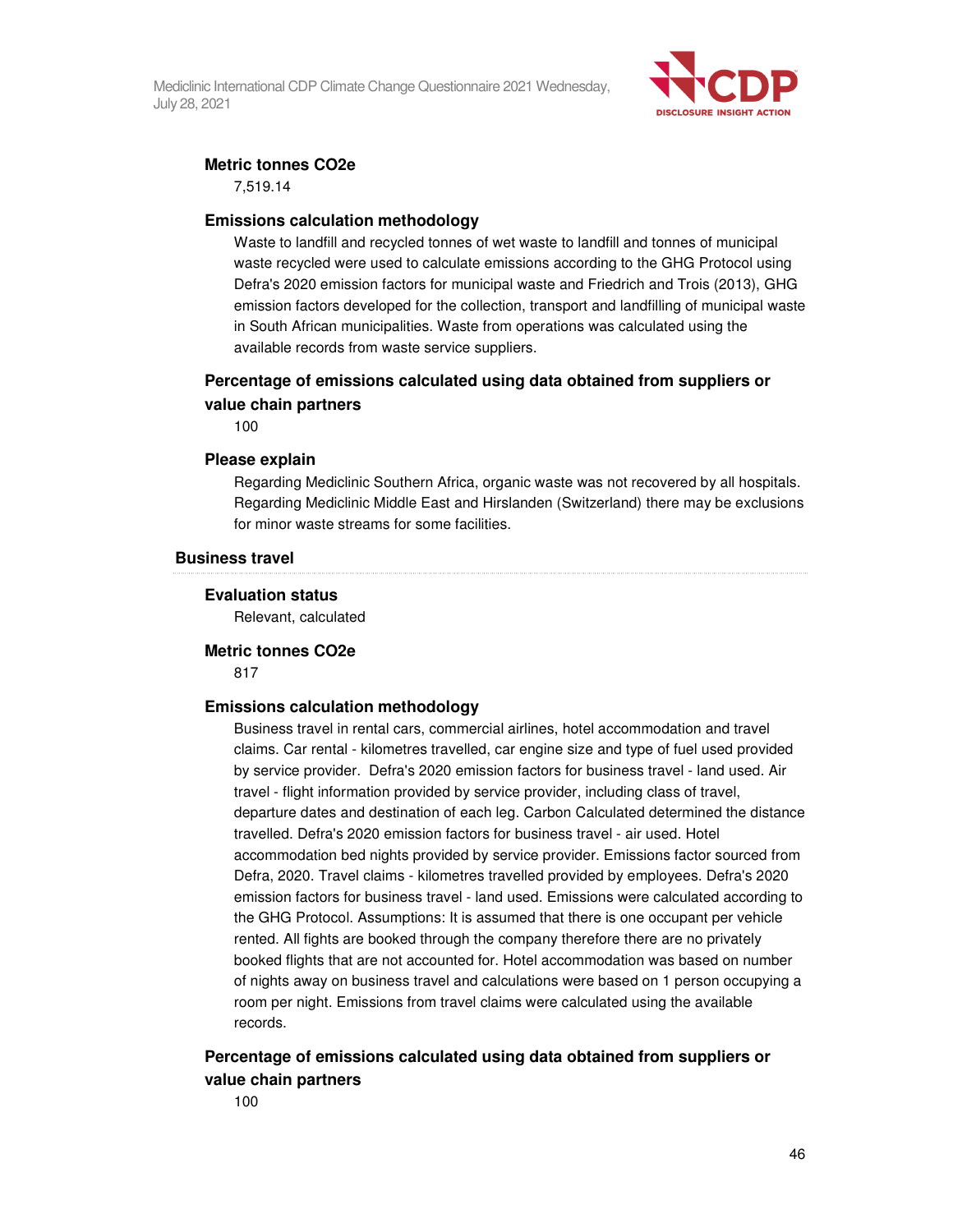#### Metric tonnes CO2e

7,519.14

#### Emissions calculation methodology

Waste to landfill and recycled tonnes of wet waste to landfill and tonnes of municipal waste recycled were used to calculate emissions according to the GHG Protocol using Defra's 2020 emission factors for municipal waste and Friedrich and Trois (2013), GHG emission factors developed for the collection, transport and landfilling of municipal waste in South African municipalities. Waste from operations was calculated using the available records from waste service suppliers.

#### Percentage of emissions calculated using data obtained from suppliers or value chain partners

100

#### Please explain

Regarding Mediclinic Southern Africa, organic waste was not recovered by all hospitals. Regarding Mediclinic Middle East and Hirslanden (Switzerland) there may be exclusions for minor waste streams for some facilities.

### Business travel

#### Evaluation status

Relevant, calculated

#### Metric tonnes CO2e

817

#### Emissions calculation methodology

Business travel in rental cars, commercial airlines, hotel accommodation and travel claims. Car rental - kilometres travelled, car engine size and type of fuel used provided by service provider. Defra's 2020 emission factors for business travel - land used. Air travel - flight information provided by service provider, including class of travel, departure dates and destination of each leg. Carbon Calculated determined the distance travelled. Defra's 2020 emission factors for business travel - air used. Hotel accommodation bed nights provided by service provider. Emissions factor sourced from Defra, 2020. Travel claims - kilometres travelled provided by employees. Defra's 2020 emission factors for business travel - land used. Emissions were calculated according to the GHG Protocol. Assumptions: It is assumed that there is one occupant per vehicle rented. All fights are booked through the company therefore there are no privately booked flights that are not accounted for. Hotel accommodation was based on number of nights away on business travel and calculations were based on 1 person occupying a room per night. Emissions from travel claims were calculated using the available records.

#### Percentage of emissions calculated using data obtained from suppliers or value chain partners

100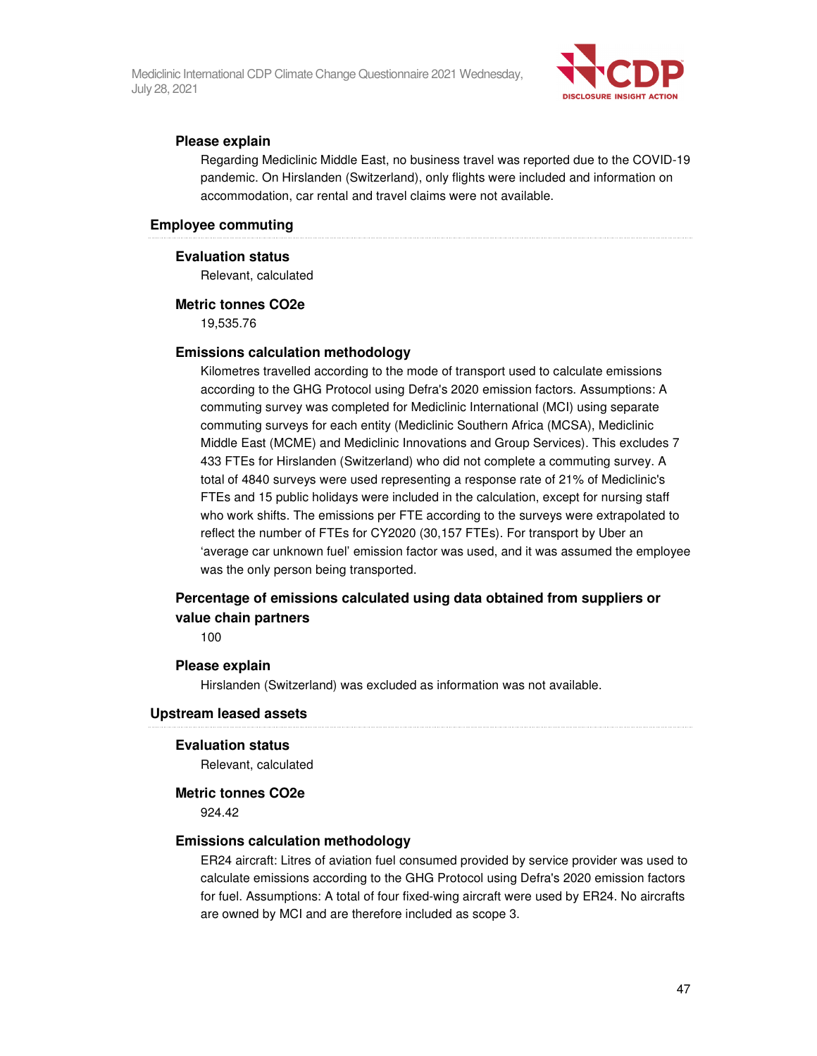#### Please explain

Regarding Mediclinic Middle East, no business travel was reported due to the COVID-19 pandemic. On Hirslanden (Switzerland), only flights were included and information on accommodation, car rental and travel claims were not available.

### Employee commuting

#### Evaluation status

Relevant, calculated

#### Metric tonnes CO2e

19,535.76

#### Emissions calculation methodology

Kilometres travelled according to the mode of transport used to calculate emissions according to the GHG Protocol using Defra's 2020 emission factors. Assumptions: A commuting survey was completed for Mediclinic International (MCI) using separate commuting surveys for each entity (Mediclinic Southern Africa (MCSA), Mediclinic Middle East (MCME) and Mediclinic Innovations and Group Services). This excludes 7 433 FTEs for Hirslanden (Switzerland) who did not complete a commuting survey. A total of 4840 surveys were used representing a response rate of 21% of Mediclinic's FTEs and 15 public holidays were included in the calculation, except for nursing staff who work shifts. The emissions per FTE according to the surveys were extrapolated to reflect the number of FTEs for CY2020 (30,157 FTEs). For transport by Uber an 'average car unknown fuel' emission factor was used, and it was assumed the employee was the only person being transported.

#### Percentage of emissions calculated using data obtained from suppliers or value chain partners

100

#### Please explain

Hirslanden (Switzerland) was excluded as information was not available.

### Upstream leased assets

#### Evaluation status

Relevant, calculated

#### Metric tonnes CO2e

924.42

#### Emissions calculation methodology

ER24 aircraft: Litres of aviation fuel consumed provided by service provider was used to calculate emissions according to the GHG Protocol using Defra's 2020 emission factors for fuel. Assumptions: A total of four fixed-wing aircraft were used by ER24. No aircrafts are owned by MCI and are therefore included as scope 3.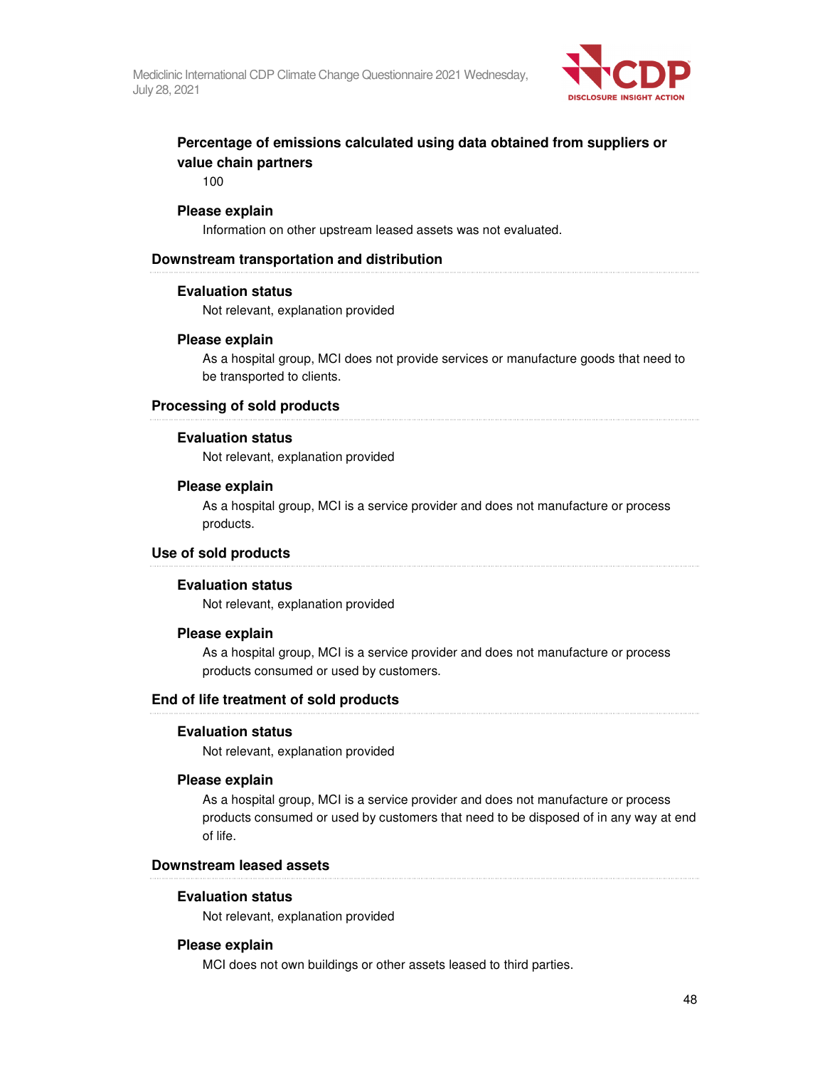**Percentage of emissions calculated using data obtained from suppliers or value chain partners**

100

**Please explain**

Information on other upstream leased assets was not evaluated.

### Downstream transportation and distribution

**Evaluation status**

Not relevant, explanation provided

**Please explain**

As a hospital group, MCI does not provide services or manufacture goods that need to be transported to clients.

### Processing of sold products

**Evaluation status**

Not relevant, explanation provided

**Please explain**

As a hospital group, MCI is a service provider and does not manufacture or process products.

### Use of sold products

**Evaluation status**

Not relevant, explanation provided

**Please explain**

As a hospital group, MCI is a service provider and does not manufacture or process products consumed or used by customers.

### End of life treatment of sold products

**Evaluation status**

Not relevant, explanation provided

**Please explain**

As a hospital group, MCI is a service provider and does not manufacture or process products consumed or used by customers that need to be disposed of in any way at end of life.

### Downstream leased assets

**Evaluation status**

Not relevant, explanation provided

**Please explain**

MCI does not own buildings or other assets leased to third parties.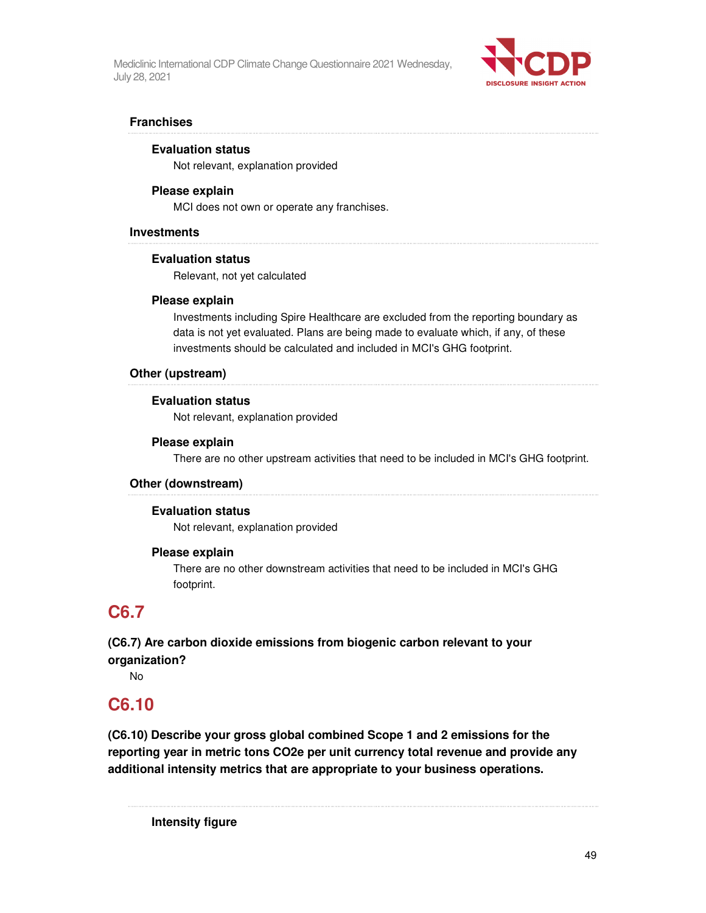### Franchises

#### Evaluation status

Not relevant, explanation provided

#### Please explain

MCI does not own or operate any franchises.

### Investments

#### Evaluation status

Relevant, not yet calculated

#### Please explain

Investments including Spire Healthcare are excluded from the reporting boundary as data is not yet evaluated. Plans are being made to evaluate which, if any, of these investments should be calculated and included in MCI's GHG footprint.

### Other (upstream)

#### Evaluation status

Not relevant, explanation provided

#### Please explain

There are no other upstream activities that need to be included in MCI's GHG footprint.

### Other (downstream)

#### Evaluation status

Not relevant, explanation provided

#### Please explain

There are no other downstream activities that need to be included in MCI's GHG footprint.

## C6.7

**(C6.7) Are carbon dioxide emissions from biogenic carbon relevant to your organization?**

No

## C6.10

**(C6.10) Describe your gross global combined Scope 1 and 2 emissions for the reporting year in metric tons CO2e per unit currency total revenue and provide any additional intensity metrics that are appropriate to your business operations.**

#### Intensity figure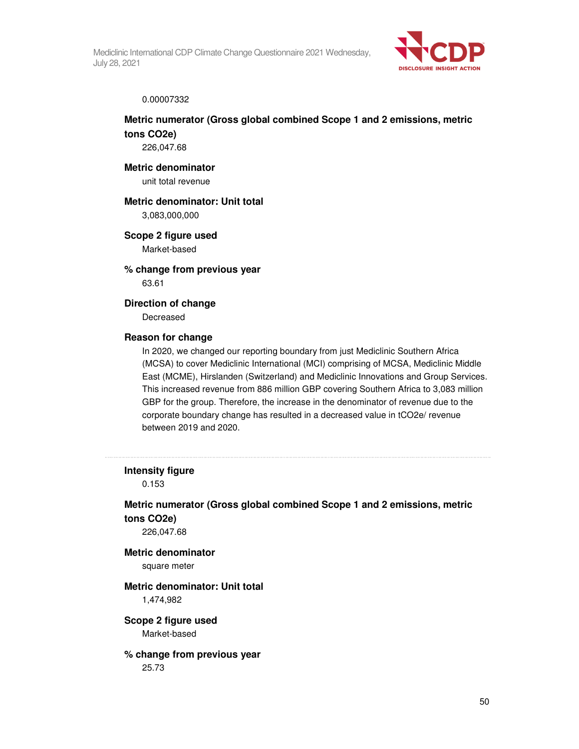0.00007332

**Metric numerator (Gross global combined Scope 1 and 2 emissions, metric tons CO2e)**

226,047.68

**Metric denominator**

unit total revenue

**Metric denominator: Unit total**

3,083,000,000

**Scope 2 figure used**

Market-based

**% change from previous year**

63.61

**Direction of change**

Decreased

**Reason for change**

In 2020, we changed our reporting boundary from just Mediclinic Southern Africa (MCSA) to cover Mediclinic International (MCI) comprising of MCSA, Mediclinic Middle East (MCME), Hirslanden (Switzerland) and Mediclinic Innovations and Group Services. This increased revenue from 886 million GBP covering Southern Africa to 3,083 million GBP for the group. Therefore, the increase in the denominator of revenue due to the corporate boundary change has resulted in a decreased value in tCO2e/ revenue between 2019 and 2020.

---

**Intensity figure**

0.153

**Metric numerator (Gross global combined Scope 1 and 2 emissions, metric tons CO2e)**

226,047.68

**Metric denominator**

square meter

**Metric denominator: Unit total**

1,474,982

**Scope 2 figure used**

Market-based

**% change from previous year**

25.73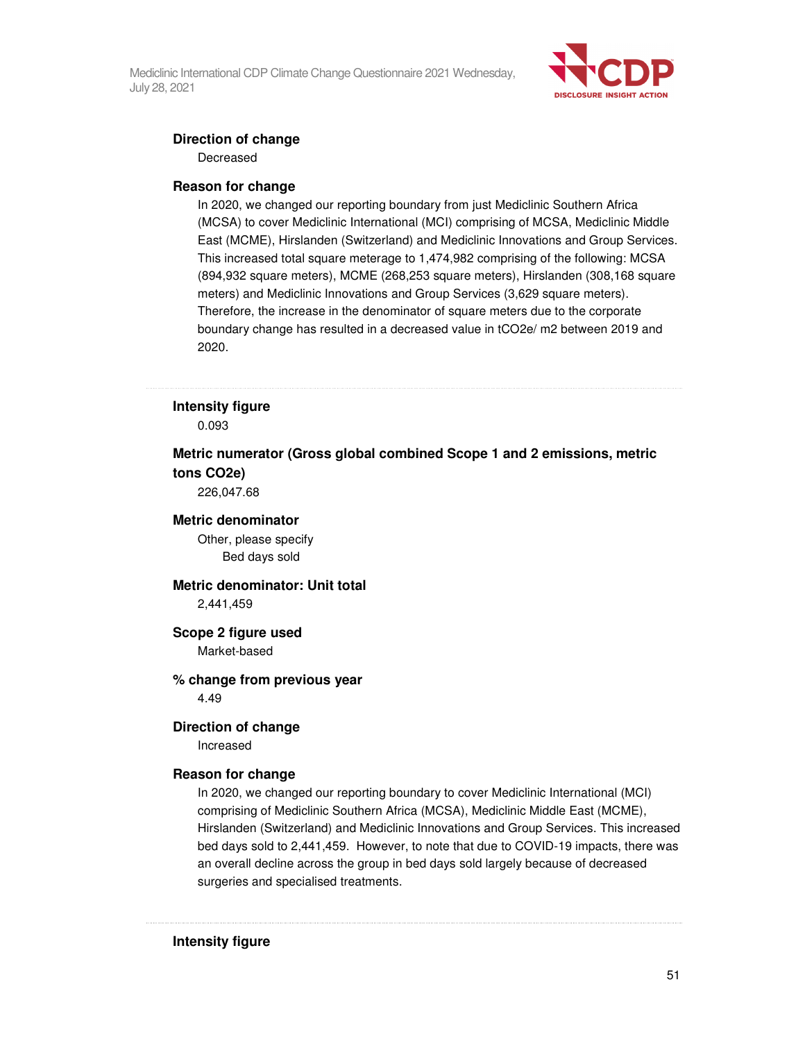**Direction of change**

Decreased

**Reason for change**

In 2020, we changed our reporting boundary from just Mediclinic Southern Africa (MCSA) to cover Mediclinic International (MCI) comprising of MCSA, Mediclinic Middle East (MCME), Hirslanden (Switzerland) and Mediclinic Innovations and Group Services. This increased total square meterage to 1,474,982 comprising of the following: MCSA (894,932 square meters), MCME (268,253 square meters), Hirslanden (308,168 square meters) and Mediclinic Innovations and Group Services (3,629 square meters). Therefore, the increase in the denominator of square meters due to the corporate boundary change has resulted in a decreased value in tCO2e/ m2 between 2019 and 2020.

---

**Intensity figure**

0.093

**Metric numerator (Gross global combined Scope 1 and 2 emissions, metric tons CO2e)**

226,047.68

**Metric denominator**

Other, please specify

Bed days sold

**Metric denominator: Unit total**

2,441,459

**Scope 2 figure used**

Market-based

**% change from previous year**

4.49

**Direction of change**

Increased

**Reason for change**

In 2020, we changed our reporting boundary to cover Mediclinic International (MCI) comprising of Mediclinic Southern Africa (MCSA), Mediclinic Middle East (MCME), Hirslanden (Switzerland) and Mediclinic Innovations and Group Services. This increased bed days sold to 2,441,459. However, to note that due to COVID-19 impacts, there was an overall decline across the group in bed days sold largely because of decreased surgeries and specialised treatments.

---

**Intensity figure**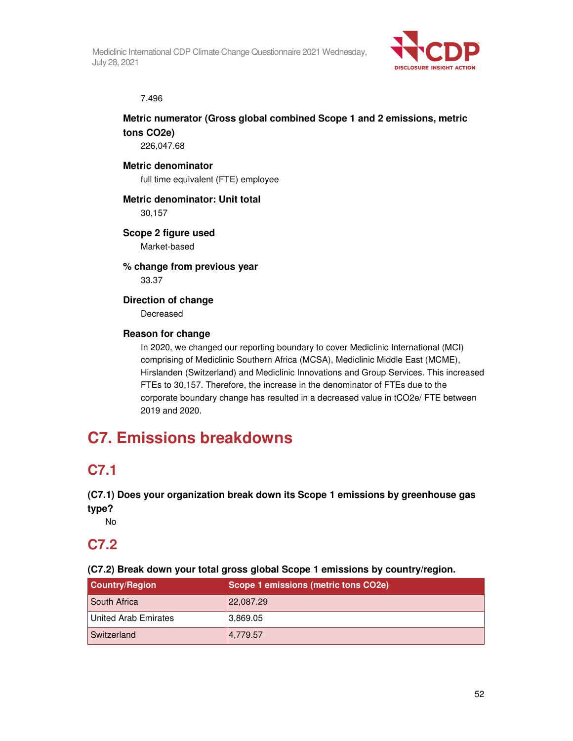7.496

**Metric numerator (Gross global combined Scope 1 and 2 emissions, metric tons CO2e)**
226,047.68

**Metric denominator**
full time equivalent (FTE) employee

**Metric denominator: Unit total**
30,157

**Scope 2 figure used**
Market-based

**% change from previous year**
33.37

**Direction of change**
Decreased

**Reason for change**
In 2020, we changed our reporting boundary to cover Mediclinic International (MCI) comprising of Mediclinic Southern Africa (MCSA), Mediclinic Middle East (MCME), Hirslanden (Switzerland) and Mediclinic Innovations and Group Services. This increased FTEs to 30,157. Therefore, the increase in the denominator of FTEs due to the corporate boundary change has resulted in a decreased value in tCO2e/ FTE between 2019 and 2020.

# C7. Emissions breakdowns

## C7.1

**(C7.1) Does your organization break down its Scope 1 emissions by greenhouse gas type?**

No

## C7.2

**(C7.2) Break down your total gross global Scope 1 emissions by country/region.**

| Country/Region | Scope 1 emissions (metric tons CO2e) |
| --- | --- |
| South Africa | 22,087.29 |
| United Arab Emirates | 3,869.05 |
| Switzerland | 4,779.57 |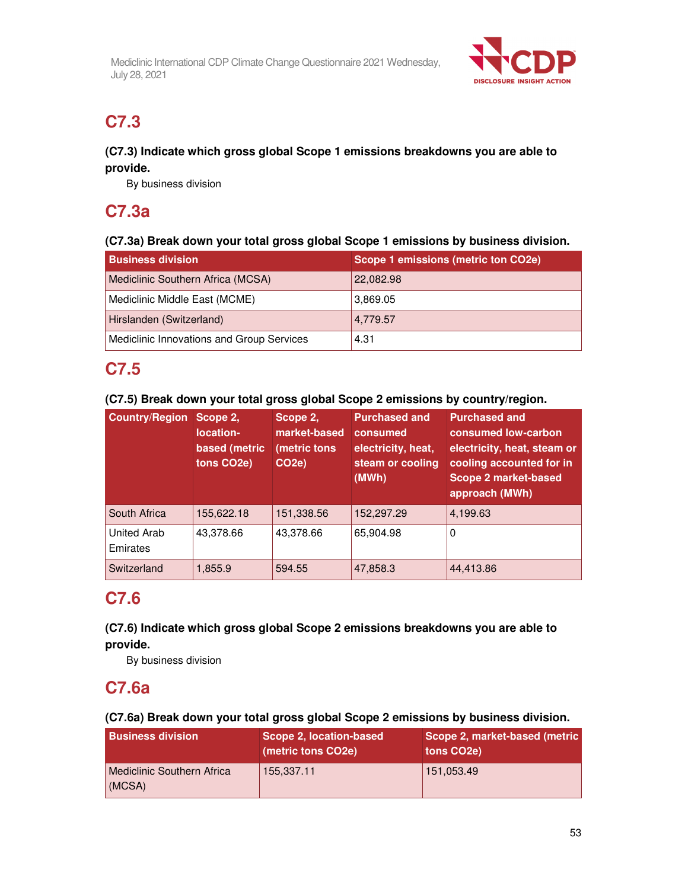## C7.3

**(C7.3) Indicate which gross global Scope 1 emissions breakdowns you are able to provide.**

By business division

## C7.3a

**(C7.3a) Break down your total gross global Scope 1 emissions by business division.**

| Business division | Scope 1 emissions (metric ton CO2e) |
|---|---|
| Mediclinic Southern Africa (MCSA) | 22,082.98 |
| Mediclinic Middle East (MCME) | 3,869.05 |
| Hirslanden (Switzerland) | 4,779.57 |
| Mediclinic Innovations and Group Services | 4.31 |

## C7.5

**(C7.5) Break down your total gross global Scope 2 emissions by country/region.**

| Country/Region | Scope 2, location-based (metric tons CO2e) | Scope 2, market-based (metric tons CO2e) | Purchased and consumed electricity, heat, steam or cooling (MWh) | Purchased and consumed low-carbon electricity, heat, steam or cooling accounted for in Scope 2 market-based approach (MWh) |
|---|---|---|---|---|
| South Africa | 155,622.18 | 151,338.56 | 152,297.29 | 4,199.63 |
| United Arab Emirates | 43,378.66 | 43,378.66 | 65,904.98 | 0 |
| Switzerland | 1,855.9 | 594.55 | 47,858.3 | 44,413.86 |

## C7.6

**(C7.6) Indicate which gross global Scope 2 emissions breakdowns you are able to provide.**

By business division

## C7.6a

**(C7.6a) Break down your total gross global Scope 2 emissions by business division.**

| Business division | Scope 2, location-based (metric tons CO2e) | Scope 2, market-based (metric tons CO2e) |
|---|---|---|
| Mediclinic Southern Africa (MCSA) | 155,337.11 | 151,053.49 |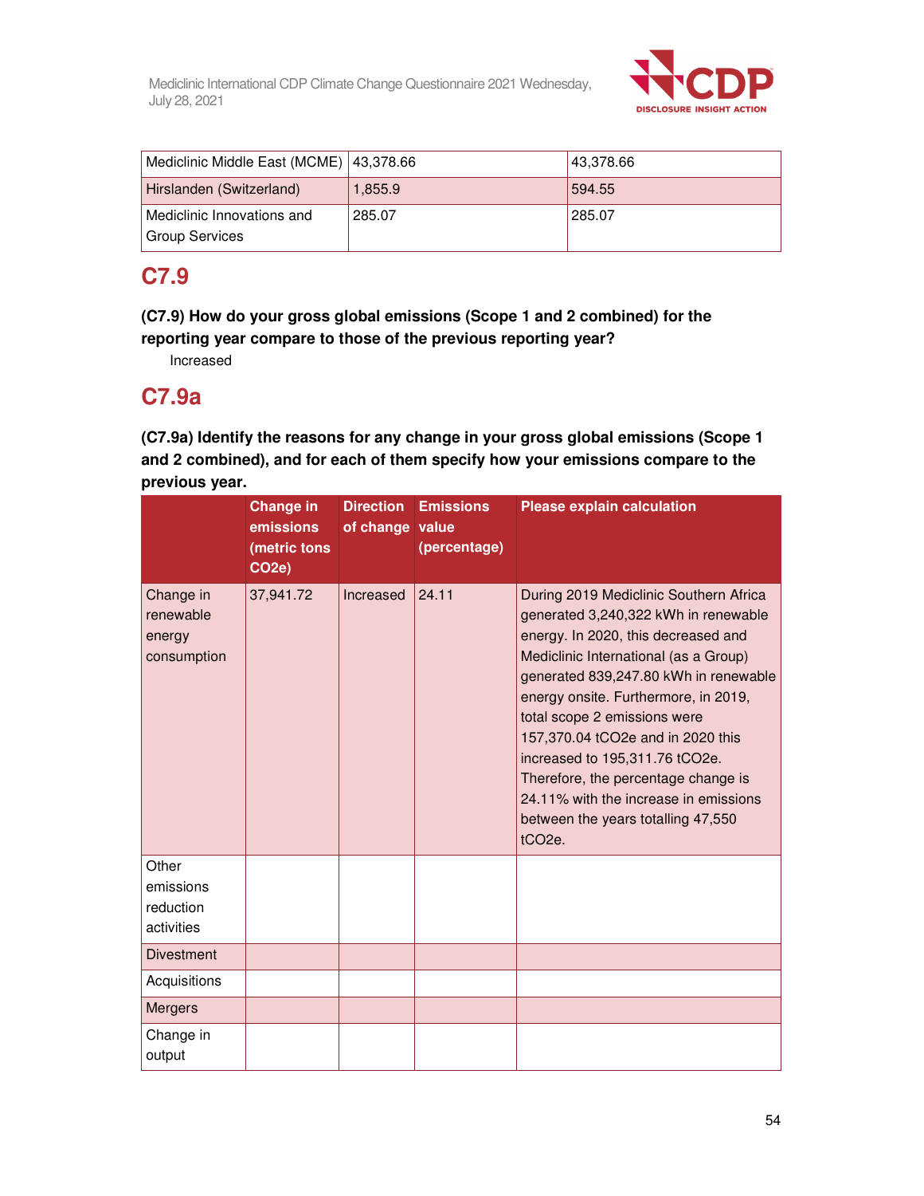| Mediclinic Middle East (MCME) | 43,378.66 | 43,378.66 |
|---|---|---|
| Hirslanden (Switzerland) | 1,855.9 | 594.55 |
| Mediclinic Innovations and Group Services | 285.07 | 285.07 |

## C7.9

**(C7.9) How do your gross global emissions (Scope 1 and 2 combined) for the reporting year compare to those of the previous reporting year?**

Increased

## C7.9a

**(C7.9a) Identify the reasons for any change in your gross global emissions (Scope 1 and 2 combined), and for each of them specify how your emissions compare to the previous year.**

| | Change in emissions (metric tons CO2e) | Direction of change | Emissions value (percentage) | Please explain calculation |
|---|---|---|---|---|
| Change in renewable energy consumption | 37,941.72 | Increased | 24.11 | During 2019 Mediclinic Southern Africa generated 3,240,322 kWh in renewable energy. In 2020, this decreased and Mediclinic International (as a Group) generated 839,247.80 kWh in renewable energy onsite. Furthermore, in 2019, total scope 2 emissions were 157,370.04 tCO2e and in 2020 this increased to 195,311.76 tCO2e. Therefore, the percentage change is 24.11% with the increase in emissions between the years totalling 47,550 tCO2e. |
| Other emissions reduction activities | | | | |
| Divestment | | | | |
| Acquisitions | | | | |
| Mergers | | | | |
| Change in output | | | | |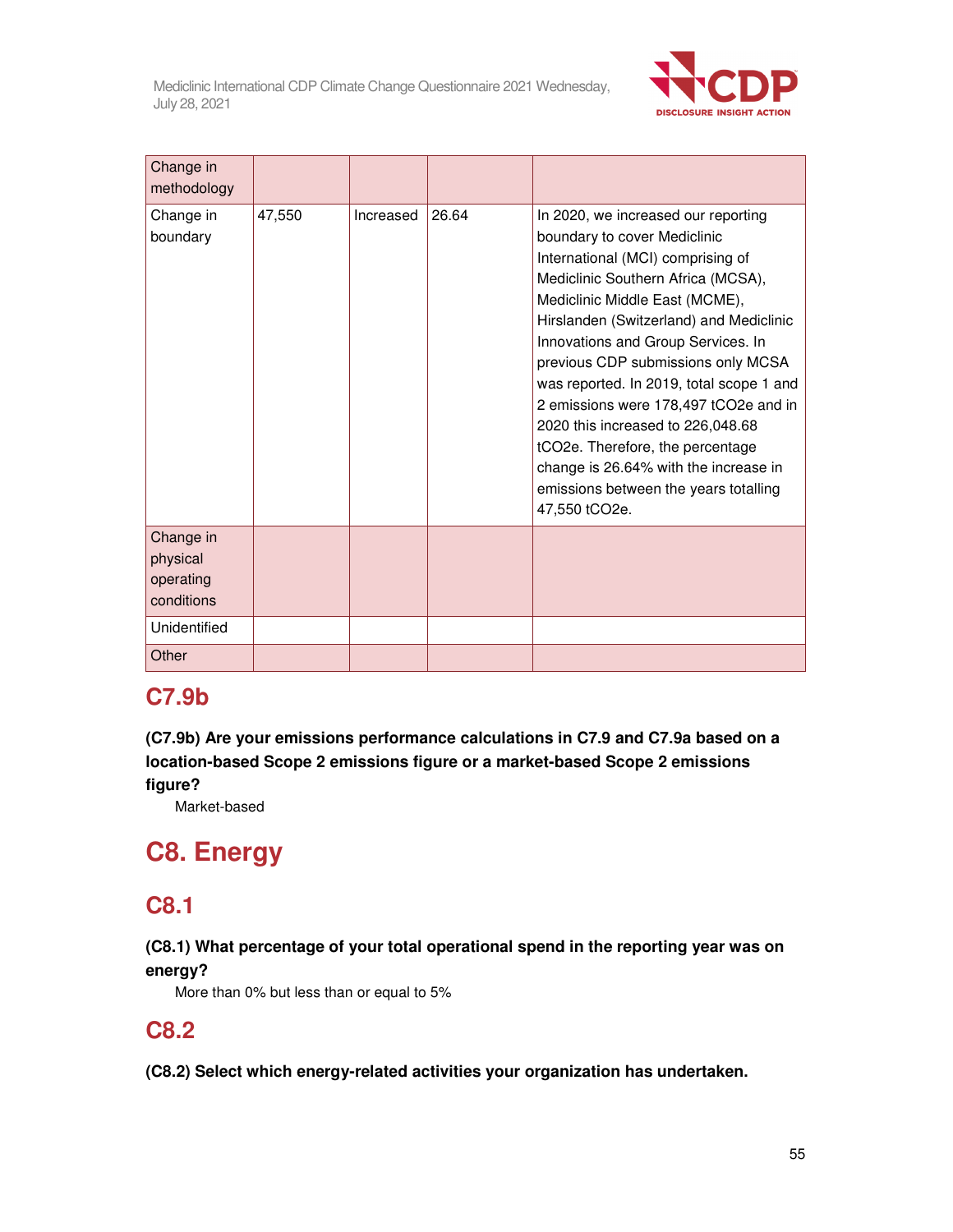| | | | | |
|---|---|---|---|---|
| Change in methodology | | | | |
| Change in boundary | 47,550 | Increased | 26.64 | In 2020, we increased our reporting boundary to cover Mediclinic International (MCI) comprising of Mediclinic Southern Africa (MCSA), Mediclinic Middle East (MCME), Hirslanden (Switzerland) and Mediclinic Innovations and Group Services. In previous CDP submissions only MCSA was reported. In 2019, total scope 1 and 2 emissions were 178,497 tCO2e and in 2020 this increased to 226,048.68 tCO2e. Therefore, the percentage change is 26.64% with the increase in emissions between the years totalling 47,550 tCO2e. |
| Change in physical operating conditions | | | | |
| Unidentified | | | | |
| Other | | | | |

## C7.9b

**(C7.9b) Are your emissions performance calculations in C7.9 and C7.9a based on a location-based Scope 2 emissions figure or a market-based Scope 2 emissions figure?**

Market-based

# C8. Energy

## C8.1

**(C8.1) What percentage of your total operational spend in the reporting year was on energy?**

More than 0% but less than or equal to 5%

## C8.2

**(C8.2) Select which energy-related activities your organization has undertaken.**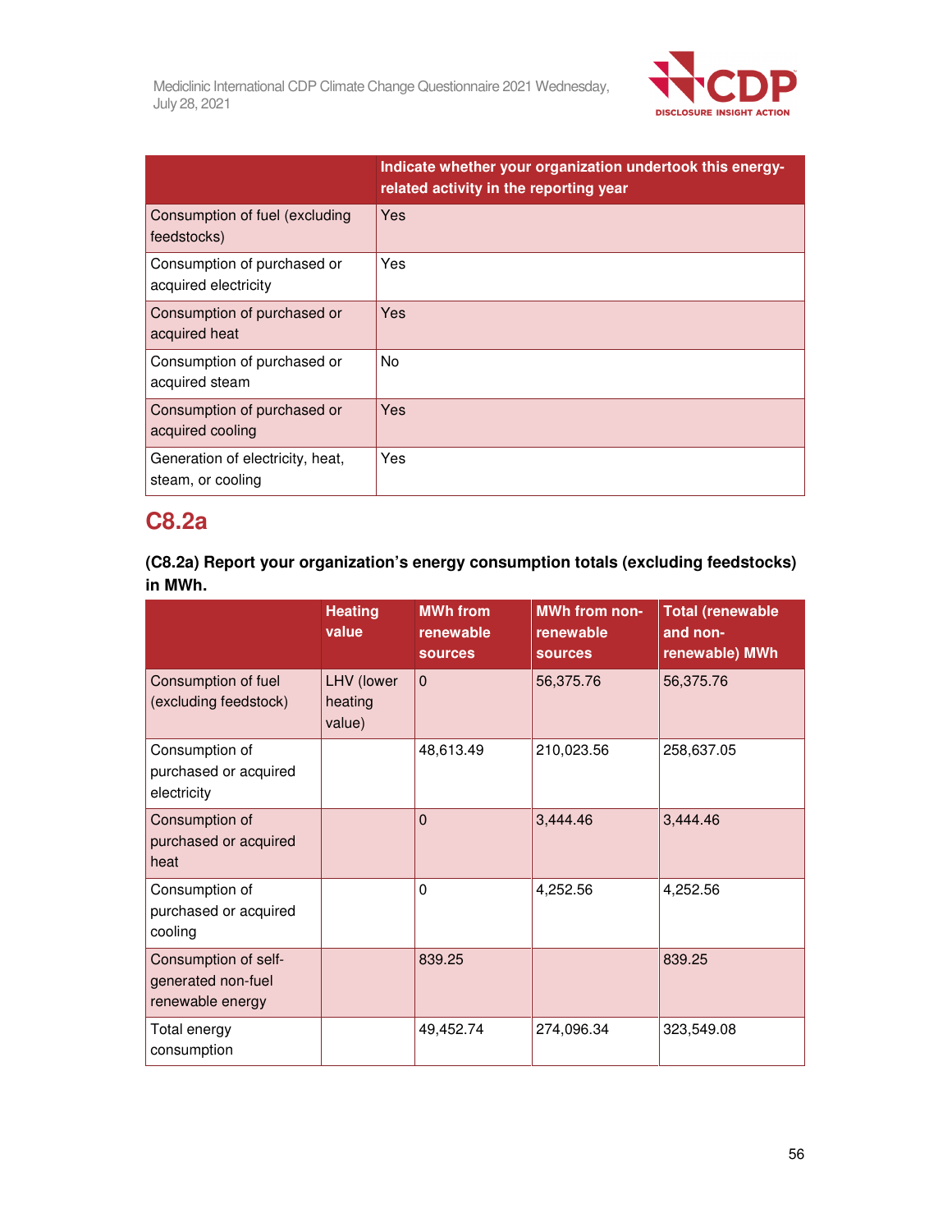| | Indicate whether your organization undertook this energy-related activity in the reporting year |
|---|---|
| Consumption of fuel (excluding feedstocks) | Yes |
| Consumption of purchased or acquired electricity | Yes |
| Consumption of purchased or acquired heat | Yes |
| Consumption of purchased or acquired steam | No |
| Consumption of purchased or acquired cooling | Yes |
| Generation of electricity, heat, steam, or cooling | Yes |

## C8.2a

**(C8.2a) Report your organization's energy consumption totals (excluding feedstocks) in MWh.**

| | Heating value | MWh from renewable sources | MWh from non-renewable sources | Total (renewable and non-renewable) MWh |
|---|---|---|---|---|
| Consumption of fuel (excluding feedstock) | LHV (lower heating value) | 0 | 56,375.76 | 56,375.76 |
| Consumption of purchased or acquired electricity | | 48,613.49 | 210,023.56 | 258,637.05 |
| Consumption of purchased or acquired heat | | 0 | 3,444.46 | 3,444.46 |
| Consumption of purchased or acquired cooling | | 0 | 4,252.56 | 4,252.56 |
| Consumption of self-generated non-fuel renewable energy | | 839.25 | | 839.25 |
| Total energy consumption | | 49,452.74 | 274,096.34 | 323,549.08 |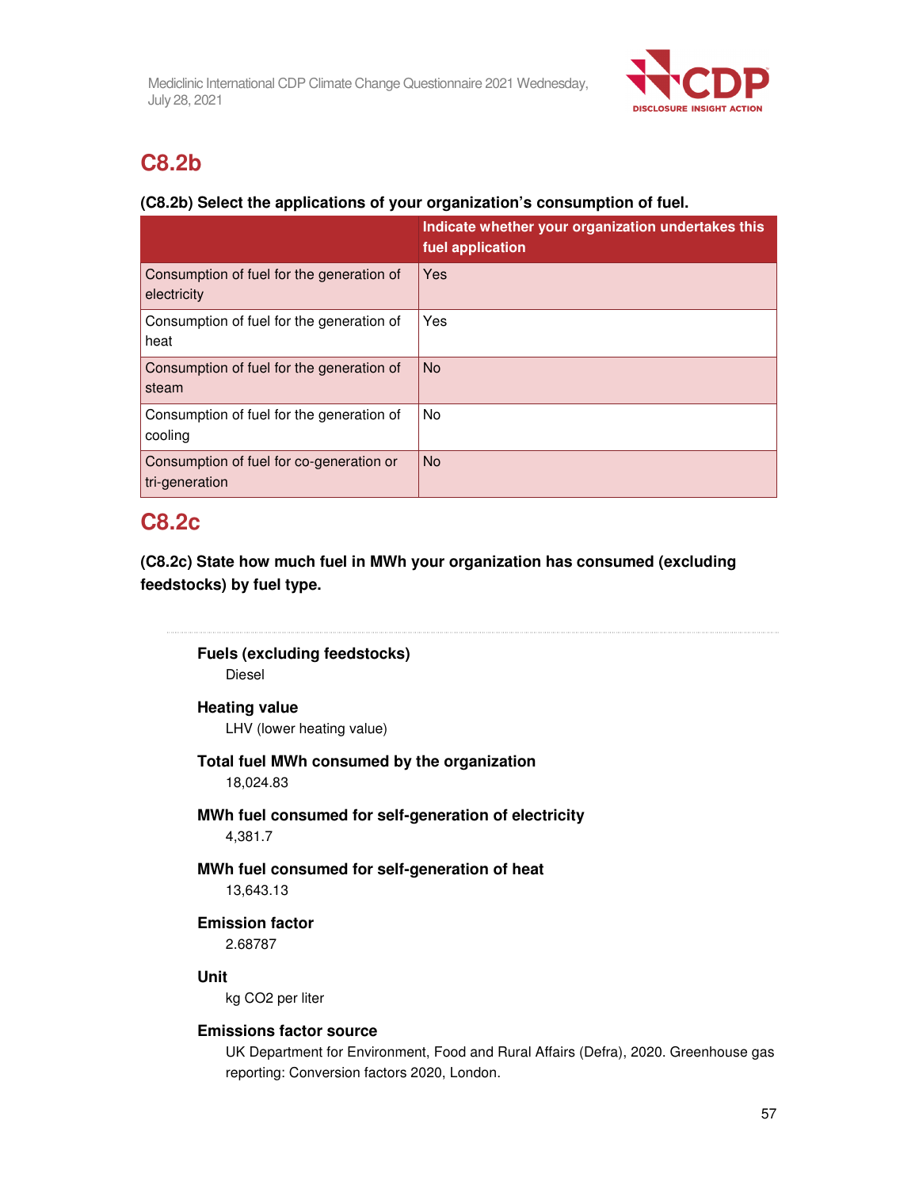## C8.2b

**(C8.2b) Select the applications of your organization's consumption of fuel.**

| | Indicate whether your organization undertakes this fuel application |
|---|---|
| Consumption of fuel for the generation of electricity | Yes |
| Consumption of fuel for the generation of heat | Yes |
| Consumption of fuel for the generation of steam | No |
| Consumption of fuel for the generation of cooling | No |
| Consumption of fuel for co-generation or tri-generation | No |

## C8.2c

**(C8.2c) State how much fuel in MWh your organization has consumed (excluding feedstocks) by fuel type.**

**Fuels (excluding feedstocks)**
Diesel

**Heating value**
LHV (lower heating value)

**Total fuel MWh consumed by the organization**
18,024.83

**MWh fuel consumed for self-generation of electricity**
4,381.7

**MWh fuel consumed for self-generation of heat**
13,643.13

**Emission factor**
2.68787

**Unit**
kg CO2 per liter

**Emissions factor source**
UK Department for Environment, Food and Rural Affairs (Defra), 2020. Greenhouse gas reporting: Conversion factors 2020, London.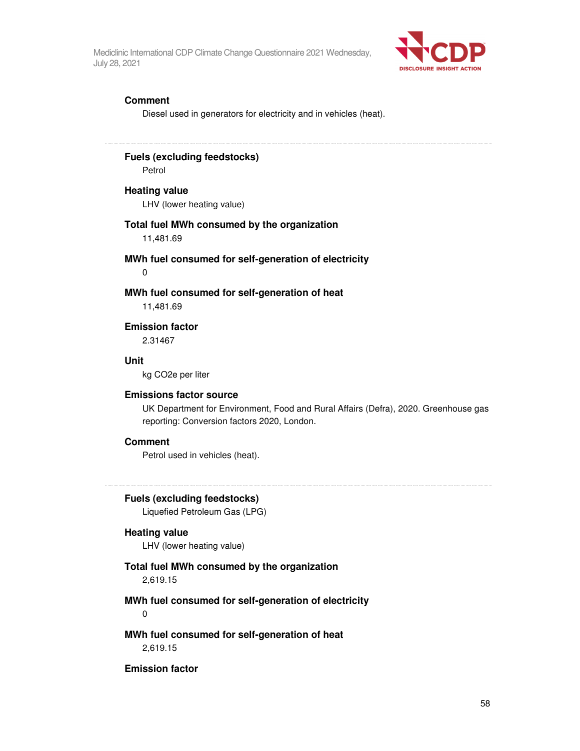**Comment**

Diesel used in generators for electricity and in vehicles (heat).

---

**Fuels (excluding feedstocks)**

Petrol

**Heating value**

LHV (lower heating value)

**Total fuel MWh consumed by the organization**

11,481.69

**MWh fuel consumed for self-generation of electricity**

0

**MWh fuel consumed for self-generation of heat**

11,481.69

**Emission factor**

2.31467

**Unit**

kg CO2e per liter

**Emissions factor source**

UK Department for Environment, Food and Rural Affairs (Defra), 2020. Greenhouse gas reporting: Conversion factors 2020, London.

**Comment**

Petrol used in vehicles (heat).

---

**Fuels (excluding feedstocks)**

Liquefied Petroleum Gas (LPG)

**Heating value**

LHV (lower heating value)

**Total fuel MWh consumed by the organization**

2,619.15

**MWh fuel consumed for self-generation of electricity**

0

**MWh fuel consumed for self-generation of heat**

2,619.15

**Emission factor**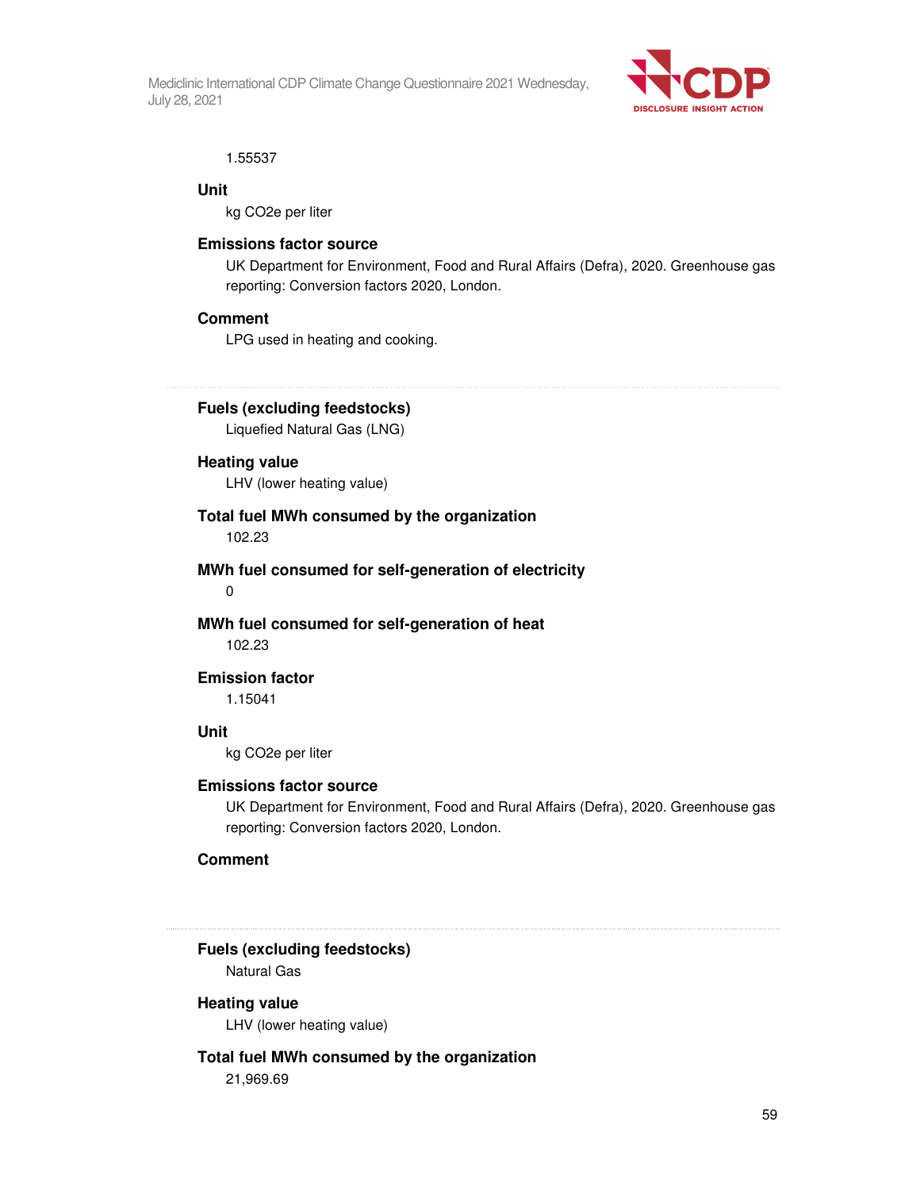1.55537

**Unit**

kg CO2e per liter

**Emissions factor source**

UK Department for Environment, Food and Rural Affairs (Defra), 2020. Greenhouse gas reporting: Conversion factors 2020, London.

**Comment**

LPG used in heating and cooking.

---

**Fuels (excluding feedstocks)**

Liquefied Natural Gas (LNG)

**Heating value**

LHV (lower heating value)

**Total fuel MWh consumed by the organization**

102.23

**MWh fuel consumed for self-generation of electricity**

0

**MWh fuel consumed for self-generation of heat**

102.23

**Emission factor**

1.15041

**Unit**

kg CO2e per liter

**Emissions factor source**

UK Department for Environment, Food and Rural Affairs (Defra), 2020. Greenhouse gas reporting: Conversion factors 2020, London.

**Comment**

---

**Fuels (excluding feedstocks)**

Natural Gas

**Heating value**

LHV (lower heating value)

**Total fuel MWh consumed by the organization**

21,969.69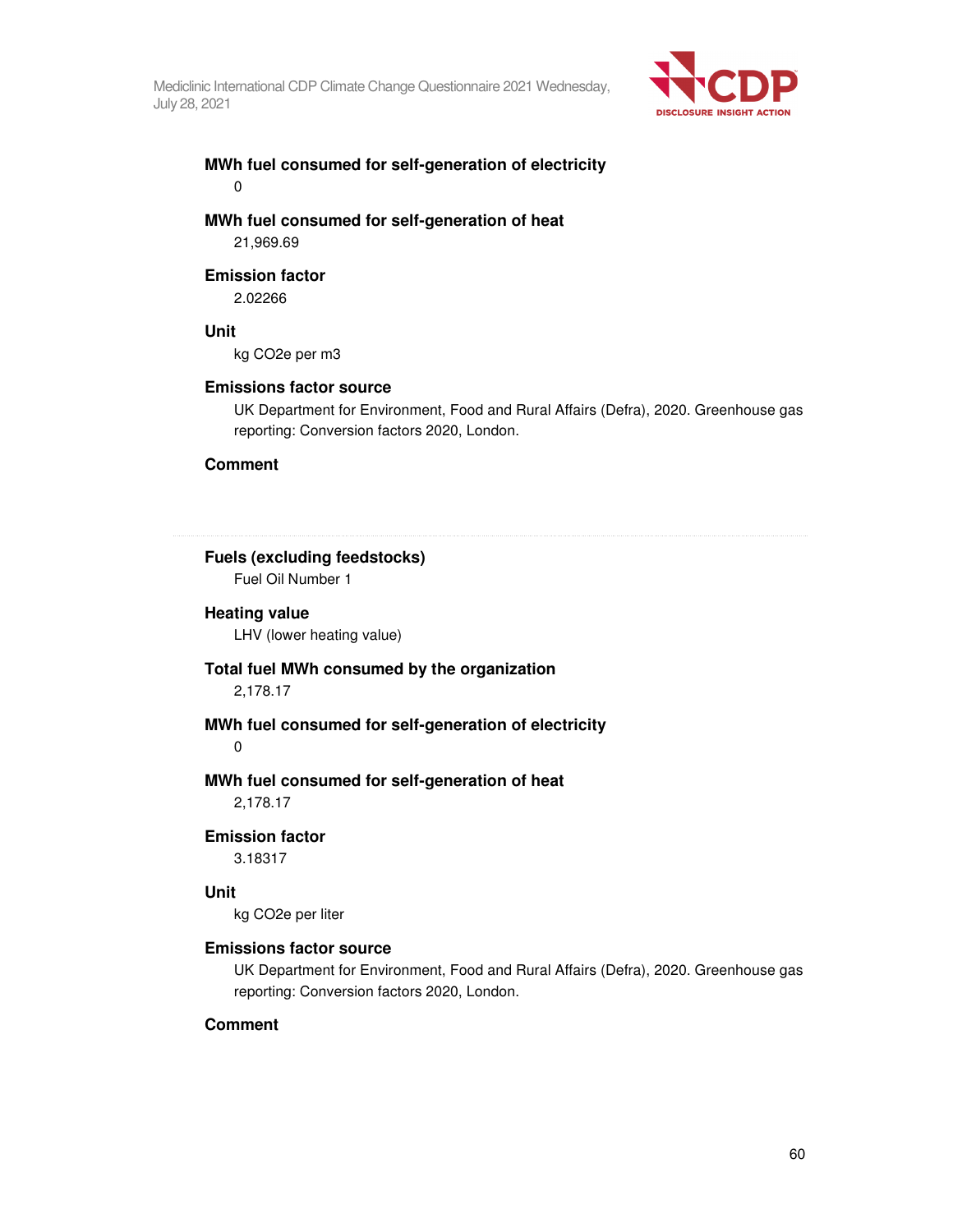**MWh fuel consumed for self-generation of electricity**

0

**MWh fuel consumed for self-generation of heat**

21,969.69

**Emission factor**

2.02266

**Unit**

kg CO2e per m3

**Emissions factor source**

UK Department for Environment, Food and Rural Affairs (Defra), 2020. Greenhouse gas reporting: Conversion factors 2020, London.

**Comment**

---

**Fuels (excluding feedstocks)**

Fuel Oil Number 1

**Heating value**

LHV (lower heating value)

**Total fuel MWh consumed by the organization**

2,178.17

**MWh fuel consumed for self-generation of electricity**

0

**MWh fuel consumed for self-generation of heat**

2,178.17

**Emission factor**

3.18317

**Unit**

kg CO2e per liter

**Emissions factor source**

UK Department for Environment, Food and Rural Affairs (Defra), 2020. Greenhouse gas reporting: Conversion factors 2020, London.

**Comment**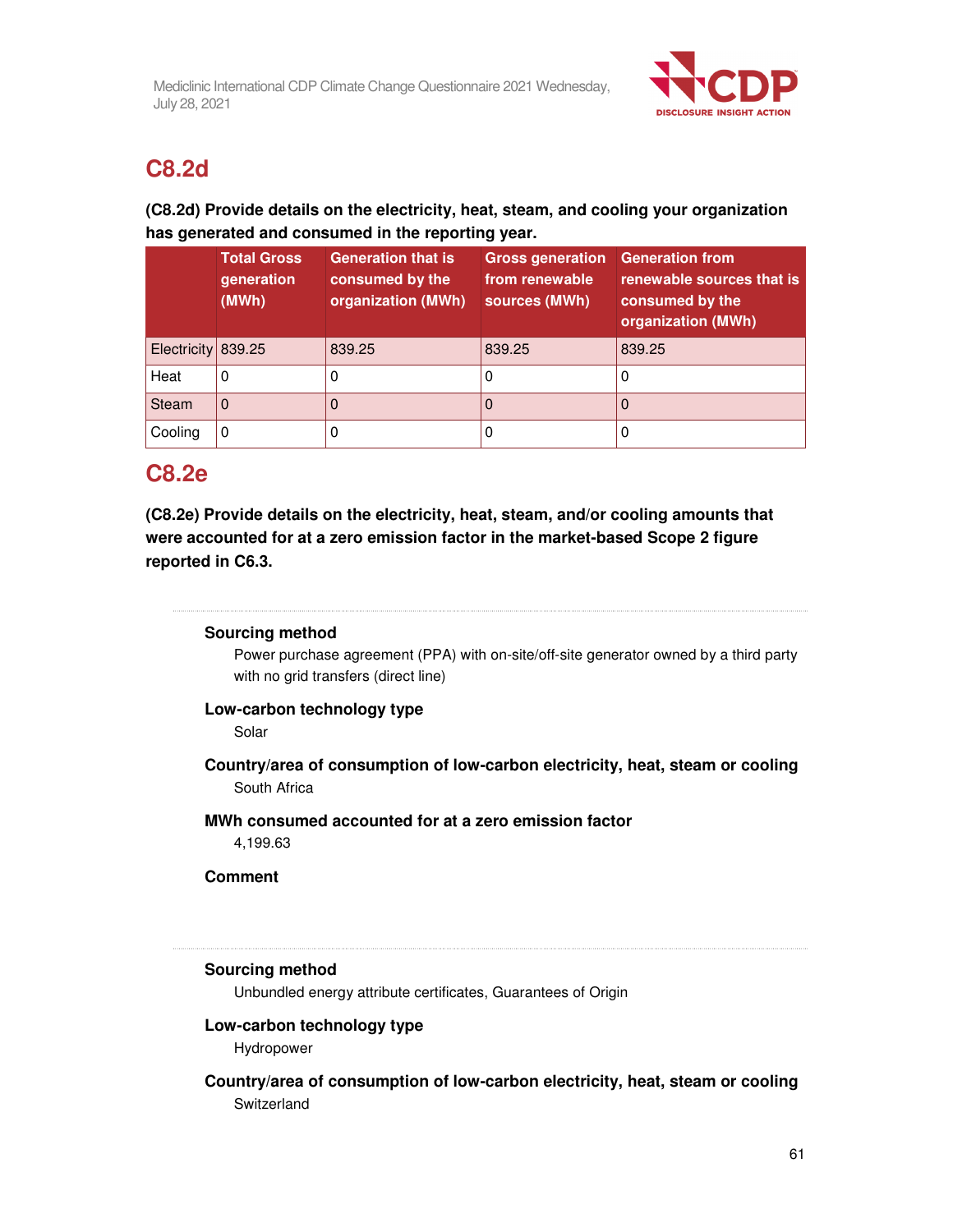## C8.2d

**(C8.2d) Provide details on the electricity, heat, steam, and cooling your organization has generated and consumed in the reporting year.**

| | Total Gross generation (MWh) | Generation that is consumed by the organization (MWh) | Gross generation from renewable sources (MWh) | Generation from renewable sources that is consumed by the organization (MWh) |
|---|---|---|---|---|
| Electricity | 839.25 | 839.25 | 839.25 | 839.25 |
| Heat | 0 | 0 | 0 | 0 |
| Steam | 0 | 0 | 0 | 0 |
| Cooling | 0 | 0 | 0 | 0 |

## C8.2e

**(C8.2e) Provide details on the electricity, heat, steam, and/or cooling amounts that were accounted for at a zero emission factor in the market-based Scope 2 figure reported in C6.3.**

---

**Sourcing method**

Power purchase agreement (PPA) with on-site/off-site generator owned by a third party with no grid transfers (direct line)

**Low-carbon technology type**

Solar

**Country/area of consumption of low-carbon electricity, heat, steam or cooling**

South Africa

**MWh consumed accounted for at a zero emission factor**

4,199.63

**Comment**

---

**Sourcing method**

Unbundled energy attribute certificates, Guarantees of Origin

**Low-carbon technology type**

Hydropower

**Country/area of consumption of low-carbon electricity, heat, steam or cooling**

Switzerland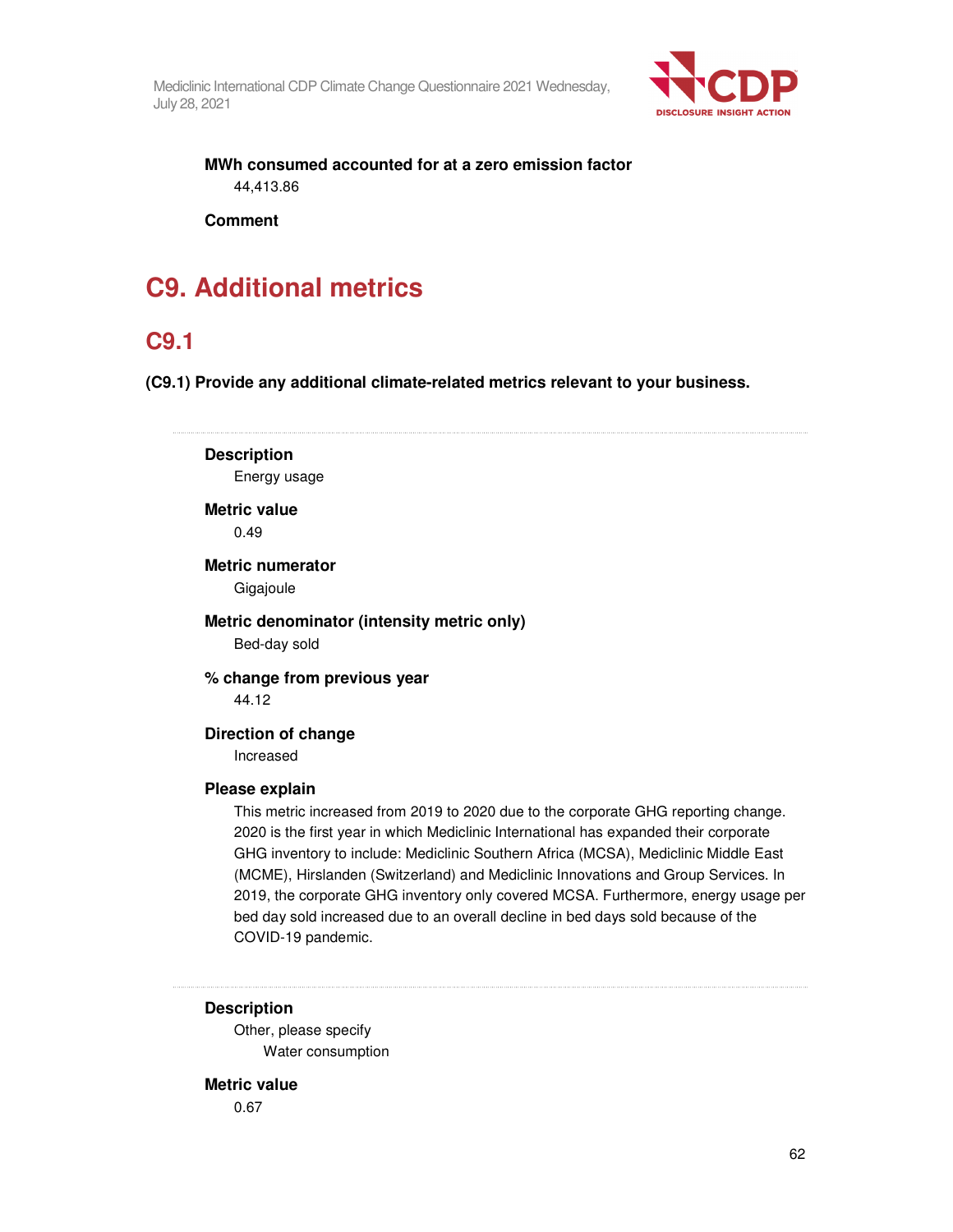**MWh consumed accounted for at a zero emission factor**

44,413.86

**Comment**

# C9. Additional metrics

## C9.1

**(C9.1) Provide any additional climate-related metrics relevant to your business.**

---

**Description**

Energy usage

**Metric value**

0.49

**Metric numerator**

Gigajoule

**Metric denominator (intensity metric only)**

Bed-day sold

**% change from previous year**

44.12

**Direction of change**

Increased

**Please explain**

This metric increased from 2019 to 2020 due to the corporate GHG reporting change. 2020 is the first year in which Mediclinic International has expanded their corporate GHG inventory to include: Mediclinic Southern Africa (MCSA), Mediclinic Middle East (MCME), Hirslanden (Switzerland) and Mediclinic Innovations and Group Services. In 2019, the corporate GHG inventory only covered MCSA. Furthermore, energy usage per bed day sold increased due to an overall decline in bed days sold because of the COVID-19 pandemic.

---

**Description**

Other, please specify

Water consumption

**Metric value**

0.67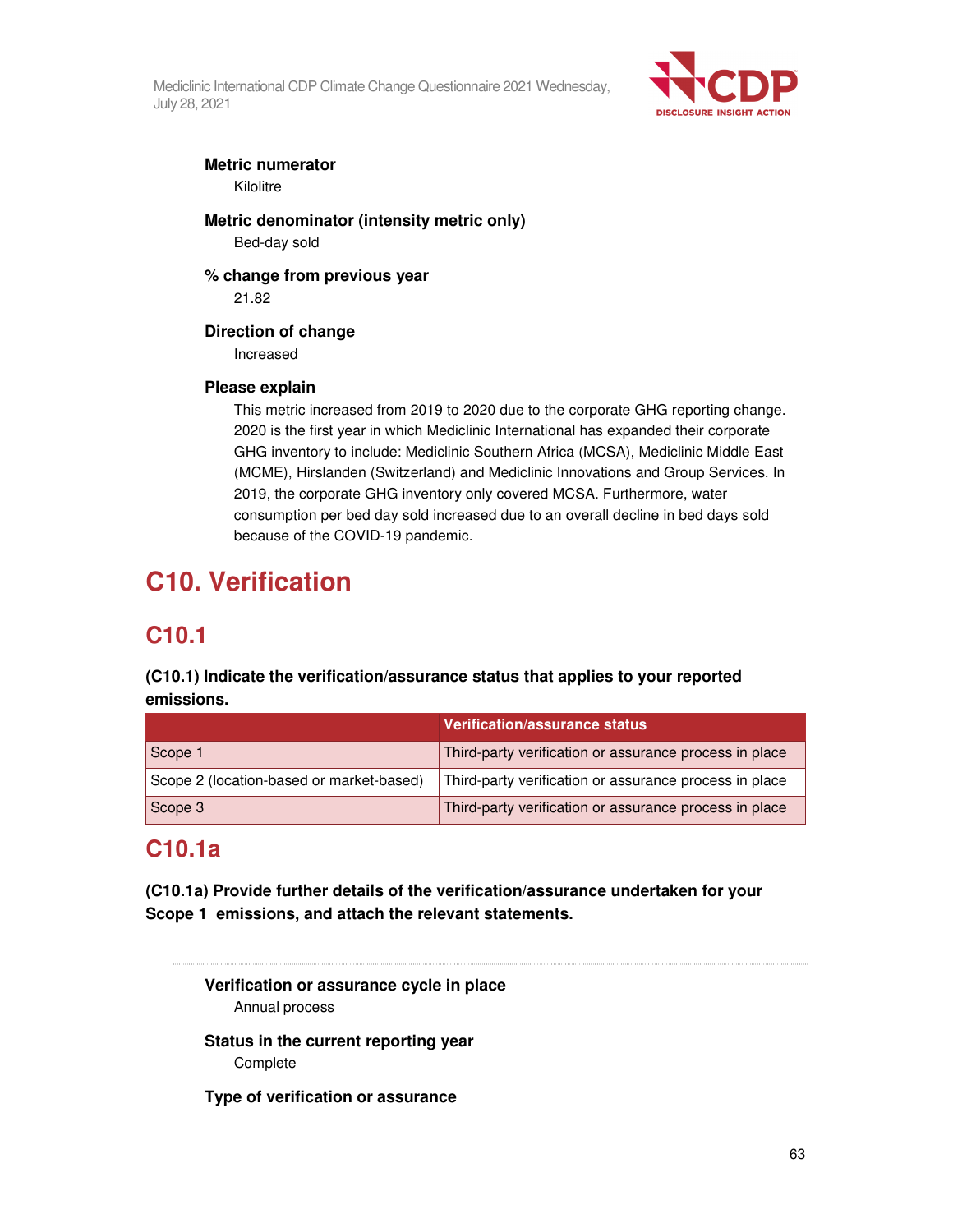**Metric numerator**

Kilolitre

**Metric denominator (intensity metric only)**

Bed-day sold

**% change from previous year**

21.82

**Direction of change**

Increased

**Please explain**

This metric increased from 2019 to 2020 due to the corporate GHG reporting change. 2020 is the first year in which Mediclinic International has expanded their corporate GHG inventory to include: Mediclinic Southern Africa (MCSA), Mediclinic Middle East (MCME), Hirslanden (Switzerland) and Mediclinic Innovations and Group Services. In 2019, the corporate GHG inventory only covered MCSA. Furthermore, water consumption per bed day sold increased due to an overall decline in bed days sold because of the COVID-19 pandemic.

# C10. Verification

## C10.1

**(C10.1) Indicate the verification/assurance status that applies to your reported emissions.**

| | Verification/assurance status |
|---|---|
| Scope 1 | Third-party verification or assurance process in place |
| Scope 2 (location-based or market-based) | Third-party verification or assurance process in place |
| Scope 3 | Third-party verification or assurance process in place |

## C10.1a

**(C10.1a) Provide further details of the verification/assurance undertaken for your Scope 1 emissions, and attach the relevant statements.**

**Verification or assurance cycle in place**

Annual process

**Status in the current reporting year**

Complete

**Type of verification or assurance**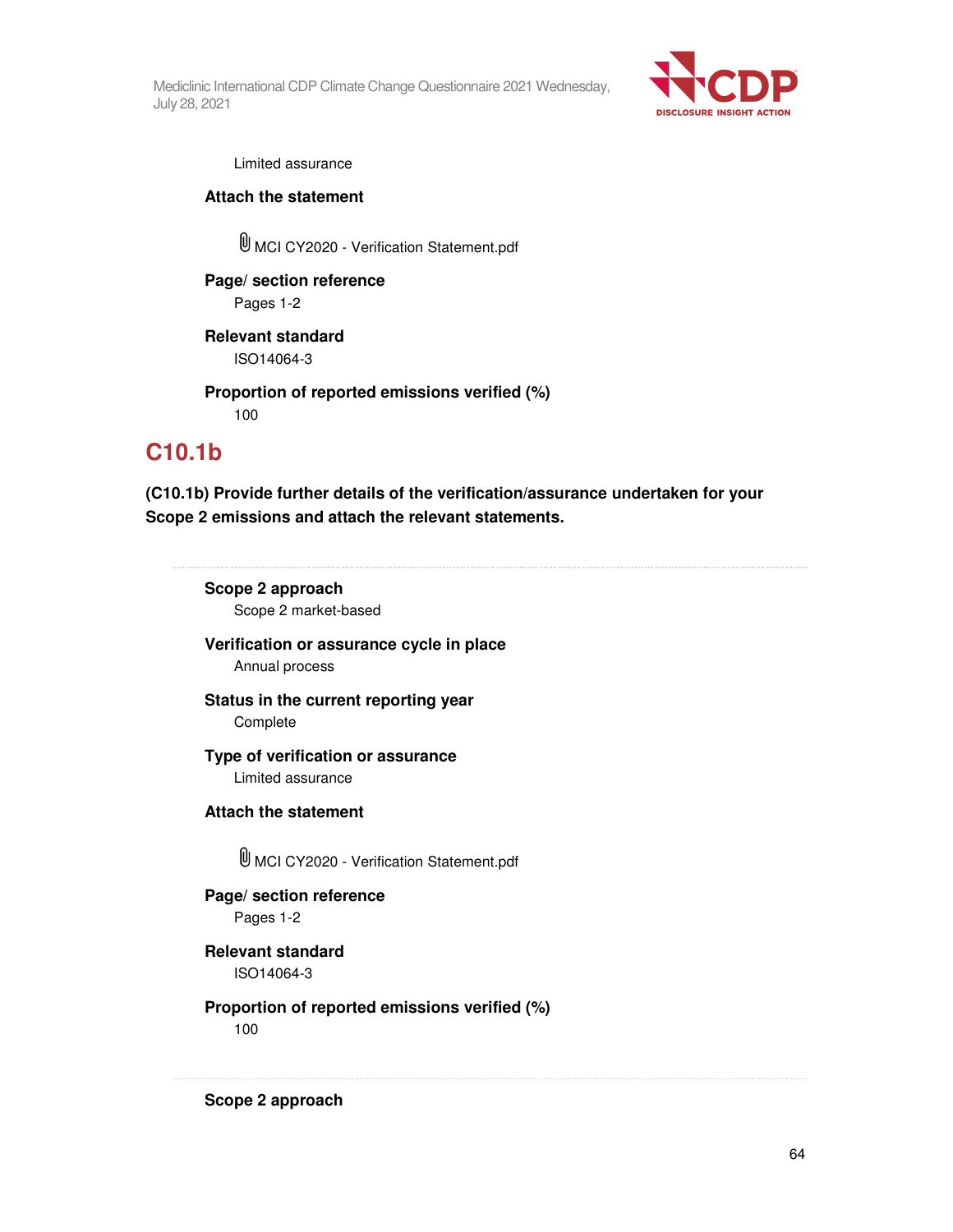Limited assurance

**Attach the statement**

MCI CY2020 - Verification Statement.pdf

**Page/ section reference**

Pages 1-2

**Relevant standard**

ISO14064-3

**Proportion of reported emissions verified (%)**

100

## C10.1b

**(C10.1b) Provide further details of the verification/assurance undertaken for your Scope 2 emissions and attach the relevant statements.**

---

**Scope 2 approach**

Scope 2 market-based

**Verification or assurance cycle in place**

Annual process

**Status in the current reporting year**

Complete

**Type of verification or assurance**

Limited assurance

**Attach the statement**

MCI CY2020 - Verification Statement.pdf

**Page/ section reference**

Pages 1-2

**Relevant standard**

ISO14064-3

**Proportion of reported emissions verified (%)**

100

---

**Scope 2 approach**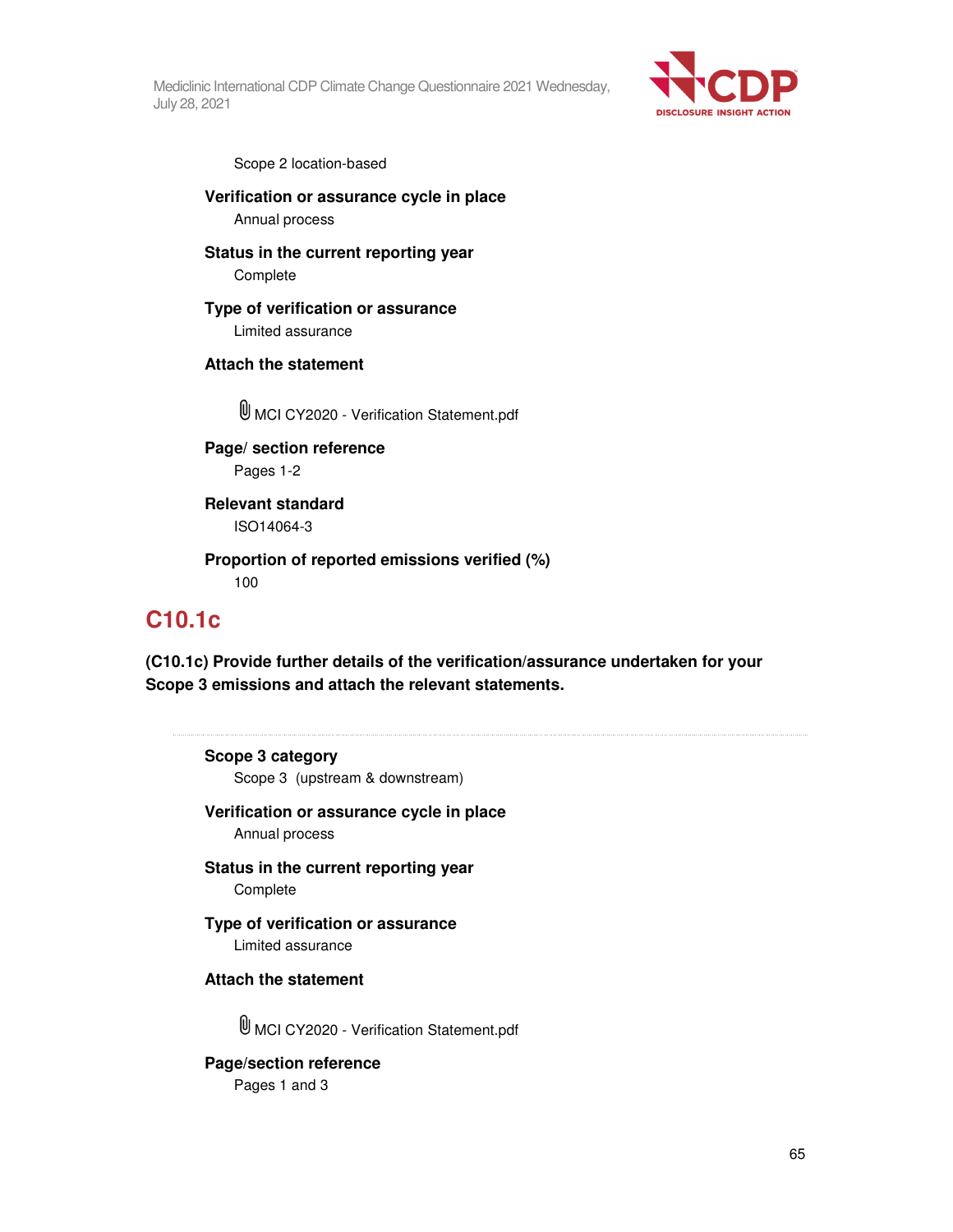Scope 2 location-based

**Verification or assurance cycle in place**

Annual process

**Status in the current reporting year**

Complete

**Type of verification or assurance**

Limited assurance

**Attach the statement**

MCI CY2020 - Verification Statement.pdf

**Page/ section reference**

Pages 1-2

**Relevant standard**

ISO14064-3

**Proportion of reported emissions verified (%)**

100

## C10.1c

**(C10.1c) Provide further details of the verification/assurance undertaken for your Scope 3 emissions and attach the relevant statements.**

**Scope 3 category**

Scope 3 (upstream & downstream)

**Verification or assurance cycle in place**

Annual process

**Status in the current reporting year**

Complete

**Type of verification or assurance**

Limited assurance

**Attach the statement**

MCI CY2020 - Verification Statement.pdf

**Page/section reference**

Pages 1 and 3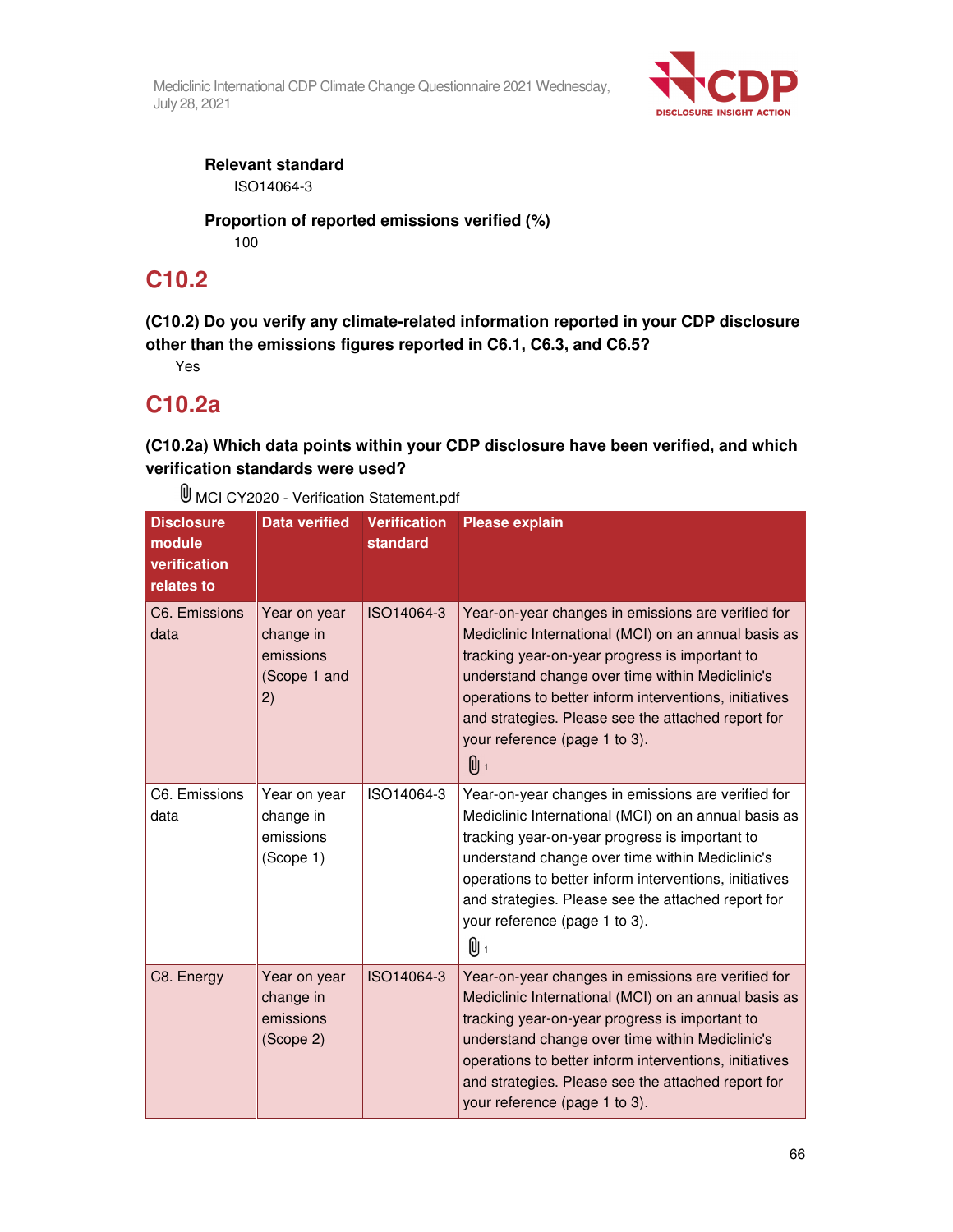**Relevant standard**

ISO14064-3

**Proportion of reported emissions verified (%)**

100

## C10.2

**(C10.2) Do you verify any climate-related information reported in your CDP disclosure other than the emissions figures reported in C6.1, C6.3, and C6.5?**

Yes

## C10.2a

**(C10.2a) Which data points within your CDP disclosure have been verified, and which verification standards were used?**

MCI CY2020 - Verification Statement.pdf

| Disclosure module verification relates to | Data verified | Verification standard | Please explain |
|---|---|---|---|
| C6. Emissions data | Year on year change in emissions (Scope 1 and 2) | ISO14064-3 | Year-on-year changes in emissions are verified for Mediclinic International (MCI) on an annual basis as tracking year-on-year progress is important to understand change over time within Mediclinic's operations to better inform interventions, initiatives and strategies. Please see the attached report for your reference (page 1 to 3). 1 |
| C6. Emissions data | Year on year change in emissions (Scope 1) | ISO14064-3 | Year-on-year changes in emissions are verified for Mediclinic International (MCI) on an annual basis as tracking year-on-year progress is important to understand change over time within Mediclinic's operations to better inform interventions, initiatives and strategies. Please see the attached report for your reference (page 1 to 3). 1 |
| C8. Energy | Year on year change in emissions (Scope 2) | ISO14064-3 | Year-on-year changes in emissions are verified for Mediclinic International (MCI) on an annual basis as tracking year-on-year progress is important to understand change over time within Mediclinic's operations to better inform interventions, initiatives and strategies. Please see the attached report for your reference (page 1 to 3). |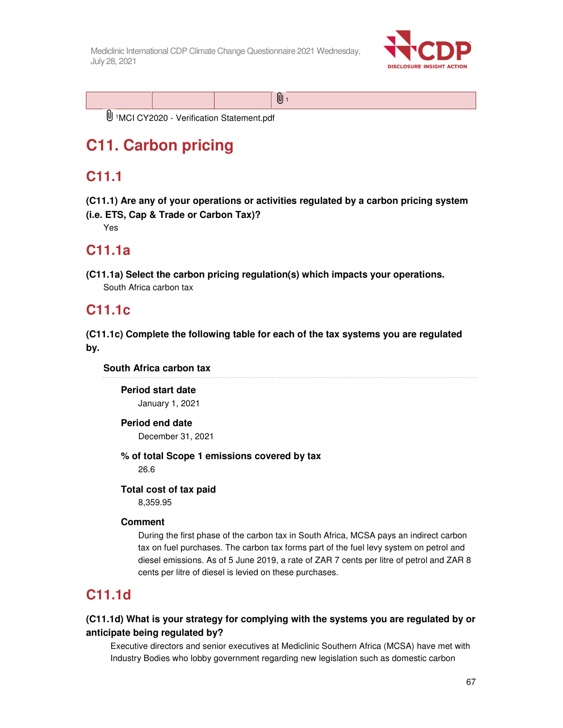| | | | 1 |
|---|---|---|---|

[1]MCI CY2020 - Verification Statement.pdf

# C11. Carbon pricing

## C11.1

**(C11.1) Are any of your operations or activities regulated by a carbon pricing system (i.e. ETS, Cap & Trade or Carbon Tax)?**

Yes

## C11.1a

**(C11.1a) Select the carbon pricing regulation(s) which impacts your operations.**

South Africa carbon tax

## C11.1c

**(C11.1c) Complete the following table for each of the tax systems you are regulated by.**

**South Africa carbon tax**

**Period start date**

January 1, 2021

**Period end date**

December 31, 2021

**% of total Scope 1 emissions covered by tax**

26.6

**Total cost of tax paid**

8,359.95

**Comment**

During the first phase of the carbon tax in South Africa, MCSA pays an indirect carbon tax on fuel purchases. The carbon tax forms part of the fuel levy system on petrol and diesel emissions. As of 5 June 2019, a rate of ZAR 7 cents per litre of petrol and ZAR 8 cents per litre of diesel is levied on these purchases.

## C11.1d

**(C11.1d) What is your strategy for complying with the systems you are regulated by or anticipate being regulated by?**

Executive directors and senior executives at Mediclinic Southern Africa (MCSA) have met with Industry Bodies who lobby government regarding new legislation such as domestic carbon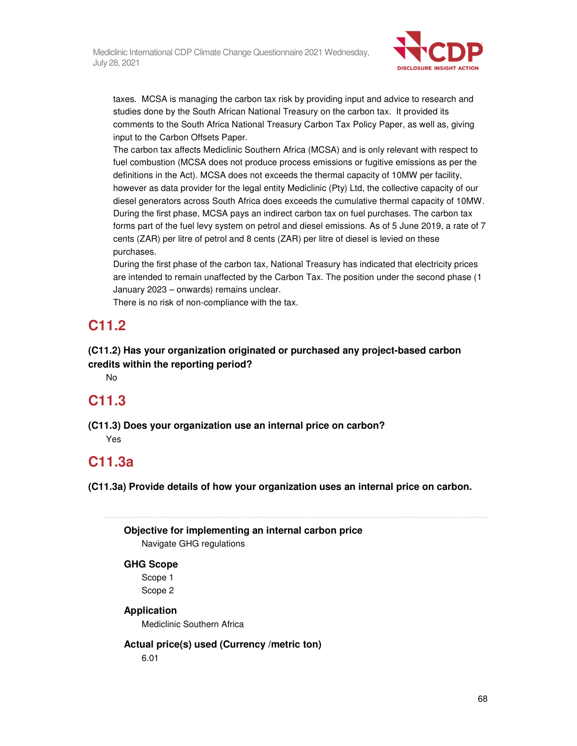taxes. MCSA is managing the carbon tax risk by providing input and advice to research and studies done by the South African National Treasury on the carbon tax. It provided its comments to the South Africa National Treasury Carbon Tax Policy Paper, as well as, giving input to the Carbon Offsets Paper.
The carbon tax affects Mediclinic Southern Africa (MCSA) and is only relevant with respect to fuel combustion (MCSA does not produce process emissions or fugitive emissions as per the definitions in the Act). MCSA does not exceeds the thermal capacity of 10MW per facility, however as data provider for the legal entity Mediclinic (Pty) Ltd, the collective capacity of our diesel generators across South Africa does exceeds the cumulative thermal capacity of 10MW. During the first phase, MCSA pays an indirect carbon tax on fuel purchases. The carbon tax forms part of the fuel levy system on petrol and diesel emissions. As of 5 June 2019, a rate of 7 cents (ZAR) per litre of petrol and 8 cents (ZAR) per litre of diesel is levied on these purchases.
During the first phase of the carbon tax, National Treasury has indicated that electricity prices are intended to remain unaffected by the Carbon Tax. The position under the second phase (1 January 2023 – onwards) remains unclear.
There is no risk of non-compliance with the tax.

## C11.2

**(C11.2) Has your organization originated or purchased any project-based carbon credits within the reporting period?**

No

## C11.3

**(C11.3) Does your organization use an internal price on carbon?**

Yes

## C11.3a

**(C11.3a) Provide details of how your organization uses an internal price on carbon.**

**Objective for implementing an internal carbon price**

Navigate GHG regulations

**GHG Scope**

Scope 1
Scope 2

**Application**

Mediclinic Southern Africa

**Actual price(s) used (Currency /metric ton)**

6.01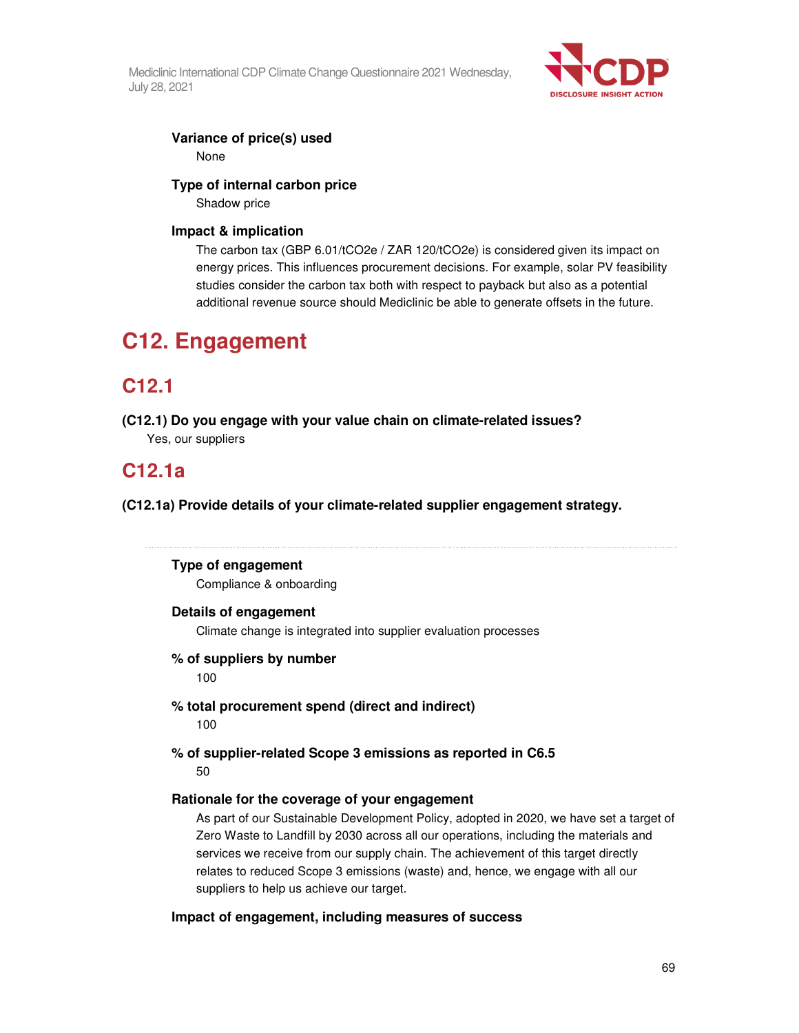**Variance of price(s) used**

None

**Type of internal carbon price**

Shadow price

**Impact & implication**

The carbon tax (GBP 6.01/tCO2e / ZAR 120/tCO2e) is considered given its impact on energy prices. This influences procurement decisions. For example, solar PV feasibility studies consider the carbon tax both with respect to payback but also as a potential additional revenue source should Mediclinic be able to generate offsets in the future.

# C12. Engagement

## C12.1

**(C12.1) Do you engage with your value chain on climate-related issues?**

Yes, our suppliers

## C12.1a

**(C12.1a) Provide details of your climate-related supplier engagement strategy.**

---

**Type of engagement**

Compliance & onboarding

**Details of engagement**

Climate change is integrated into supplier evaluation processes

**% of suppliers by number**

100

**% total procurement spend (direct and indirect)**

100

**% of supplier-related Scope 3 emissions as reported in C6.5**

50

**Rationale for the coverage of your engagement**

As part of our Sustainable Development Policy, adopted in 2020, we have set a target of Zero Waste to Landfill by 2030 across all our operations, including the materials and services we receive from our supply chain. The achievement of this target directly relates to reduced Scope 3 emissions (waste) and, hence, we engage with all our suppliers to help us achieve our target.

**Impact of engagement, including measures of success**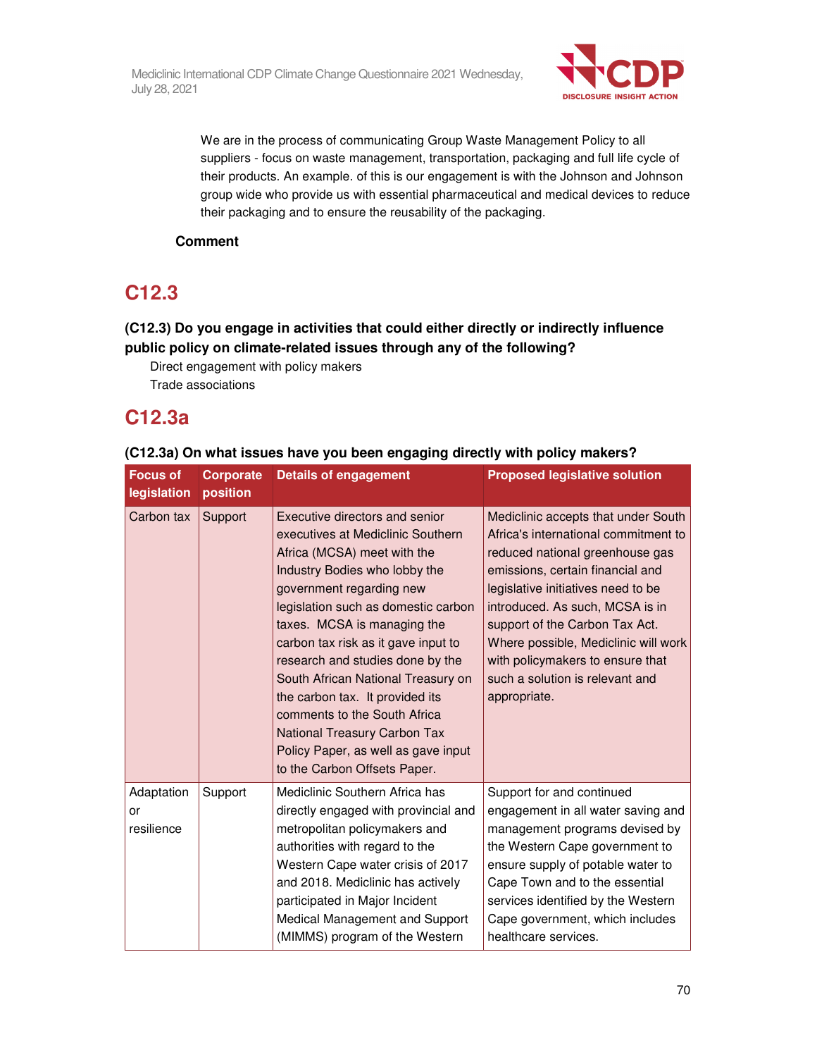We are in the process of communicating Group Waste Management Policy to all suppliers - focus on waste management, transportation, packaging and full life cycle of their products. An example. of this is our engagement is with the Johnson and Johnson group wide who provide us with essential pharmaceutical and medical devices to reduce their packaging and to ensure the reusability of the packaging.

**Comment**

## C12.3

### (C12.3) Do you engage in activities that could either directly or indirectly influence public policy on climate-related issues through any of the following?

Direct engagement with policy makers
Trade associations

## C12.3a

### (C12.3a) On what issues have you been engaging directly with policy makers?

| Focus of legislation | Corporate position | Details of engagement | Proposed legislative solution |
|---|---|---|---|
| Carbon tax | Support | Executive directors and senior executives at Mediclinic Southern Africa (MCSA) meet with the Industry Bodies who lobby the government regarding new legislation such as domestic carbon taxes. MCSA is managing the carbon tax risk as it gave input to research and studies done by the South African National Treasury on the carbon tax. It provided its comments to the South Africa National Treasury Carbon Tax Policy Paper, as well as gave input to the Carbon Offsets Paper. | Mediclinic accepts that under South Africa's international commitment to reduced national greenhouse gas emissions, certain financial and legislative initiatives need to be introduced. As such, MCSA is in support of the Carbon Tax Act. Where possible, Mediclinic will work with policymakers to ensure that such a solution is relevant and appropriate. |
| Adaptation or resilience | Support | Mediclinic Southern Africa has directly engaged with provincial and metropolitan policymakers and authorities with regard to the Western Cape water crisis of 2017 and 2018. Mediclinic has actively participated in Major Incident Medical Management and Support (MIMMS) program of the Western | Support for and continued engagement in all water saving and management programs devised by the Western Cape government to ensure supply of potable water to Cape Town and to the essential services identified by the Western Cape government, which includes healthcare services. |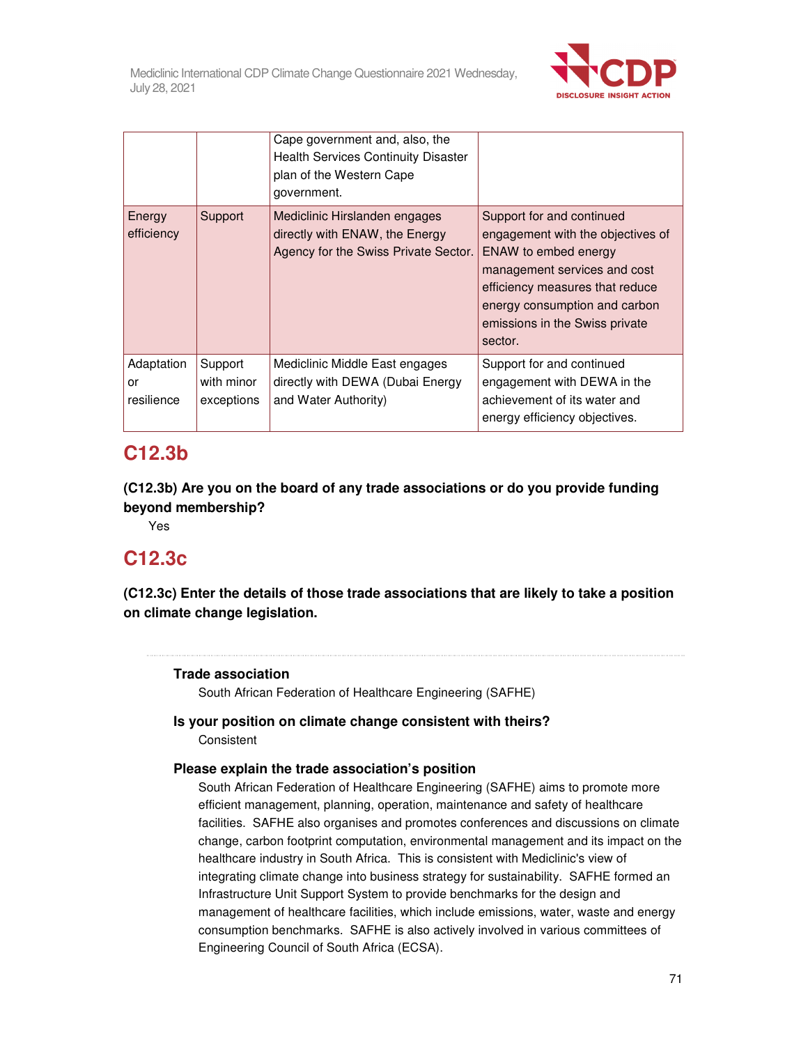| | | Cape government and, also, the Health Services Continuity Disaster plan of the Western Cape government. | |
|---|---|---|---|
| Energy efficiency | Support | Mediclinic Hirslanden engages directly with ENAW, the Energy Agency for the Swiss Private Sector. | Support for and continued engagement with the objectives of ENAW to embed energy management services and cost efficiency measures that reduce energy consumption and carbon emissions in the Swiss private sector. |
| Adaptation or resilience | Support with minor exceptions | Mediclinic Middle East engages directly with DEWA (Dubai Energy and Water Authority) | Support for and continued engagement with DEWA in the achievement of its water and energy efficiency objectives. |

## C12.3b

**(C12.3b) Are you on the board of any trade associations or do you provide funding beyond membership?**

Yes

## C12.3c

**(C12.3c) Enter the details of those trade associations that are likely to take a position on climate change legislation.**

**Trade association**

South African Federation of Healthcare Engineering (SAFHE)

**Is your position on climate change consistent with theirs?**

Consistent

**Please explain the trade association's position**

South African Federation of Healthcare Engineering (SAFHE) aims to promote more efficient management, planning, operation, maintenance and safety of healthcare facilities. SAFHE also organises and promotes conferences and discussions on climate change, carbon footprint computation, environmental management and its impact on the healthcare industry in South Africa. This is consistent with Mediclinic's view of integrating climate change into business strategy for sustainability. SAFHE formed an Infrastructure Unit Support System to provide benchmarks for the design and management of healthcare facilities, which include emissions, water, waste and energy consumption benchmarks. SAFHE is also actively involved in various committees of Engineering Council of South Africa (ECSA).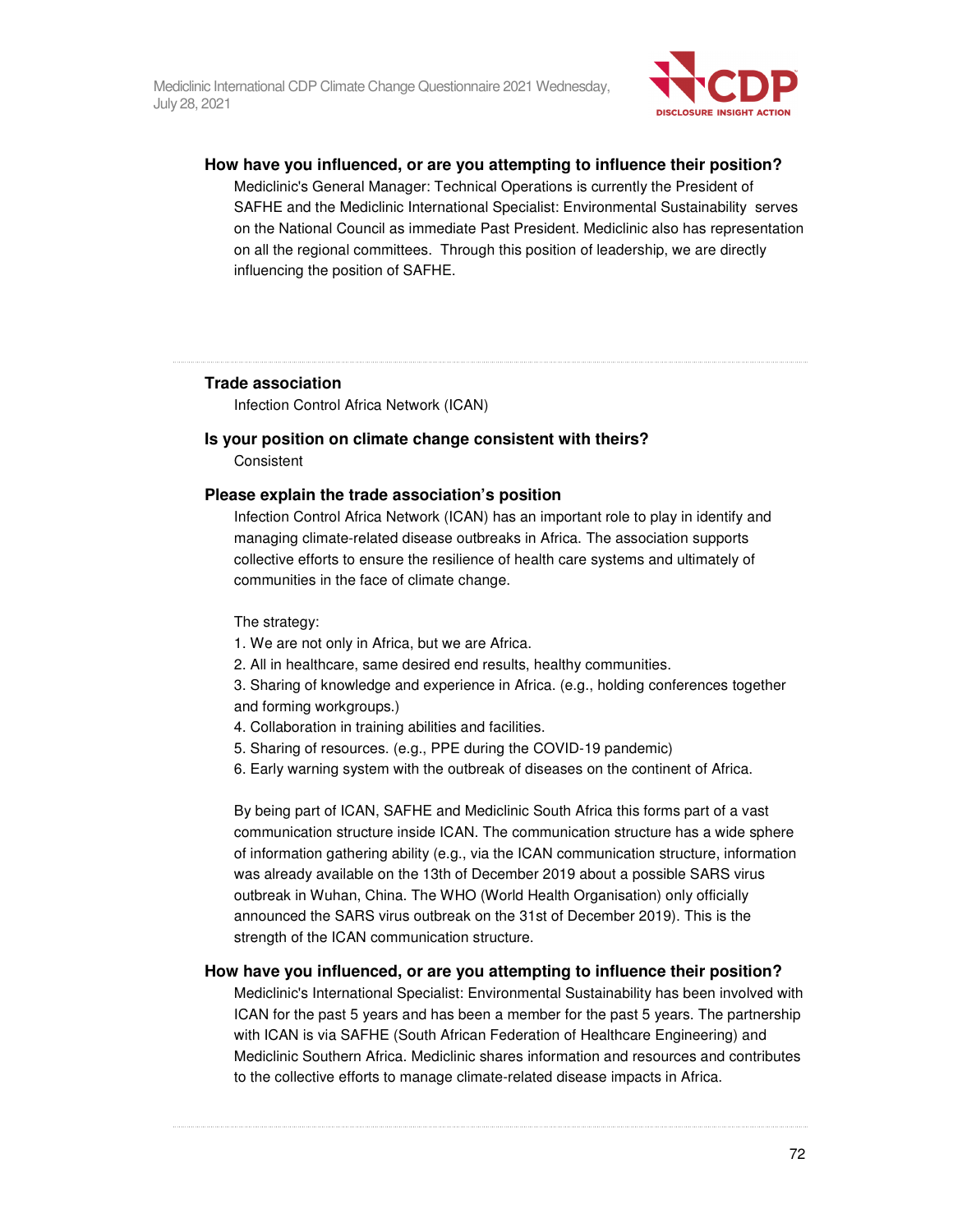**How have you influenced, or are you attempting to influence their position?**

Mediclinic's General Manager: Technical Operations is currently the President of SAFHE and the Mediclinic International Specialist: Environmental Sustainability serves on the National Council as immediate Past President. Mediclinic also has representation on all the regional committees. Through this position of leadership, we are directly influencing the position of SAFHE.

---

**Trade association**

Infection Control Africa Network (ICAN)

**Is your position on climate change consistent with theirs?**

Consistent

**Please explain the trade association's position**

Infection Control Africa Network (ICAN) has an important role to play in identify and managing climate-related disease outbreaks in Africa. The association supports collective efforts to ensure the resilience of health care systems and ultimately of communities in the face of climate change.

The strategy:

1. We are not only in Africa, but we are Africa.
2. All in healthcare, same desired end results, healthy communities.
3. Sharing of knowledge and experience in Africa. (e.g., holding conferences together and forming workgroups.)
4. Collaboration in training abilities and facilities.
5. Sharing of resources. (e.g., PPE during the COVID-19 pandemic)
6. Early warning system with the outbreak of diseases on the continent of Africa.

By being part of ICAN, SAFHE and Mediclinic South Africa this forms part of a vast communication structure inside ICAN. The communication structure has a wide sphere of information gathering ability (e.g., via the ICAN communication structure, information was already available on the 13th of December 2019 about a possible SARS virus outbreak in Wuhan, China. The WHO (World Health Organisation) only officially announced the SARS virus outbreak on the 31st of December 2019). This is the strength of the ICAN communication structure.

**How have you influenced, or are you attempting to influence their position?**

Mediclinic's International Specialist: Environmental Sustainability has been involved with ICAN for the past 5 years and has been a member for the past 5 years. The partnership with ICAN is via SAFHE (South African Federation of Healthcare Engineering) and Mediclinic Southern Africa. Mediclinic shares information and resources and contributes to the collective efforts to manage climate-related disease impacts in Africa.

---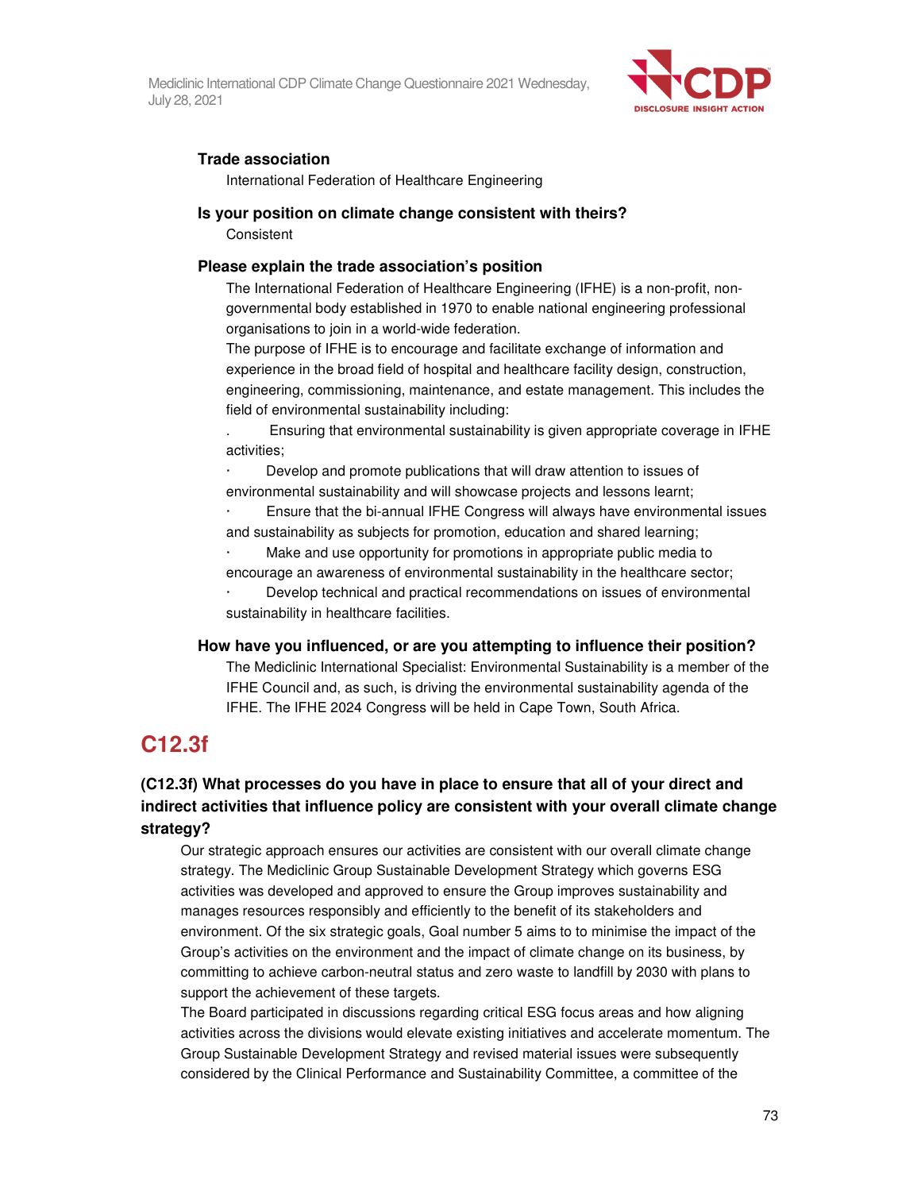**Trade association**

International Federation of Healthcare Engineering

**Is your position on climate change consistent with theirs?**

Consistent

**Please explain the trade association's position**

The International Federation of Healthcare Engineering (IFHE) is a non-profit, non-governmental body established in 1970 to enable national engineering professional organisations to join in a world-wide federation.

The purpose of IFHE is to encourage and facilitate exchange of information and experience in the broad field of hospital and healthcare facility design, construction, engineering, commissioning, maintenance, and estate management. This includes the field of environmental sustainability including:

- Ensuring that environmental sustainability is given appropriate coverage in IFHE activities;
- Develop and promote publications that will draw attention to issues of environmental sustainability and will showcase projects and lessons learnt;
- Ensure that the bi-annual IFHE Congress will always have environmental issues and sustainability as subjects for promotion, education and shared learning;
- Make and use opportunity for promotions in appropriate public media to encourage an awareness of environmental sustainability in the healthcare sector;
- Develop technical and practical recommendations on issues of environmental sustainability in healthcare facilities.

**How have you influenced, or are you attempting to influence their position?**

The Mediclinic International Specialist: Environmental Sustainability is a member of the IFHE Council and, as such, is driving the environmental sustainability agenda of the IFHE. The IFHE 2024 Congress will be held in Cape Town, South Africa.

## C12.3f

### (C12.3f) What processes do you have in place to ensure that all of your direct and indirect activities that influence policy are consistent with your overall climate change strategy?

Our strategic approach ensures our activities are consistent with our overall climate change strategy. The Mediclinic Group Sustainable Development Strategy which governs ESG activities was developed and approved to ensure the Group improves sustainability and manages resources responsibly and efficiently to the benefit of its stakeholders and environment. Of the six strategic goals, Goal number 5 aims to to minimise the impact of the Group's activities on the environment and the impact of climate change on its business, by committing to achieve carbon-neutral status and zero waste to landfill by 2030 with plans to support the achievement of these targets.

The Board participated in discussions regarding critical ESG focus areas and how aligning activities across the divisions would elevate existing initiatives and accelerate momentum. The Group Sustainable Development Strategy and revised material issues were subsequently considered by the Clinical Performance and Sustainability Committee, a committee of the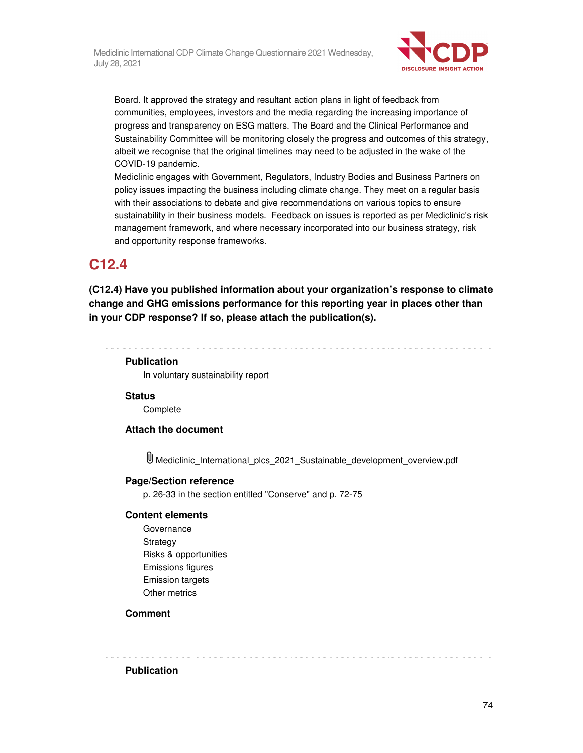Board. It approved the strategy and resultant action plans in light of feedback from communities, employees, investors and the media regarding the increasing importance of progress and transparency on ESG matters. The Board and the Clinical Performance and Sustainability Committee will be monitoring closely the progress and outcomes of this strategy, albeit we recognise that the original timelines may need to be adjusted in the wake of the COVID-19 pandemic.

Mediclinic engages with Government, Regulators, Industry Bodies and Business Partners on policy issues impacting the business including climate change. They meet on a regular basis with their associations to debate and give recommendations on various topics to ensure sustainability in their business models. Feedback on issues is reported as per Mediclinic's risk management framework, and where necessary incorporated into our business strategy, risk and opportunity response frameworks.

## C12.4

**(C12.4) Have you published information about your organization's response to climate change and GHG emissions performance for this reporting year in places other than in your CDP response? If so, please attach the publication(s).**

---

**Publication**

In voluntary sustainability report

**Status**

Complete

**Attach the document**

Mediclinic_International_plcs_2021_Sustainable_development_overview.pdf

**Page/Section reference**

p. 26-33 in the section entitled "Conserve" and p. 72-75

**Content elements**

Governance
Strategy
Risks & opportunities
Emissions figures
Emission targets
Other metrics

**Comment**

---

**Publication**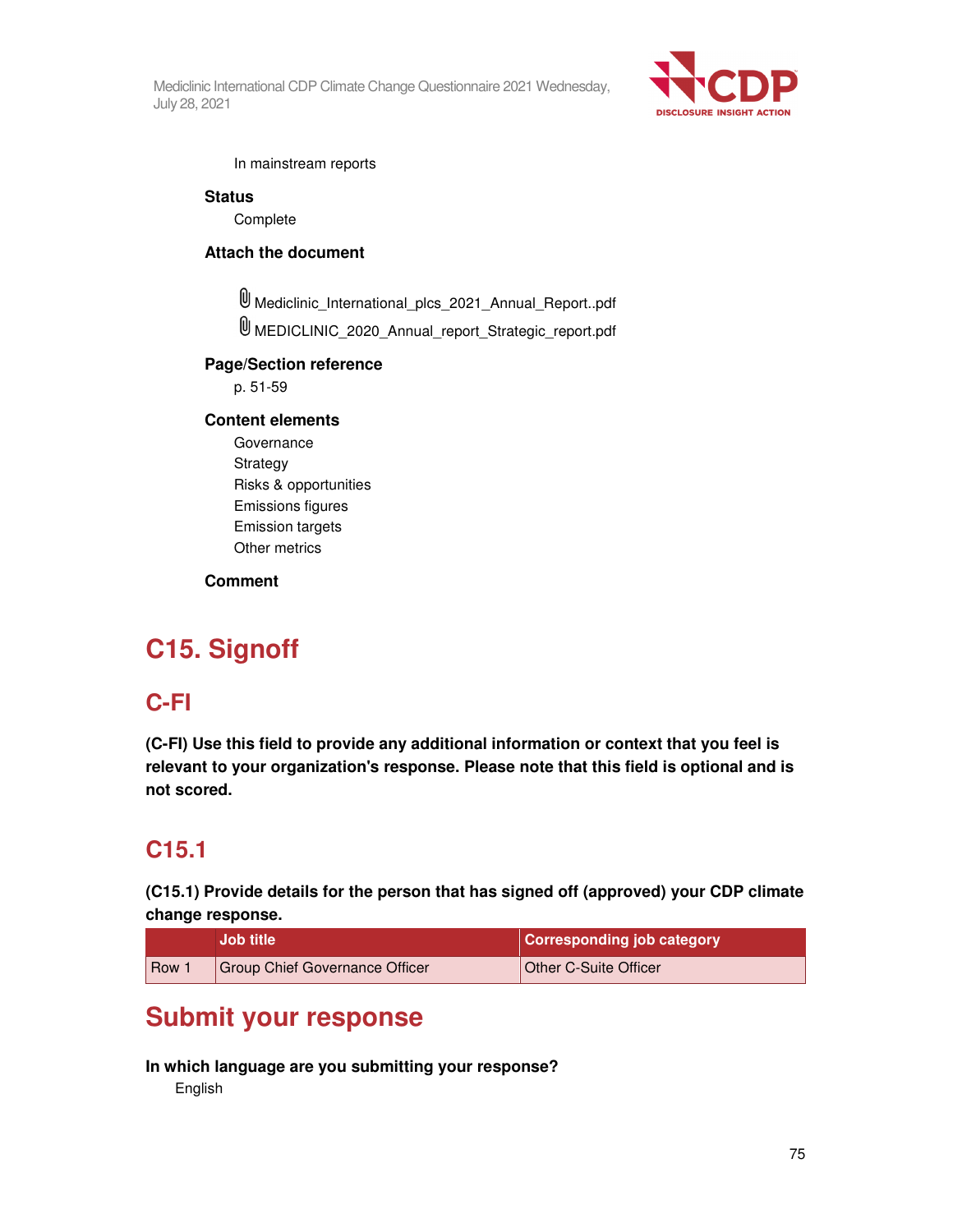In mainstream reports

**Status**
Complete

**Attach the document**

Mediclinic_International_plcs_2021_Annual_Report..pdf
MEDICLINIC_2020_Annual_report_Strategic_report.pdf

**Page/Section reference**
p. 51-59

**Content elements**
Governance
Strategy
Risks & opportunities
Emissions figures
Emission targets
Other metrics

**Comment**

# C15. Signoff

## C-FI

**(C-FI) Use this field to provide any additional information or context that you feel is relevant to your organization's response. Please note that this field is optional and is not scored.**

## C15.1

**(C15.1) Provide details for the person that has signed off (approved) your CDP climate change response.**

| | Job title | Corresponding job category |
|---|---|---|
| Row 1 | Group Chief Governance Officer | Other C-Suite Officer |

# Submit your response

**In which language are you submitting your response?**
English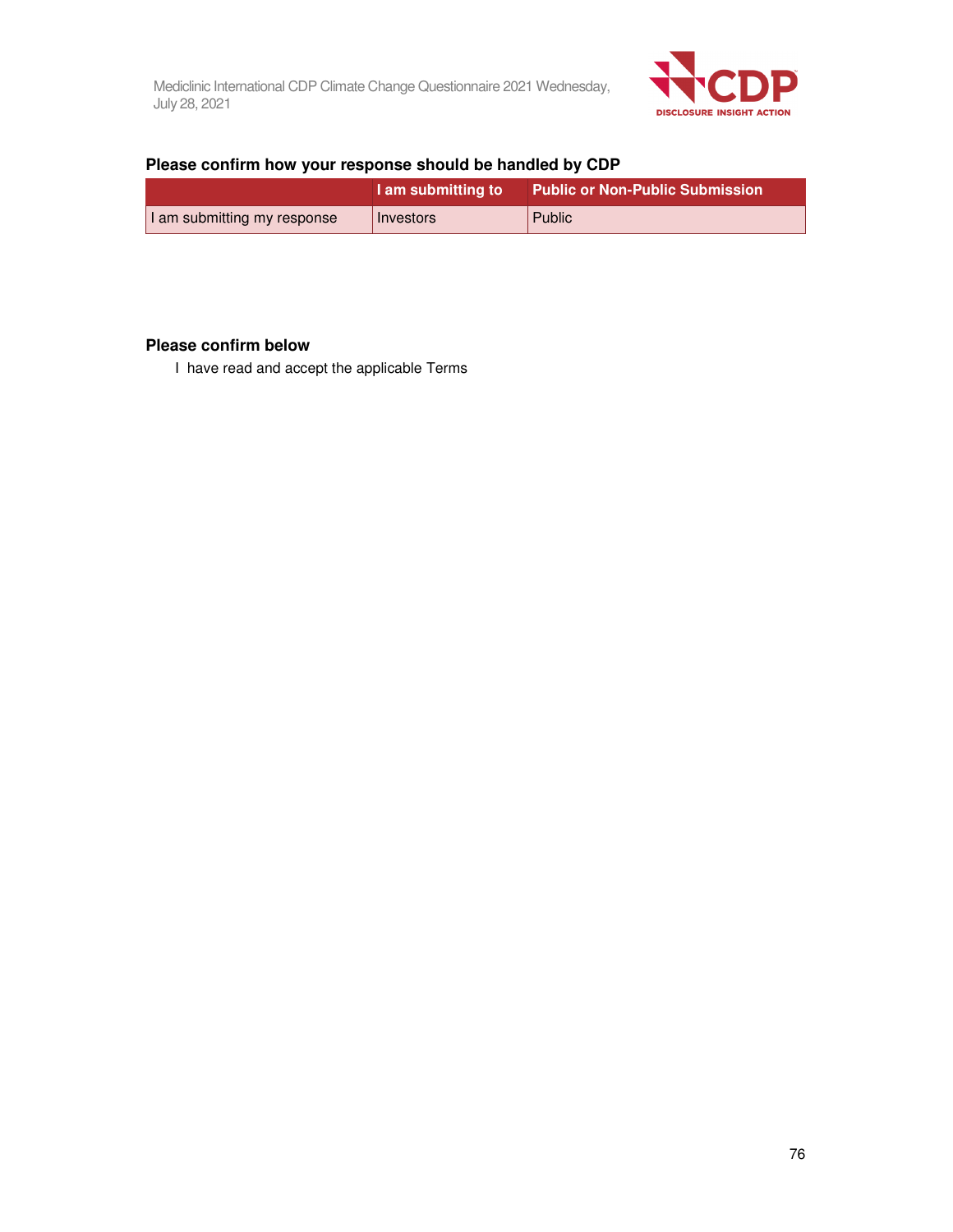### Please confirm how your response should be handled by CDP

| | I am submitting to | Public or Non-Public Submission |
|---|---|---|
| I am submitting my response | Investors | Public |

### Please confirm below

I have read and accept the applicable Terms